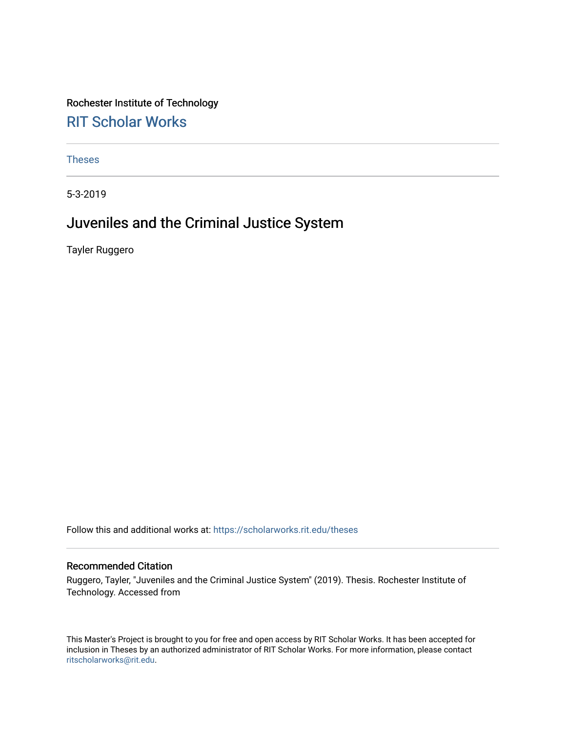Rochester Institute of Technology

## RIT Scholar Works

Theses

5-3-2019

# Juveniles and the Criminal Justice System

Tayler Ruggero

Follow this and additional works at: https://scholarworks.rit.edu/theses

### Recommended Citation

Ruggero, Tayler, "Juveniles and the Criminal Justice System" (2019). Thesis. Rochester Institute of Technology. Accessed from

This Master's Project is brought to you for free and open access by RIT Scholar Works. It has been accepted for inclusion in Theses by an authorized administrator of RIT Scholar Works. For more information, please contact ritscholarworks@rit.edu.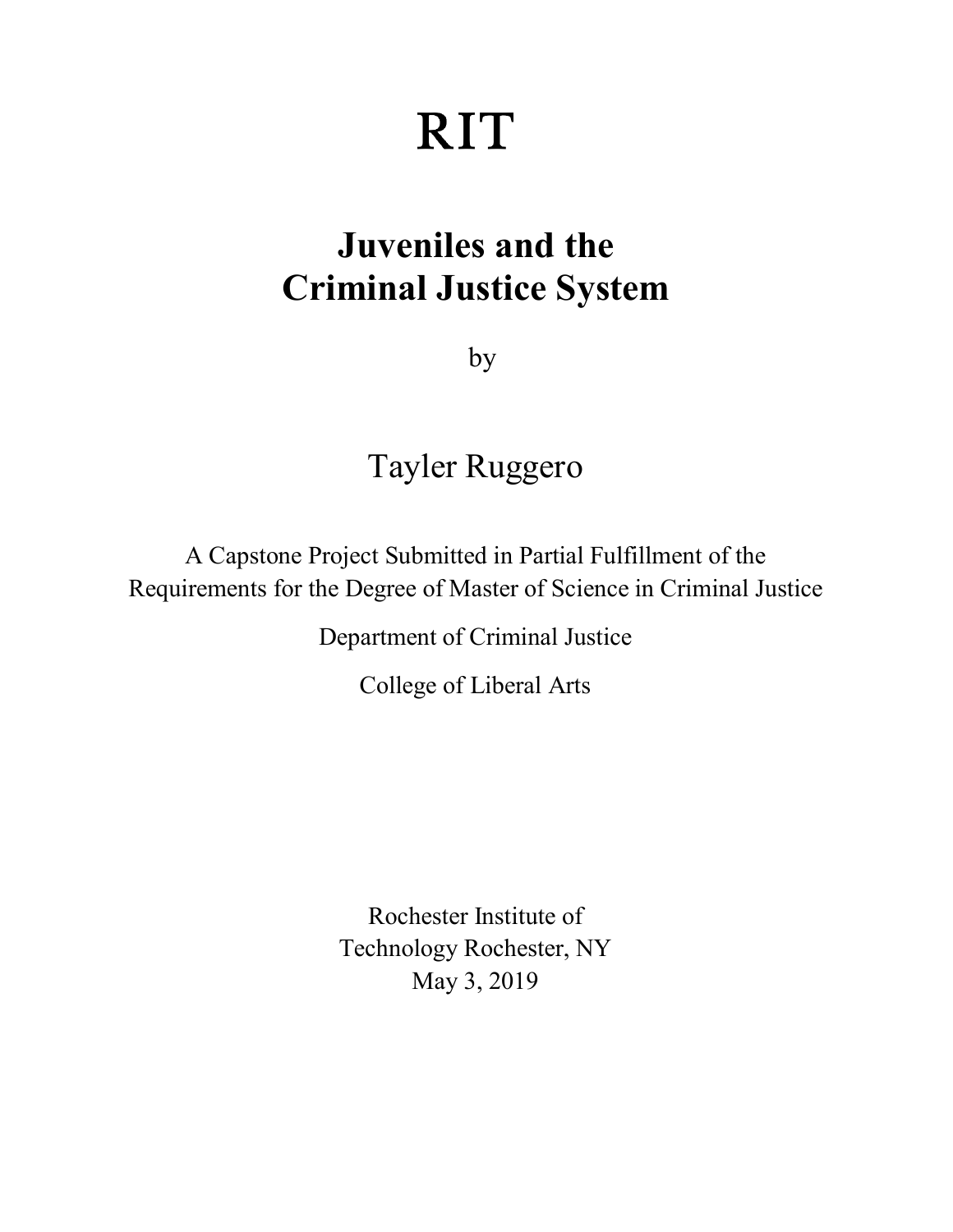# RIT

## Juveniles and the Criminal Justice System

by

Tayler Ruggero

A Capstone Project Submitted in Partial Fulfillment of the Requirements for the Degree of Master of Science in Criminal Justice

Department of Criminal Justice

College of Liberal Arts

Rochester Institute of Technology Rochester, NY
May 3, 2019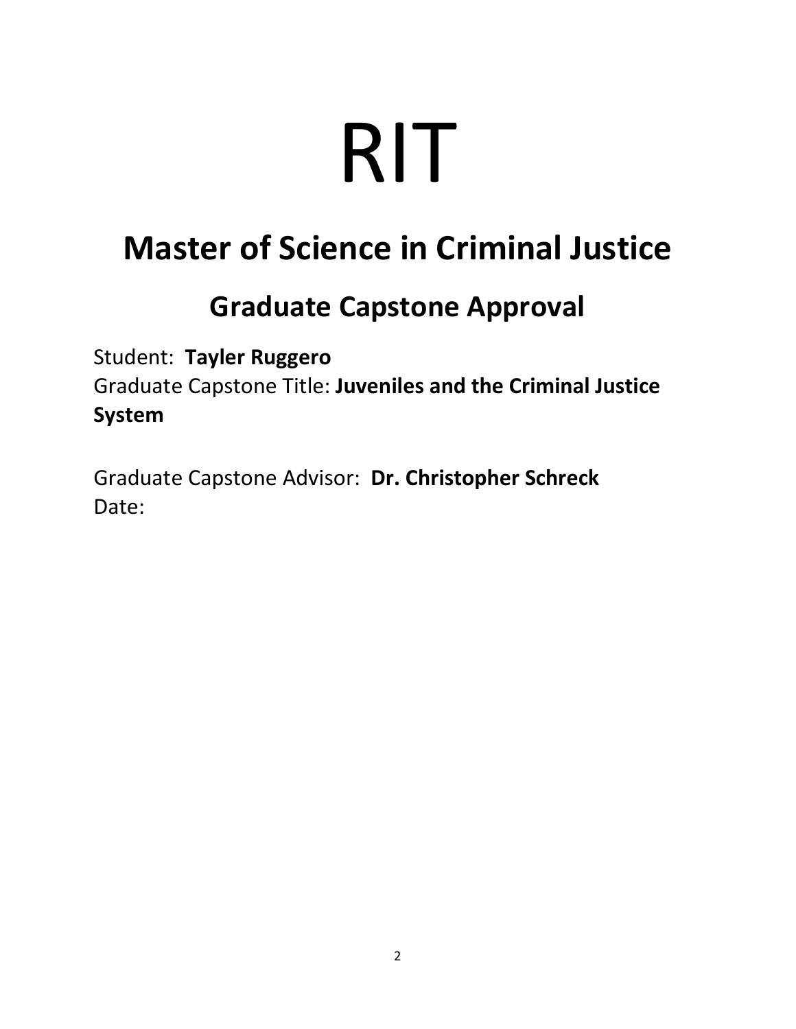# RIT

## Master of Science in Criminal Justice

### Graduate Capstone Approval

Student: **Tayler Ruggero**
Graduate Capstone Title: **Juveniles and the Criminal Justice System**

Graduate Capstone Advisor: **Dr. Christopher Schreck**
Date: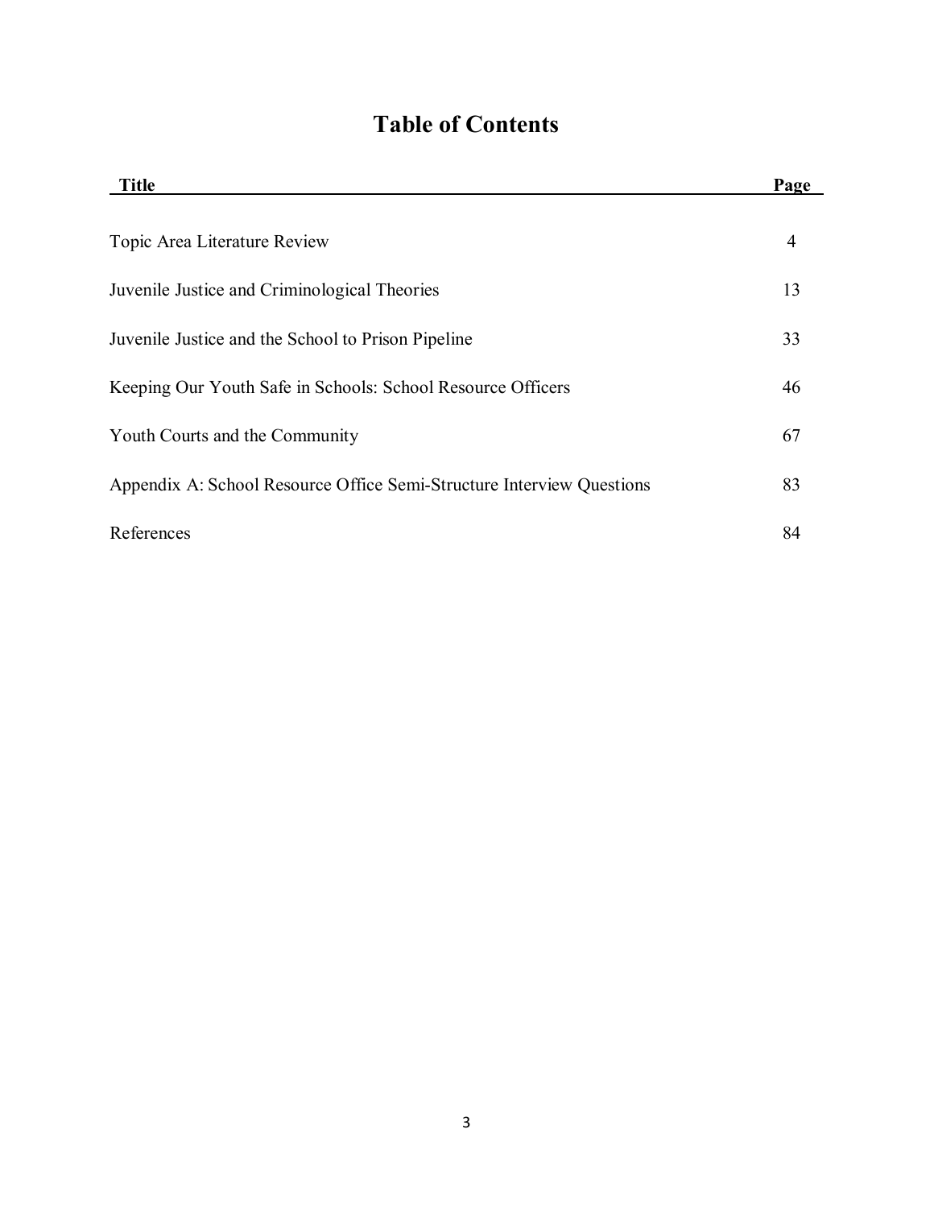# Table of Contents

| Title | Page |
|---|---|
| Topic Area Literature Review | 4 |
| Juvenile Justice and Criminological Theories | 13 |
| Juvenile Justice and the School to Prison Pipeline | 33 |
| Keeping Our Youth Safe in Schools: School Resource Officers | 46 |
| Youth Courts and the Community | 67 |
| Appendix A: School Resource Office Semi-Structure Interview Questions | 83 |
| References | 84 |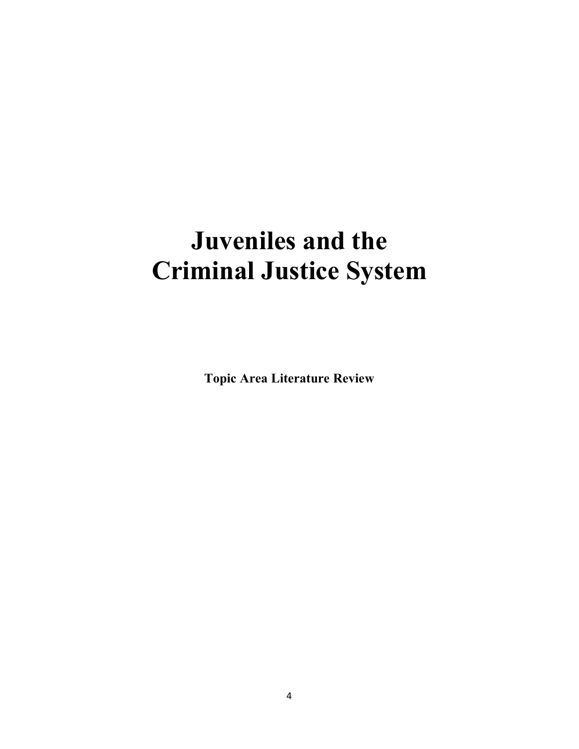# Juveniles and the Criminal Justice System

**Topic Area Literature Review**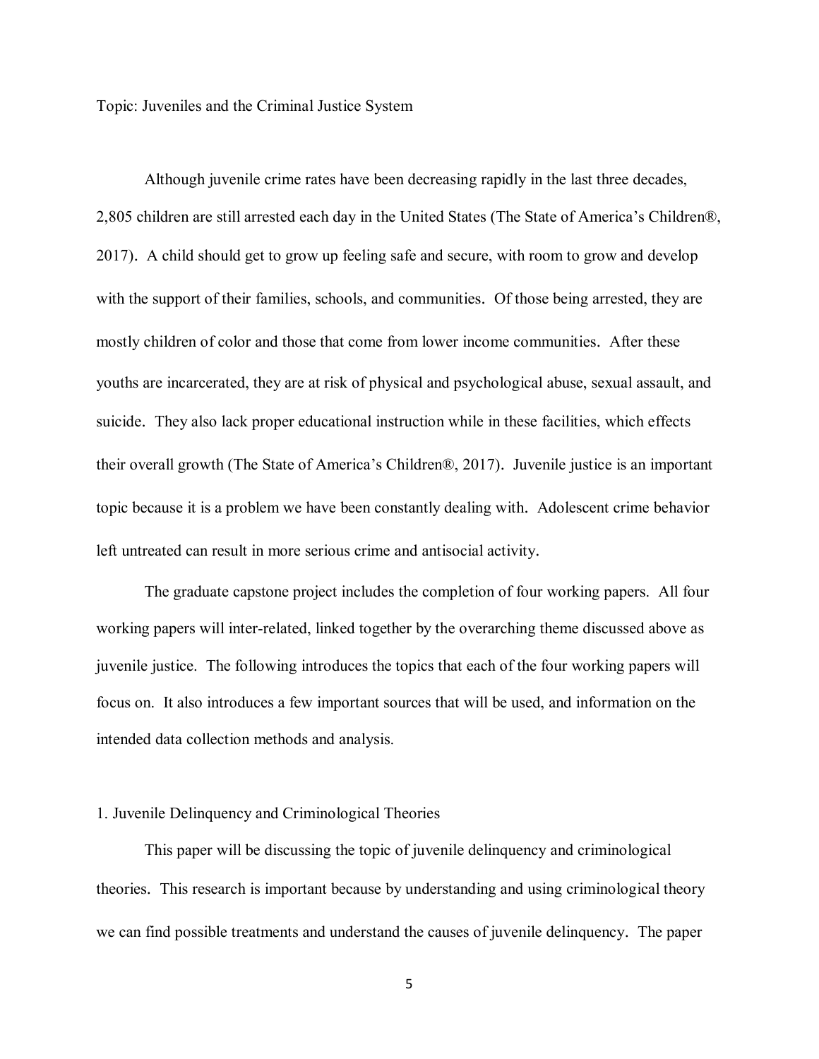Topic: Juveniles and the Criminal Justice System

Although juvenile crime rates have been decreasing rapidly in the last three decades, 2,805 children are still arrested each day in the United States (The State of America's Children®, 2017). A child should get to grow up feeling safe and secure, with room to grow and develop with the support of their families, schools, and communities. Of those being arrested, they are mostly children of color and those that come from lower income communities. After these youths are incarcerated, they are at risk of physical and psychological abuse, sexual assault, and suicide. They also lack proper educational instruction while in these facilities, which effects their overall growth (The State of America's Children®, 2017). Juvenile justice is an important topic because it is a problem we have been constantly dealing with. Adolescent crime behavior left untreated can result in more serious crime and antisocial activity.

The graduate capstone project includes the completion of four working papers. All four working papers will inter-related, linked together by the overarching theme discussed above as juvenile justice. The following introduces the topics that each of the four working papers will focus on. It also introduces a few important sources that will be used, and information on the intended data collection methods and analysis.

1. Juvenile Delinquency and Criminological Theories

This paper will be discussing the topic of juvenile delinquency and criminological theories. This research is important because by understanding and using criminological theory we can find possible treatments and understand the causes of juvenile delinquency. The paper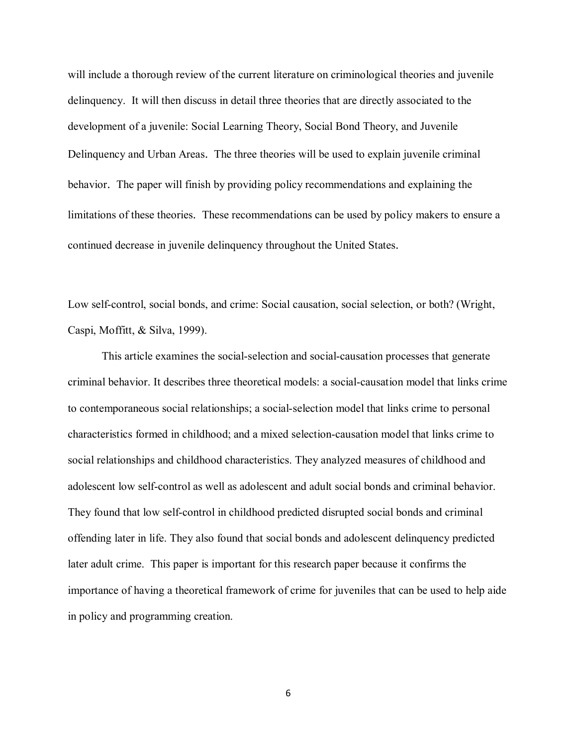will include a thorough review of the current literature on criminological theories and juvenile delinquency. It will then discuss in detail three theories that are directly associated to the development of a juvenile: Social Learning Theory, Social Bond Theory, and Juvenile Delinquency and Urban Areas. The three theories will be used to explain juvenile criminal behavior. The paper will finish by providing policy recommendations and explaining the limitations of these theories. These recommendations can be used by policy makers to ensure a continued decrease in juvenile delinquency throughout the United States.

Low self-control, social bonds, and crime: Social causation, social selection, or both? (Wright, Caspi, Moffitt, & Silva, 1999).

This article examines the social-selection and social-causation processes that generate criminal behavior. It describes three theoretical models: a social-causation model that links crime to contemporaneous social relationships; a social-selection model that links crime to personal characteristics formed in childhood; and a mixed selection-causation model that links crime to social relationships and childhood characteristics. They analyzed measures of childhood and adolescent low self-control as well as adolescent and adult social bonds and criminal behavior. They found that low self-control in childhood predicted disrupted social bonds and criminal offending later in life. They also found that social bonds and adolescent delinquency predicted later adult crime. This paper is important for this research paper because it confirms the importance of having a theoretical framework of crime for juveniles that can be used to help aide in policy and programming creation.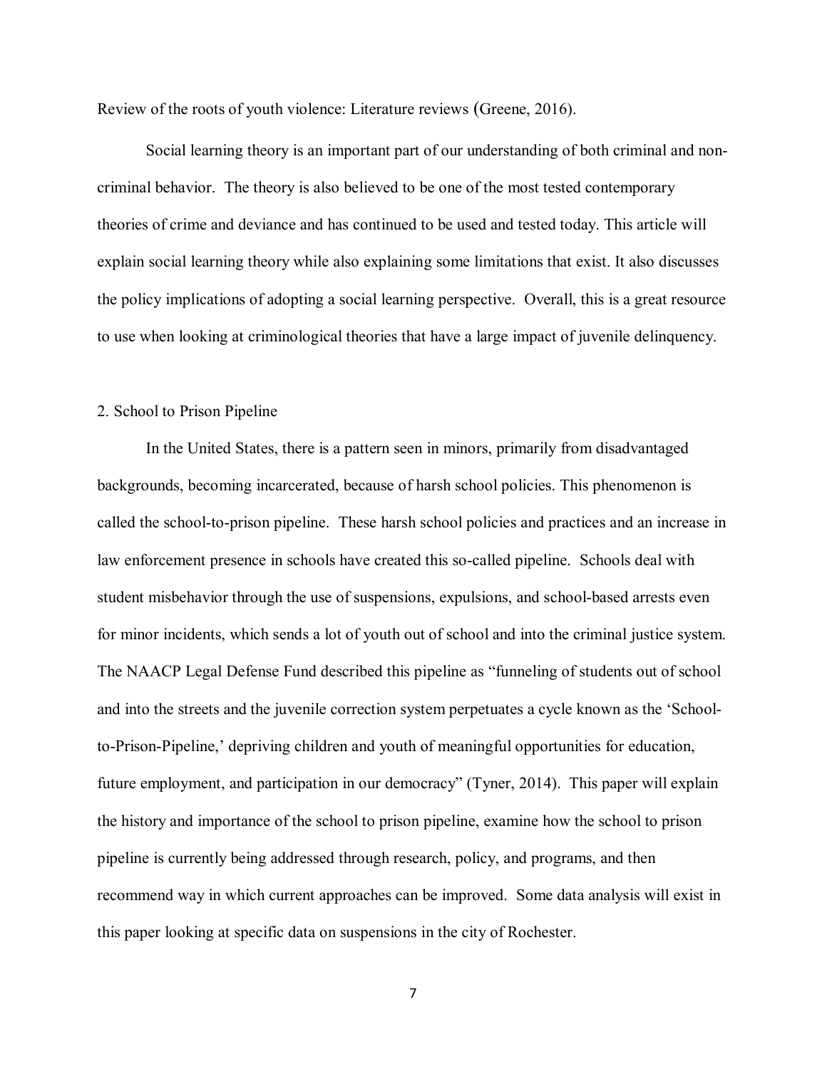Review of the roots of youth violence: Literature reviews (Greene, 2016).

Social learning theory is an important part of our understanding of both criminal and non-criminal behavior. The theory is also believed to be one of the most tested contemporary theories of crime and deviance and has continued to be used and tested today. This article will explain social learning theory while also explaining some limitations that exist. It also discusses the policy implications of adopting a social learning perspective. Overall, this is a great resource to use when looking at criminological theories that have a large impact of juvenile delinquency.

2. School to Prison Pipeline

In the United States, there is a pattern seen in minors, primarily from disadvantaged backgrounds, becoming incarcerated, because of harsh school policies. This phenomenon is called the school-to-prison pipeline. These harsh school policies and practices and an increase in law enforcement presence in schools have created this so-called pipeline. Schools deal with student misbehavior through the use of suspensions, expulsions, and school-based arrests even for minor incidents, which sends a lot of youth out of school and into the criminal justice system. The NAACP Legal Defense Fund described this pipeline as "funneling of students out of school and into the streets and the juvenile correction system perpetuates a cycle known as the 'School-to-Prison-Pipeline,' depriving children and youth of meaningful opportunities for education, future employment, and participation in our democracy" (Tyner, 2014). This paper will explain the history and importance of the school to prison pipeline, examine how the school to prison pipeline is currently being addressed through research, policy, and programs, and then recommend way in which current approaches can be improved. Some data analysis will exist in this paper looking at specific data on suspensions in the city of Rochester.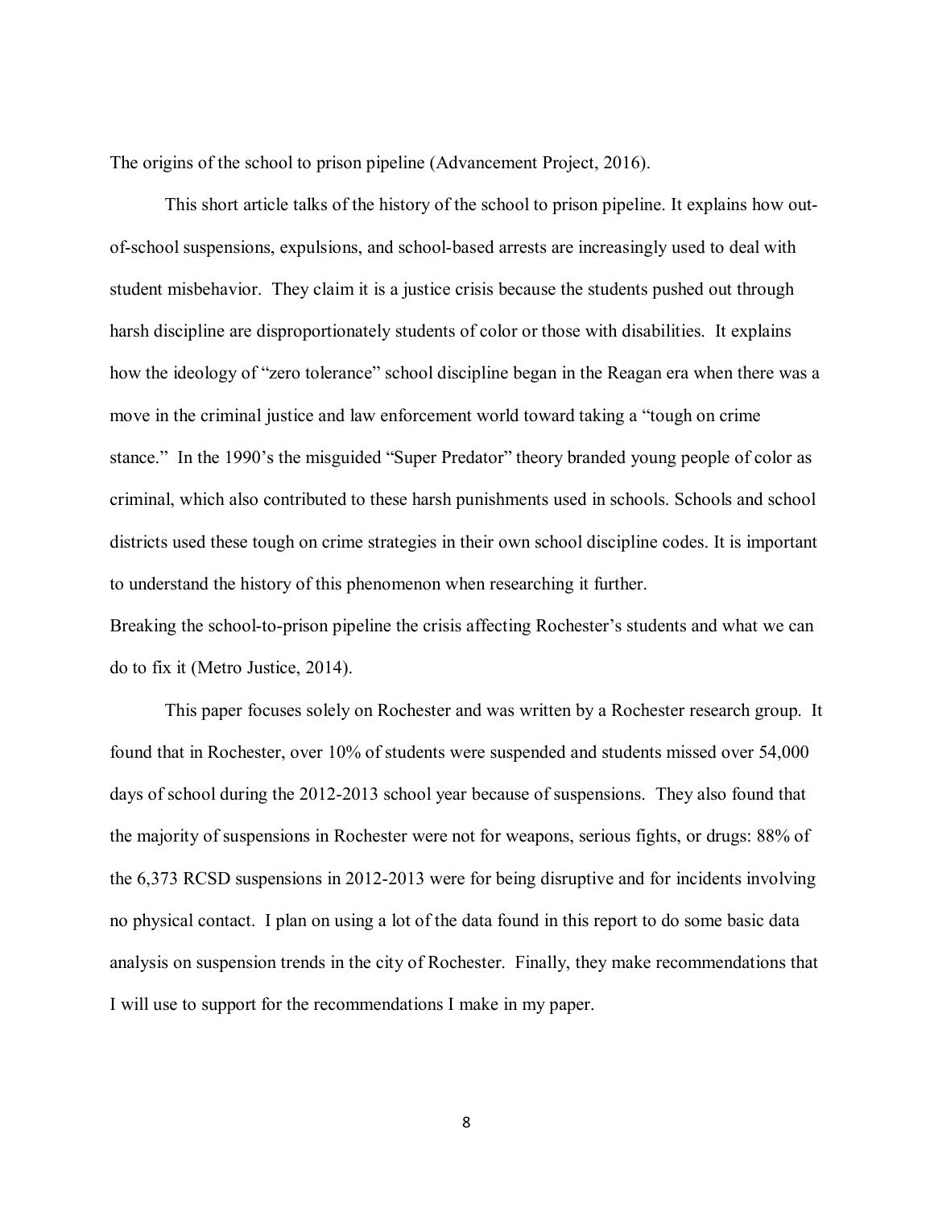The origins of the school to prison pipeline (Advancement Project, 2016).

This short article talks of the history of the school to prison pipeline. It explains how out-of-school suspensions, expulsions, and school-based arrests are increasingly used to deal with student misbehavior. They claim it is a justice crisis because the students pushed out through harsh discipline are disproportionately students of color or those with disabilities. It explains how the ideology of "zero tolerance" school discipline began in the Reagan era when there was a move in the criminal justice and law enforcement world toward taking a "tough on crime stance." In the 1990's the misguided "Super Predator" theory branded young people of color as criminal, which also contributed to these harsh punishments used in schools. Schools and school districts used these tough on crime strategies in their own school discipline codes. It is important to understand the history of this phenomenon when researching it further.

Breaking the school-to-prison pipeline the crisis affecting Rochester's students and what we can do to fix it (Metro Justice, 2014).

This paper focuses solely on Rochester and was written by a Rochester research group. It found that in Rochester, over 10% of students were suspended and students missed over 54,000 days of school during the 2012-2013 school year because of suspensions. They also found that the majority of suspensions in Rochester were not for weapons, serious fights, or drugs: 88% of the 6,373 RCSD suspensions in 2012-2013 were for being disruptive and for incidents involving no physical contact. I plan on using a lot of the data found in this report to do some basic data analysis on suspension trends in the city of Rochester. Finally, they make recommendations that I will use to support for the recommendations I make in my paper.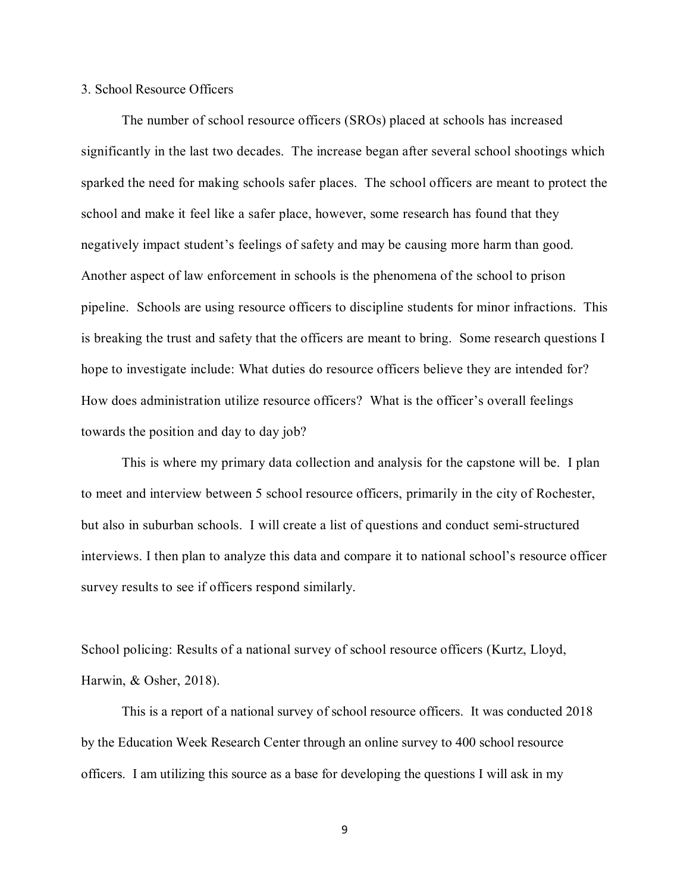3. School Resource Officers

The number of school resource officers (SROs) placed at schools has increased significantly in the last two decades. The increase began after several school shootings which sparked the need for making schools safer places. The school officers are meant to protect the school and make it feel like a safer place, however, some research has found that they negatively impact student's feelings of safety and may be causing more harm than good. Another aspect of law enforcement in schools is the phenomena of the school to prison pipeline. Schools are using resource officers to discipline students for minor infractions. This is breaking the trust and safety that the officers are meant to bring. Some research questions I hope to investigate include: What duties do resource officers believe they are intended for? How does administration utilize resource officers? What is the officer's overall feelings towards the position and day to day job?

This is where my primary data collection and analysis for the capstone will be. I plan to meet and interview between 5 school resource officers, primarily in the city of Rochester, but also in suburban schools. I will create a list of questions and conduct semi-structured interviews. I then plan to analyze this data and compare it to national school's resource officer survey results to see if officers respond similarly.

School policing: Results of a national survey of school resource officers (Kurtz, Lloyd, Harwin, & Osher, 2018).

This is a report of a national survey of school resource officers. It was conducted 2018 by the Education Week Research Center through an online survey to 400 school resource officers. I am utilizing this source as a base for developing the questions I will ask in my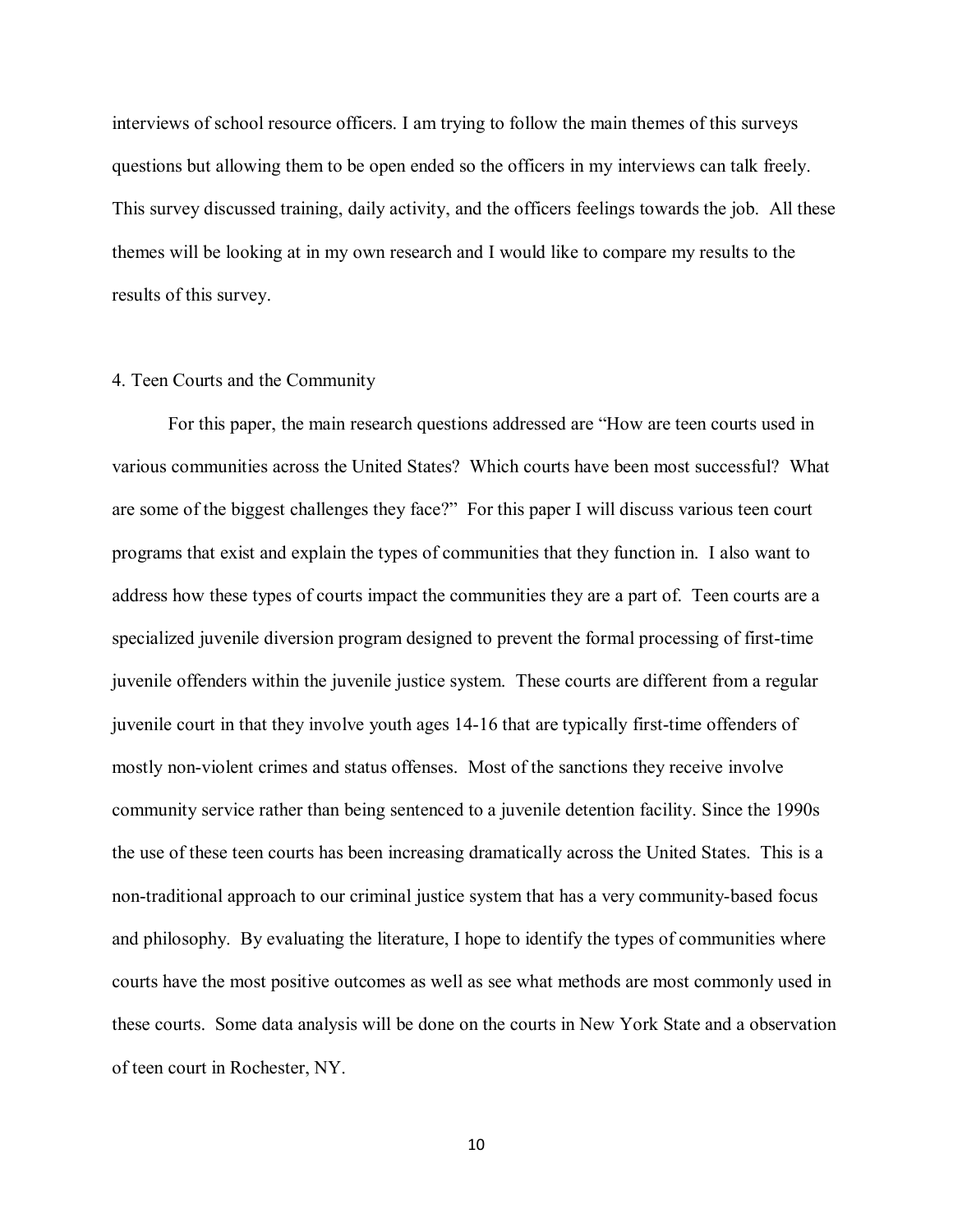interviews of school resource officers. I am trying to follow the main themes of this surveys questions but allowing them to be open ended so the officers in my interviews can talk freely. This survey discussed training, daily activity, and the officers feelings towards the job. All these themes will be looking at in my own research and I would like to compare my results to the results of this survey.

## 4. Teen Courts and the Community

For this paper, the main research questions addressed are "How are teen courts used in various communities across the United States? Which courts have been most successful? What are some of the biggest challenges they face?" For this paper I will discuss various teen court programs that exist and explain the types of communities that they function in. I also want to address how these types of courts impact the communities they are a part of. Teen courts are a specialized juvenile diversion program designed to prevent the formal processing of first-time juvenile offenders within the juvenile justice system. These courts are different from a regular juvenile court in that they involve youth ages 14-16 that are typically first-time offenders of mostly non-violent crimes and status offenses. Most of the sanctions they receive involve community service rather than being sentenced to a juvenile detention facility. Since the 1990s the use of these teen courts has been increasing dramatically across the United States. This is a non-traditional approach to our criminal justice system that has a very community-based focus and philosophy. By evaluating the literature, I hope to identify the types of communities where courts have the most positive outcomes as well as see what methods are most commonly used in these courts. Some data analysis will be done on the courts in New York State and a observation of teen court in Rochester, NY.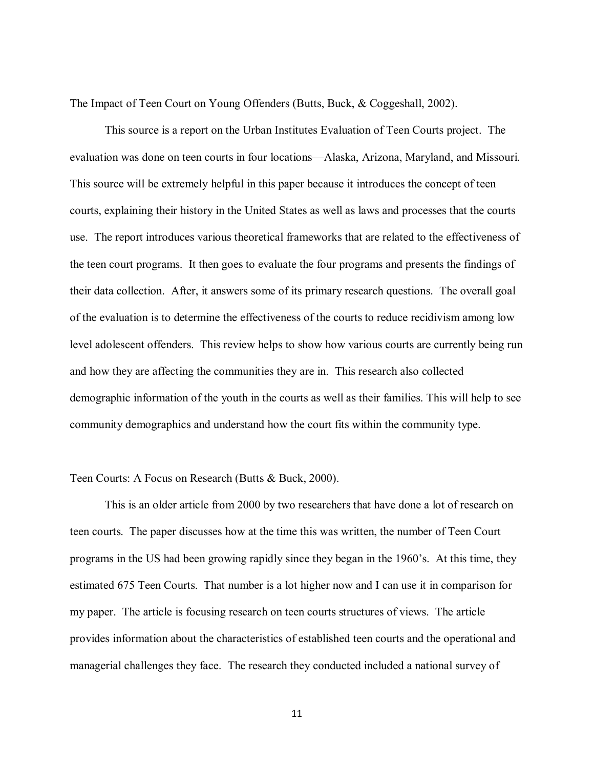The Impact of Teen Court on Young Offenders (Butts, Buck, & Coggeshall, 2002).

This source is a report on the Urban Institutes Evaluation of Teen Courts project. The evaluation was done on teen courts in four locations—Alaska, Arizona, Maryland, and Missouri. This source will be extremely helpful in this paper because it introduces the concept of teen courts, explaining their history in the United States as well as laws and processes that the courts use. The report introduces various theoretical frameworks that are related to the effectiveness of the teen court programs. It then goes to evaluate the four programs and presents the findings of their data collection. After, it answers some of its primary research questions. The overall goal of the evaluation is to determine the effectiveness of the courts to reduce recidivism among low level adolescent offenders. This review helps to show how various courts are currently being run and how they are affecting the communities they are in. This research also collected demographic information of the youth in the courts as well as their families. This will help to see community demographics and understand how the court fits within the community type.

Teen Courts: A Focus on Research (Butts & Buck, 2000).

This is an older article from 2000 by two researchers that have done a lot of research on teen courts. The paper discusses how at the time this was written, the number of Teen Court programs in the US had been growing rapidly since they began in the 1960's. At this time, they estimated 675 Teen Courts. That number is a lot higher now and I can use it in comparison for my paper. The article is focusing research on teen courts structures of views. The article provides information about the characteristics of established teen courts and the operational and managerial challenges they face. The research they conducted included a national survey of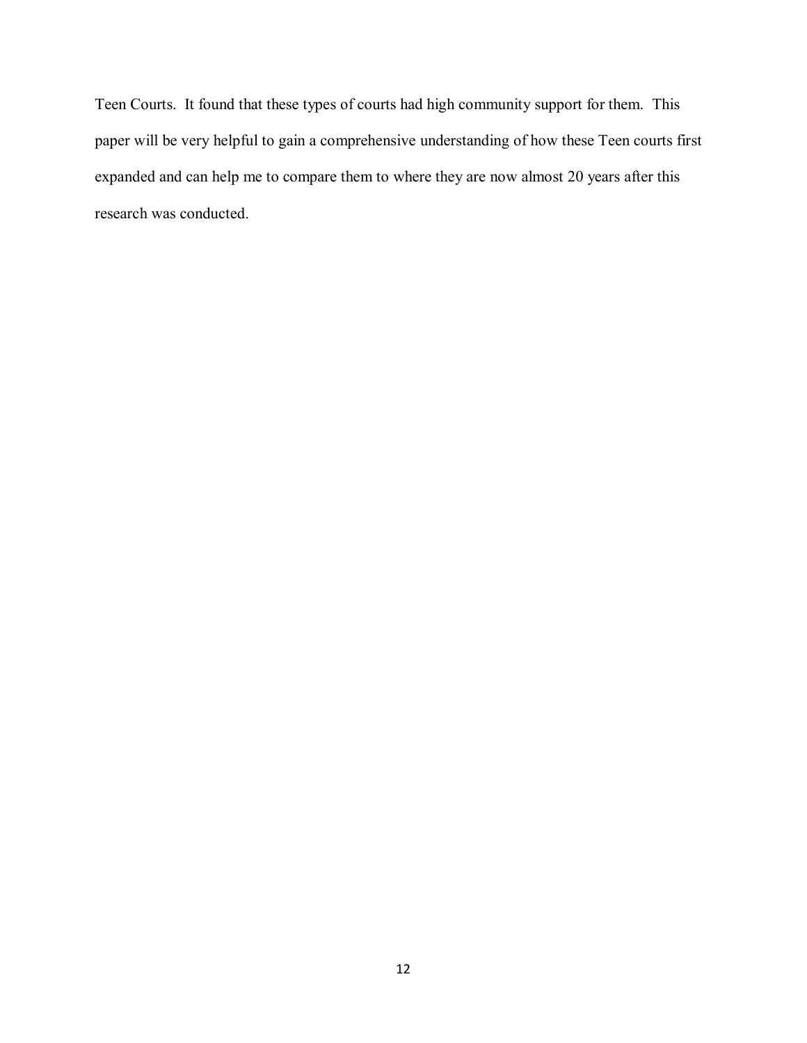Teen Courts. It found that these types of courts had high community support for them. This paper will be very helpful to gain a comprehensive understanding of how these Teen courts first expanded and can help me to compare them to where they are now almost 20 years after this research was conducted.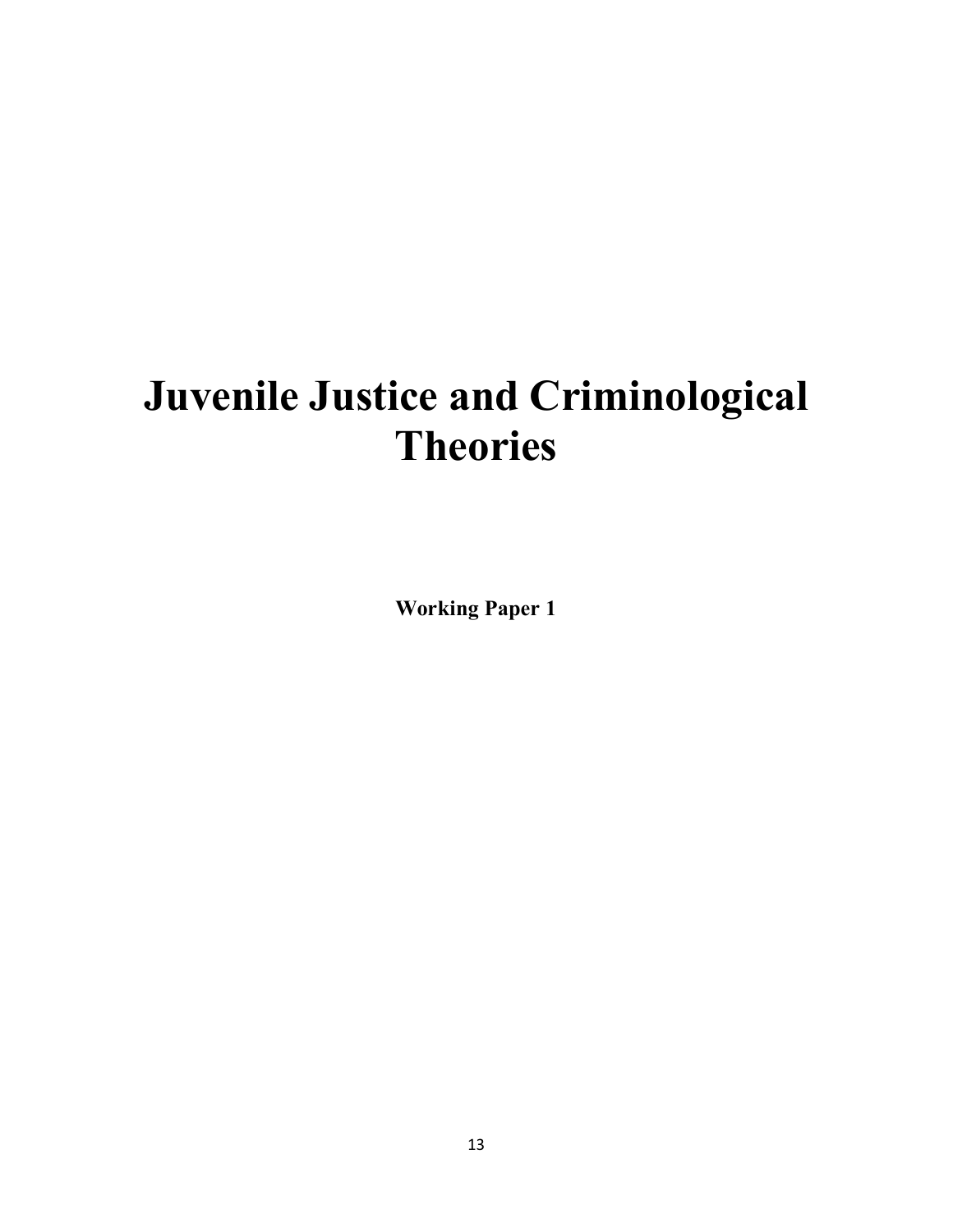# Juvenile Justice and Criminological Theories

**Working Paper 1**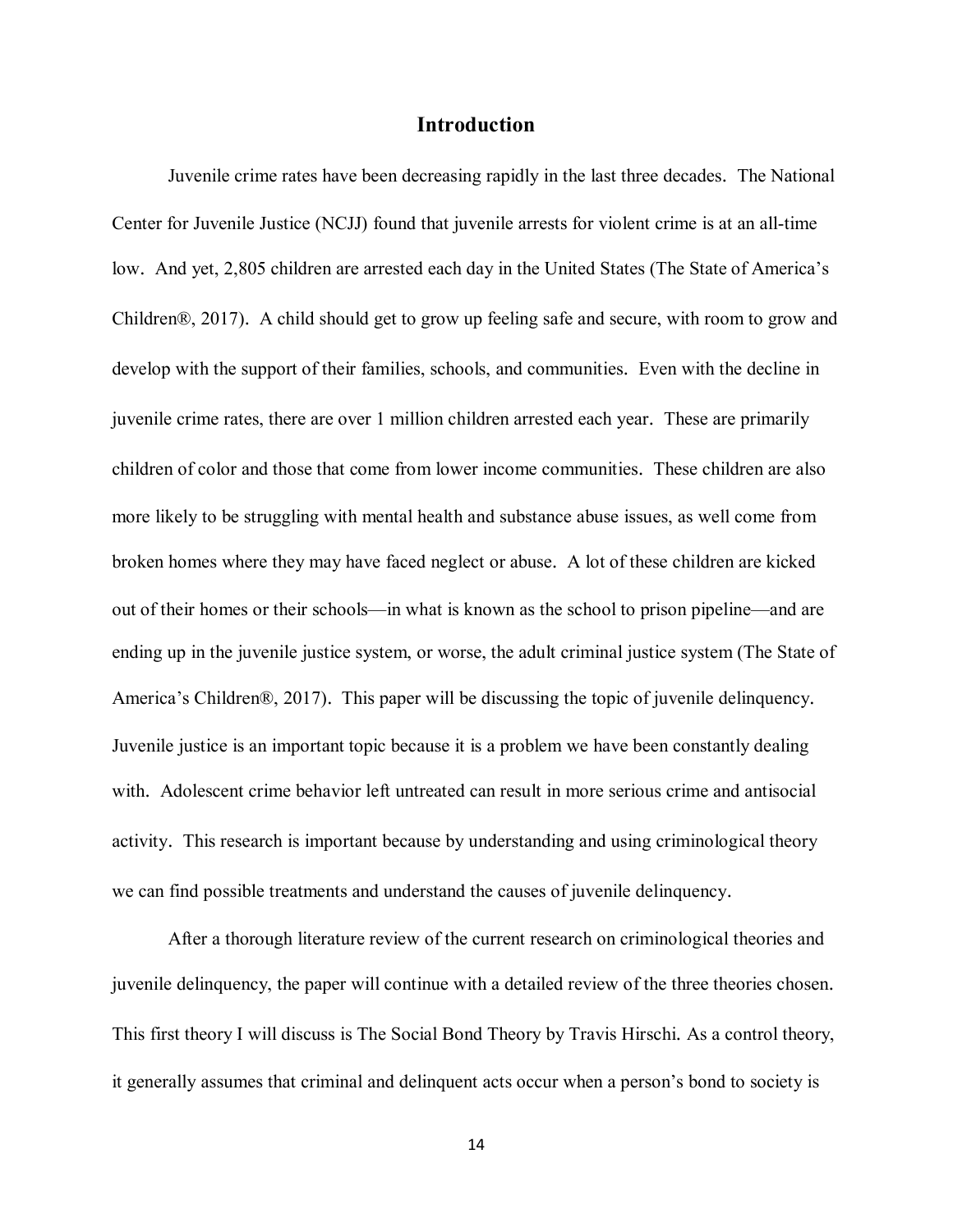# Introduction

Juvenile crime rates have been decreasing rapidly in the last three decades. The National Center for Juvenile Justice (NCJJ) found that juvenile arrests for violent crime is at an all-time low. And yet, 2,805 children are arrested each day in the United States (The State of America's Children®, 2017). A child should get to grow up feeling safe and secure, with room to grow and develop with the support of their families, schools, and communities. Even with the decline in juvenile crime rates, there are over 1 million children arrested each year. These are primarily children of color and those that come from lower income communities. These children are also more likely to be struggling with mental health and substance abuse issues, as well come from broken homes where they may have faced neglect or abuse. A lot of these children are kicked out of their homes or their schools—in what is known as the school to prison pipeline—and are ending up in the juvenile justice system, or worse, the adult criminal justice system (The State of America's Children®, 2017). This paper will be discussing the topic of juvenile delinquency. Juvenile justice is an important topic because it is a problem we have been constantly dealing with. Adolescent crime behavior left untreated can result in more serious crime and antisocial activity. This research is important because by understanding and using criminological theory we can find possible treatments and understand the causes of juvenile delinquency.

After a thorough literature review of the current research on criminological theories and juvenile delinquency, the paper will continue with a detailed review of the three theories chosen. This first theory I will discuss is The Social Bond Theory by Travis Hirschi. As a control theory, it generally assumes that criminal and delinquent acts occur when a person's bond to society is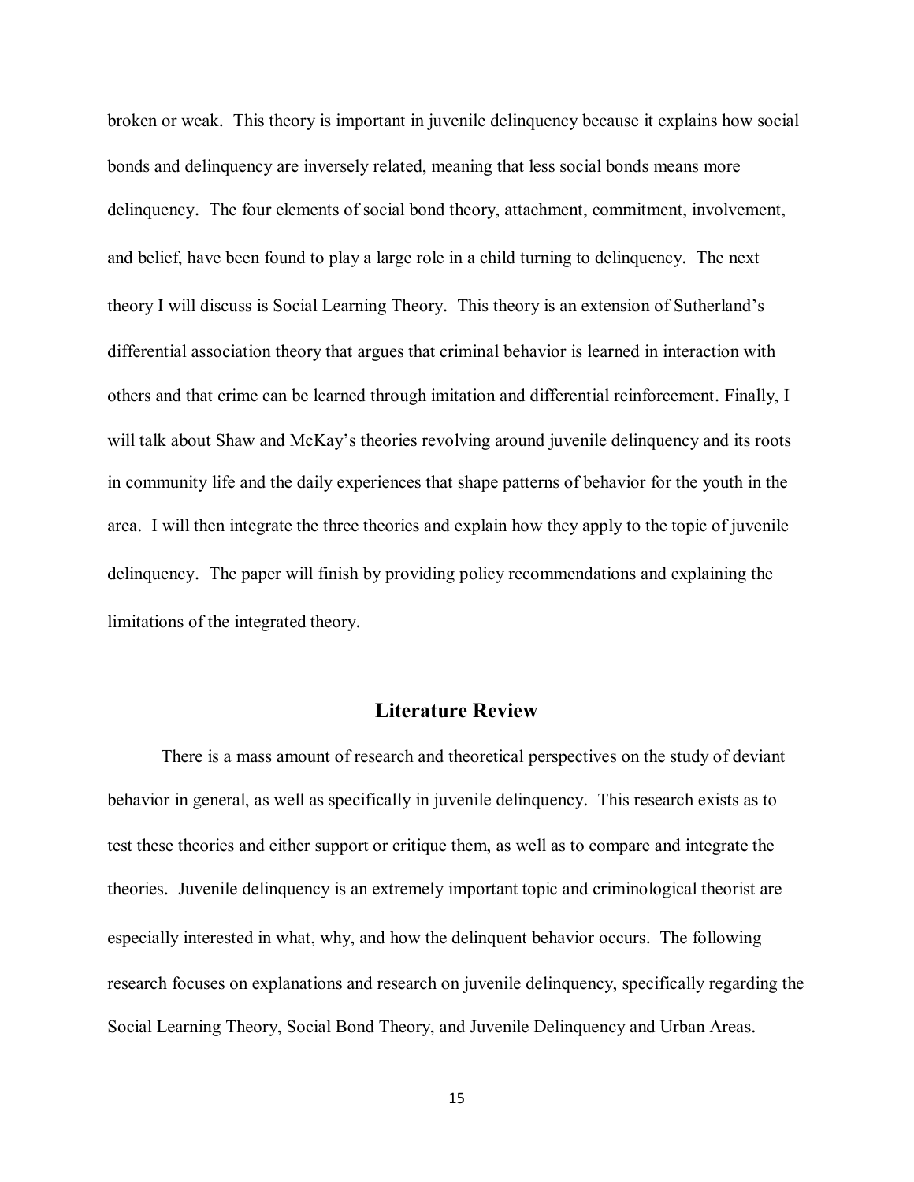broken or weak. This theory is important in juvenile delinquency because it explains how social bonds and delinquency are inversely related, meaning that less social bonds means more delinquency. The four elements of social bond theory, attachment, commitment, involvement, and belief, have been found to play a large role in a child turning to delinquency. The next theory I will discuss is Social Learning Theory. This theory is an extension of Sutherland's differential association theory that argues that criminal behavior is learned in interaction with others and that crime can be learned through imitation and differential reinforcement. Finally, I will talk about Shaw and McKay's theories revolving around juvenile delinquency and its roots in community life and the daily experiences that shape patterns of behavior for the youth in the area. I will then integrate the three theories and explain how they apply to the topic of juvenile delinquency. The paper will finish by providing policy recommendations and explaining the limitations of the integrated theory.

## Literature Review

There is a mass amount of research and theoretical perspectives on the study of deviant behavior in general, as well as specifically in juvenile delinquency. This research exists as to test these theories and either support or critique them, as well as to compare and integrate the theories. Juvenile delinquency is an extremely important topic and criminological theorist are especially interested in what, why, and how the delinquent behavior occurs. The following research focuses on explanations and research on juvenile delinquency, specifically regarding the Social Learning Theory, Social Bond Theory, and Juvenile Delinquency and Urban Areas.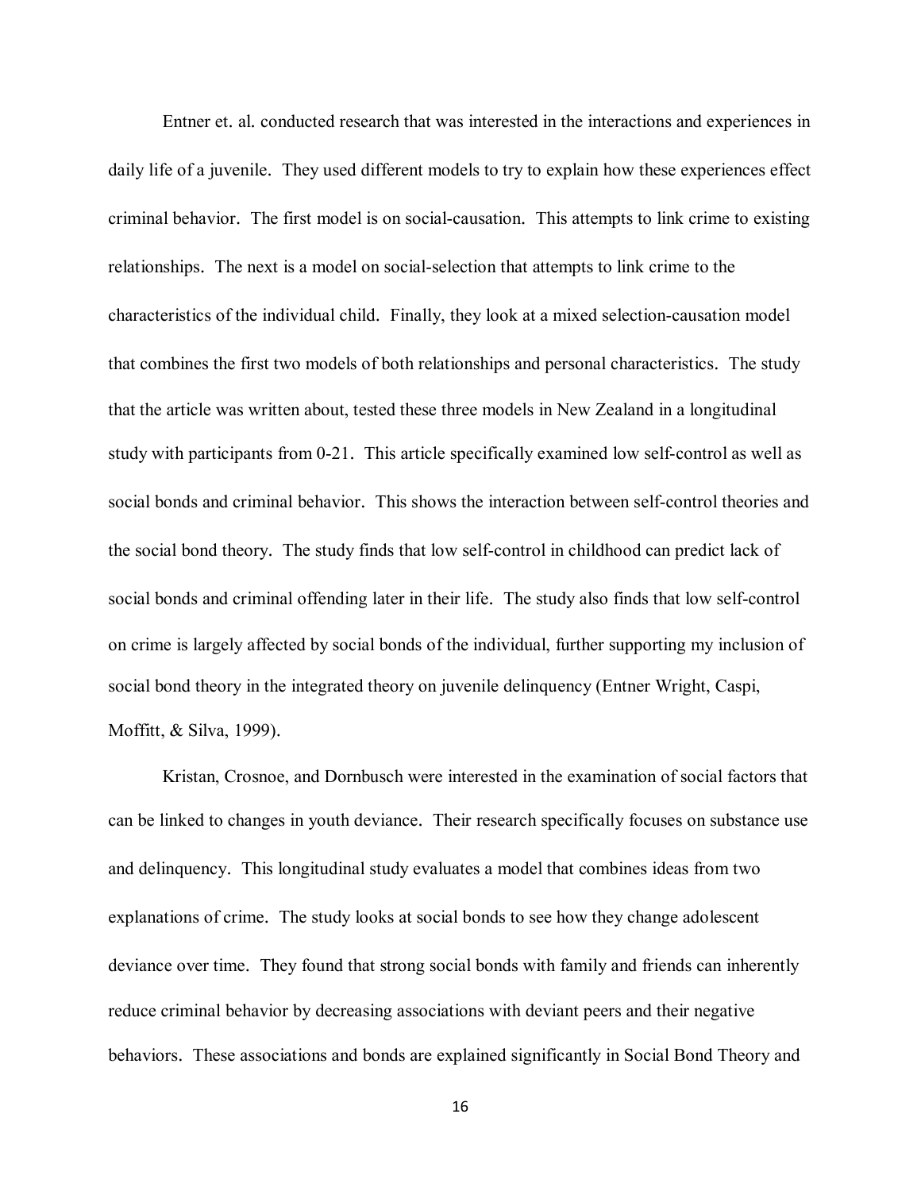Entner et. al. conducted research that was interested in the interactions and experiences in daily life of a juvenile. They used different models to try to explain how these experiences effect criminal behavior. The first model is on social-causation. This attempts to link crime to existing relationships. The next is a model on social-selection that attempts to link crime to the characteristics of the individual child. Finally, they look at a mixed selection-causation model that combines the first two models of both relationships and personal characteristics. The study that the article was written about, tested these three models in New Zealand in a longitudinal study with participants from 0-21. This article specifically examined low self-control as well as social bonds and criminal behavior. This shows the interaction between self-control theories and the social bond theory. The study finds that low self-control in childhood can predict lack of social bonds and criminal offending later in their life. The study also finds that low self-control on crime is largely affected by social bonds of the individual, further supporting my inclusion of social bond theory in the integrated theory on juvenile delinquency (Entner Wright, Caspi, Moffitt, & Silva, 1999).

Kristan, Crosnoe, and Dornbusch were interested in the examination of social factors that can be linked to changes in youth deviance. Their research specifically focuses on substance use and delinquency. This longitudinal study evaluates a model that combines ideas from two explanations of crime. The study looks at social bonds to see how they change adolescent deviance over time. They found that strong social bonds with family and friends can inherently reduce criminal behavior by decreasing associations with deviant peers and their negative behaviors. These associations and bonds are explained significantly in Social Bond Theory and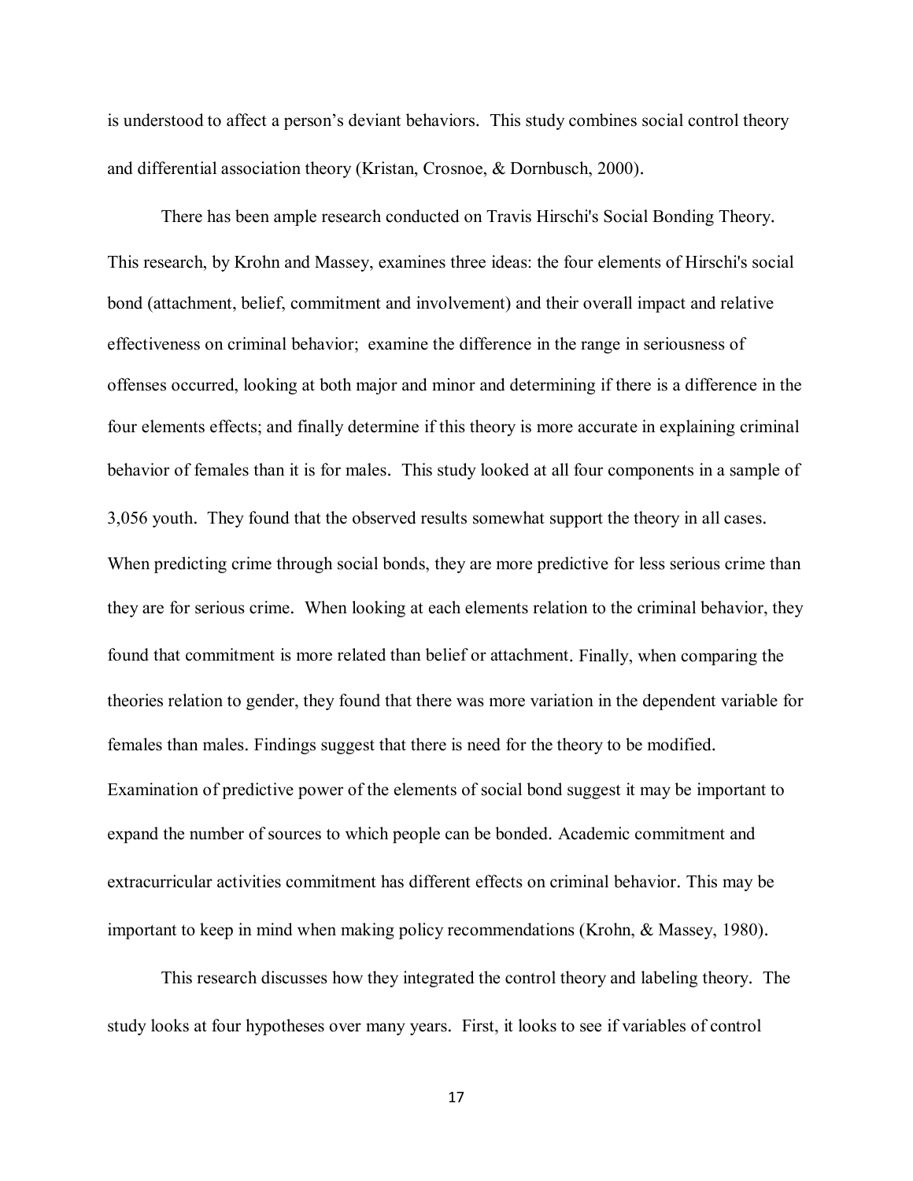is understood to affect a person's deviant behaviors. This study combines social control theory and differential association theory (Kristan, Crosnoe, & Dornbusch, 2000).

There has been ample research conducted on Travis Hirschi's Social Bonding Theory. This research, by Krohn and Massey, examines three ideas: the four elements of Hirschi's social bond (attachment, belief, commitment and involvement) and their overall impact and relative effectiveness on criminal behavior; examine the difference in the range in seriousness of offenses occurred, looking at both major and minor and determining if there is a difference in the four elements effects; and finally determine if this theory is more accurate in explaining criminal behavior of females than it is for males. This study looked at all four components in a sample of 3,056 youth. They found that the observed results somewhat support the theory in all cases. When predicting crime through social bonds, they are more predictive for less serious crime than they are for serious crime. When looking at each elements relation to the criminal behavior, they found that commitment is more related than belief or attachment. Finally, when comparing the theories relation to gender, they found that there was more variation in the dependent variable for females than males. Findings suggest that there is need for the theory to be modified. Examination of predictive power of the elements of social bond suggest it may be important to expand the number of sources to which people can be bonded. Academic commitment and extracurricular activities commitment has different effects on criminal behavior. This may be important to keep in mind when making policy recommendations (Krohn, & Massey, 1980).

This research discusses how they integrated the control theory and labeling theory. The study looks at four hypotheses over many years. First, it looks to see if variables of control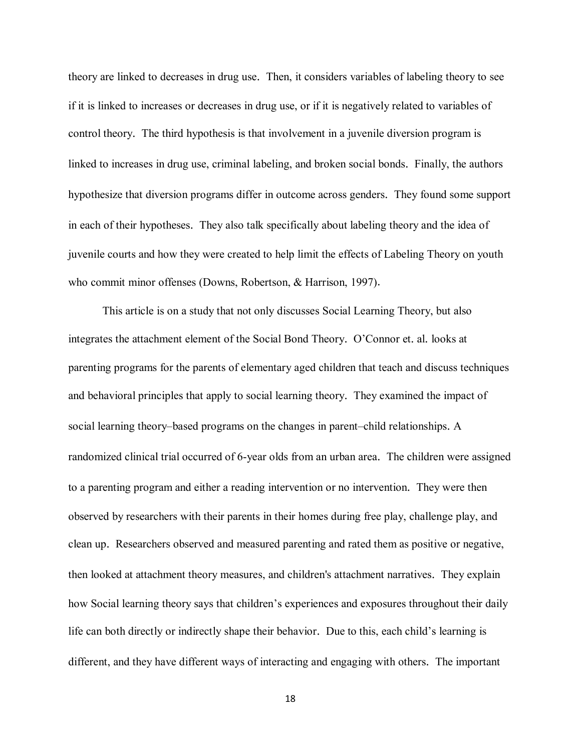theory are linked to decreases in drug use. Then, it considers variables of labeling theory to see if it is linked to increases or decreases in drug use, or if it is negatively related to variables of control theory. The third hypothesis is that involvement in a juvenile diversion program is linked to increases in drug use, criminal labeling, and broken social bonds. Finally, the authors hypothesize that diversion programs differ in outcome across genders. They found some support in each of their hypotheses. They also talk specifically about labeling theory and the idea of juvenile courts and how they were created to help limit the effects of Labeling Theory on youth who commit minor offenses (Downs, Robertson, & Harrison, 1997).

This article is on a study that not only discusses Social Learning Theory, but also integrates the attachment element of the Social Bond Theory. O'Connor et. al. looks at parenting programs for the parents of elementary aged children that teach and discuss techniques and behavioral principles that apply to social learning theory. They examined the impact of social learning theory–based programs on the changes in parent–child relationships. A randomized clinical trial occurred of 6-year olds from an urban area. The children were assigned to a parenting program and either a reading intervention or no intervention. They were then observed by researchers with their parents in their homes during free play, challenge play, and clean up. Researchers observed and measured parenting and rated them as positive or negative, then looked at attachment theory measures, and children's attachment narratives. They explain how Social learning theory says that children's experiences and exposures throughout their daily life can both directly or indirectly shape their behavior. Due to this, each child's learning is different, and they have different ways of interacting and engaging with others. The important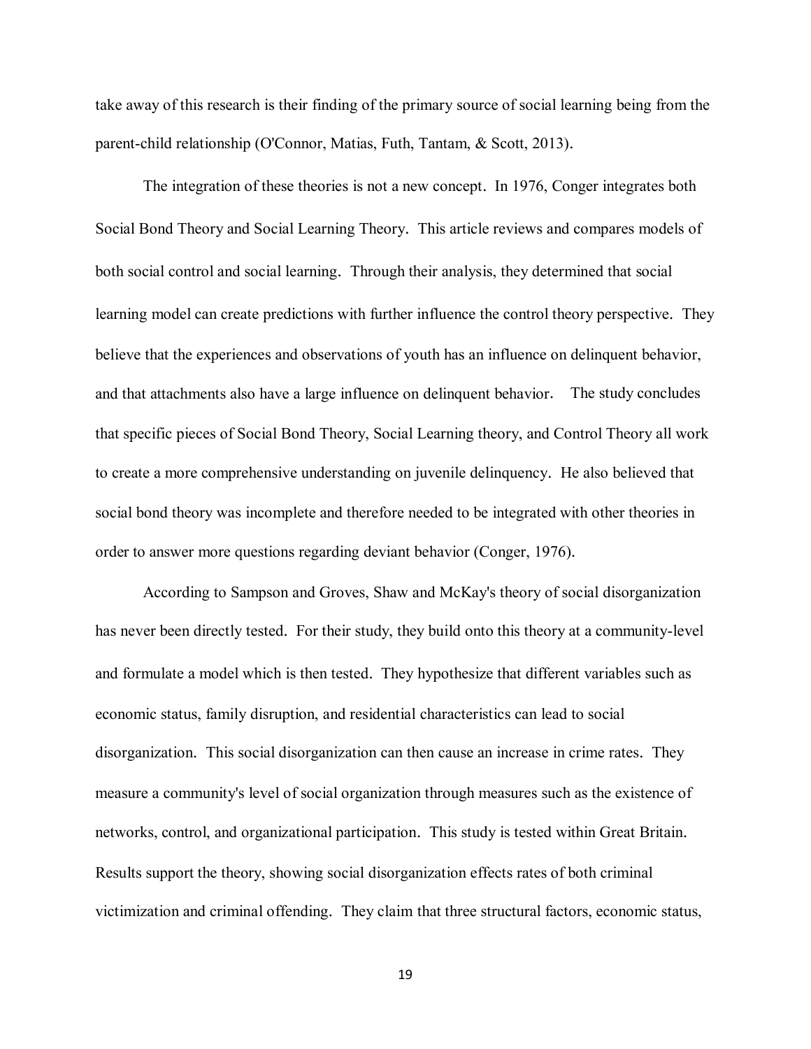take away of this research is their finding of the primary source of social learning being from the parent-child relationship (O'Connor, Matias, Futh, Tantam, & Scott, 2013).

The integration of these theories is not a new concept. In 1976, Conger integrates both Social Bond Theory and Social Learning Theory. This article reviews and compares models of both social control and social learning. Through their analysis, they determined that social learning model can create predictions with further influence the control theory perspective. They believe that the experiences and observations of youth has an influence on delinquent behavior, and that attachments also have a large influence on delinquent behavior. The study concludes that specific pieces of Social Bond Theory, Social Learning theory, and Control Theory all work to create a more comprehensive understanding on juvenile delinquency. He also believed that social bond theory was incomplete and therefore needed to be integrated with other theories in order to answer more questions regarding deviant behavior (Conger, 1976).

According to Sampson and Groves, Shaw and McKay's theory of social disorganization has never been directly tested. For their study, they build onto this theory at a community-level and formulate a model which is then tested. They hypothesize that different variables such as economic status, family disruption, and residential characteristics can lead to social disorganization. This social disorganization can then cause an increase in crime rates. They measure a community's level of social organization through measures such as the existence of networks, control, and organizational participation. This study is tested within Great Britain. Results support the theory, showing social disorganization effects rates of both criminal victimization and criminal offending. They claim that three structural factors, economic status,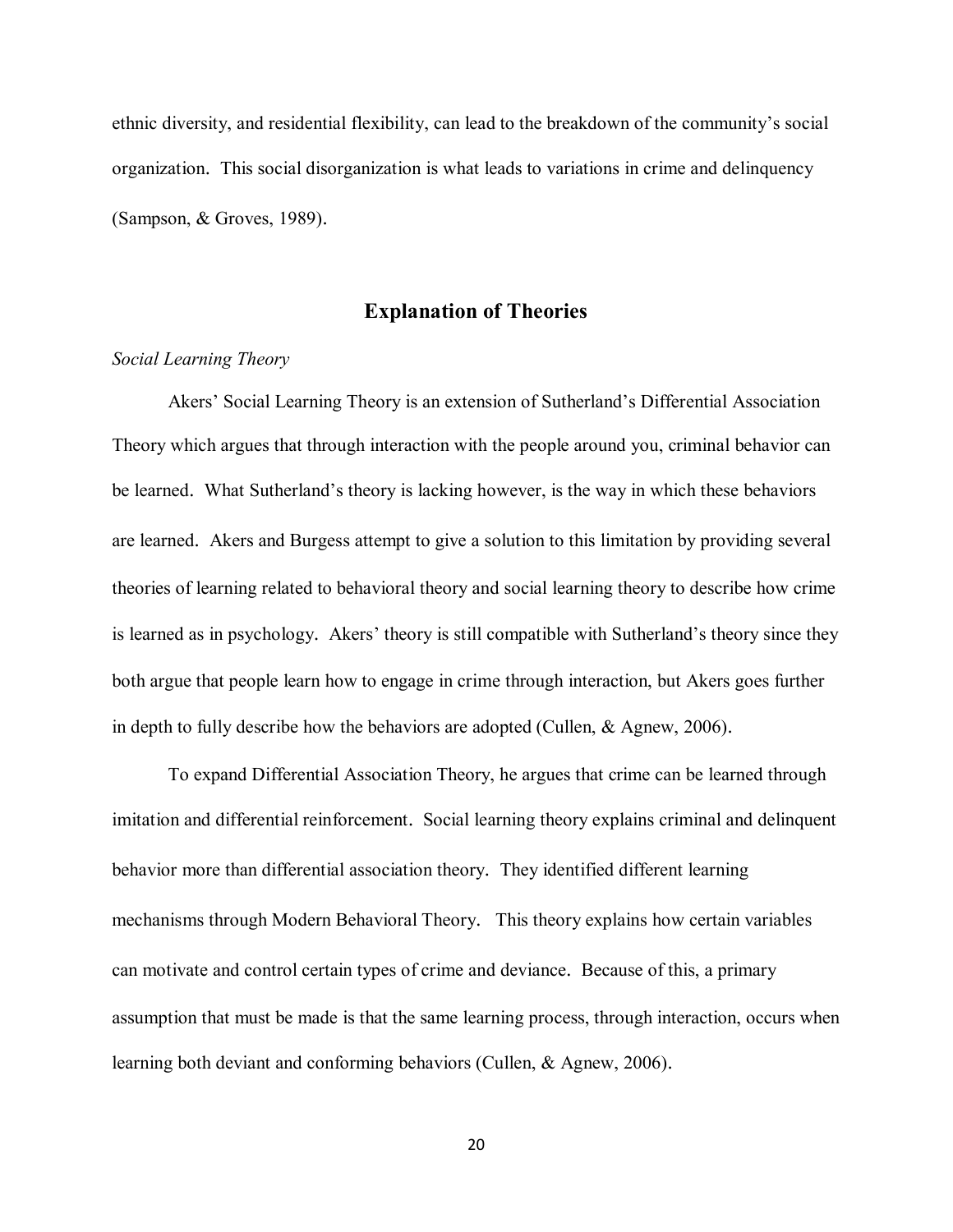ethnic diversity, and residential flexibility, can lead to the breakdown of the community's social organization. This social disorganization is what leads to variations in crime and delinquency (Sampson, & Groves, 1989).

## Explanation of Theories

*Social Learning Theory*

Akers' Social Learning Theory is an extension of Sutherland's Differential Association Theory which argues that through interaction with the people around you, criminal behavior can be learned. What Sutherland's theory is lacking however, is the way in which these behaviors are learned. Akers and Burgess attempt to give a solution to this limitation by providing several theories of learning related to behavioral theory and social learning theory to describe how crime is learned as in psychology. Akers' theory is still compatible with Sutherland's theory since they both argue that people learn how to engage in crime through interaction, but Akers goes further in depth to fully describe how the behaviors are adopted (Cullen, & Agnew, 2006).

To expand Differential Association Theory, he argues that crime can be learned through imitation and differential reinforcement. Social learning theory explains criminal and delinquent behavior more than differential association theory. They identified different learning mechanisms through Modern Behavioral Theory. This theory explains how certain variables can motivate and control certain types of crime and deviance. Because of this, a primary assumption that must be made is that the same learning process, through interaction, occurs when learning both deviant and conforming behaviors (Cullen, & Agnew, 2006).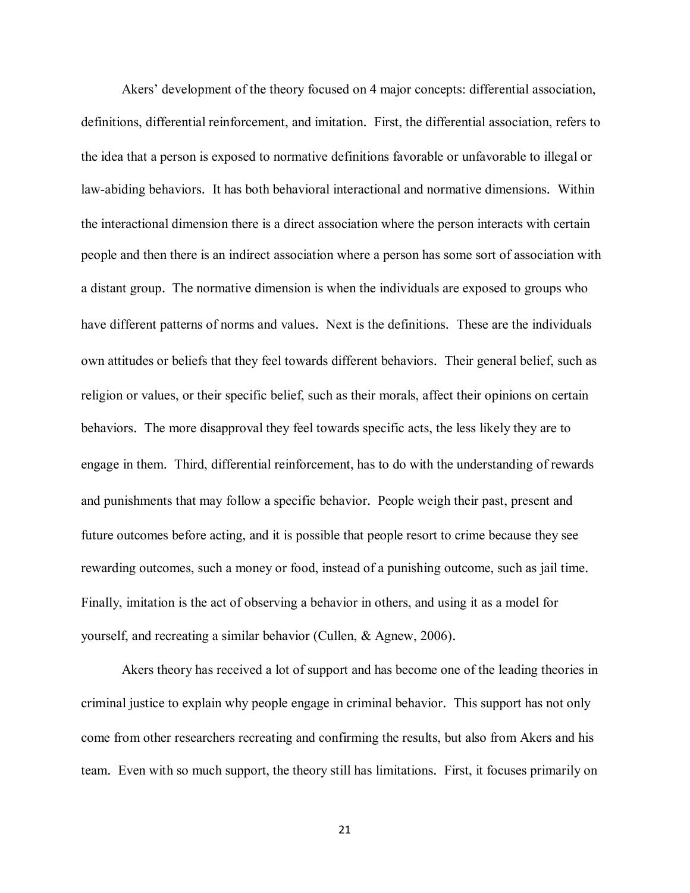Akers' development of the theory focused on 4 major concepts: differential association, definitions, differential reinforcement, and imitation. First, the differential association, refers to the idea that a person is exposed to normative definitions favorable or unfavorable to illegal or law-abiding behaviors. It has both behavioral interactional and normative dimensions. Within the interactional dimension there is a direct association where the person interacts with certain people and then there is an indirect association where a person has some sort of association with a distant group. The normative dimension is when the individuals are exposed to groups who have different patterns of norms and values. Next is the definitions. These are the individuals own attitudes or beliefs that they feel towards different behaviors. Their general belief, such as religion or values, or their specific belief, such as their morals, affect their opinions on certain behaviors. The more disapproval they feel towards specific acts, the less likely they are to engage in them. Third, differential reinforcement, has to do with the understanding of rewards and punishments that may follow a specific behavior. People weigh their past, present and future outcomes before acting, and it is possible that people resort to crime because they see rewarding outcomes, such a money or food, instead of a punishing outcome, such as jail time. Finally, imitation is the act of observing a behavior in others, and using it as a model for yourself, and recreating a similar behavior (Cullen, & Agnew, 2006).

Akers theory has received a lot of support and has become one of the leading theories in criminal justice to explain why people engage in criminal behavior. This support has not only come from other researchers recreating and confirming the results, but also from Akers and his team. Even with so much support, the theory still has limitations. First, it focuses primarily on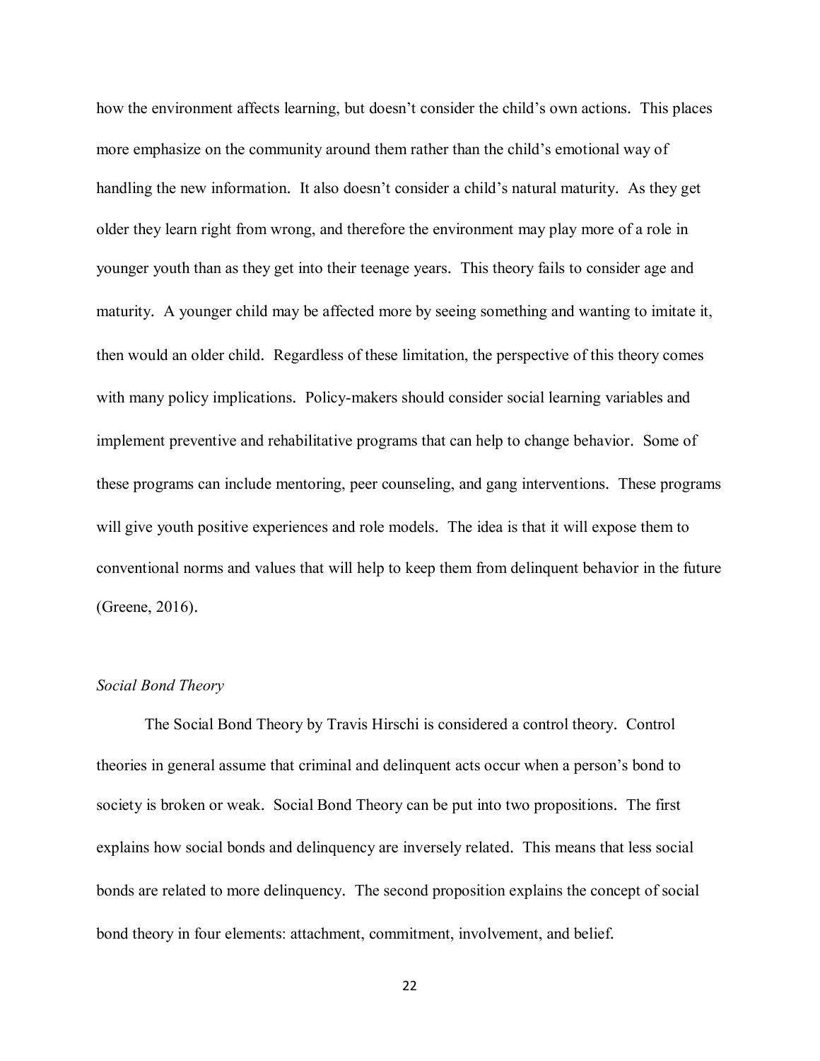how the environment affects learning, but doesn't consider the child's own actions. This places more emphasize on the community around them rather than the child's emotional way of handling the new information. It also doesn't consider a child's natural maturity. As they get older they learn right from wrong, and therefore the environment may play more of a role in younger youth than as they get into their teenage years. This theory fails to consider age and maturity. A younger child may be affected more by seeing something and wanting to imitate it, then would an older child. Regardless of these limitation, the perspective of this theory comes with many policy implications. Policy-makers should consider social learning variables and implement preventive and rehabilitative programs that can help to change behavior. Some of these programs can include mentoring, peer counseling, and gang interventions. These programs will give youth positive experiences and role models. The idea is that it will expose them to conventional norms and values that will help to keep them from delinquent behavior in the future (Greene, 2016).

*Social Bond Theory*

The Social Bond Theory by Travis Hirschi is considered a control theory. Control theories in general assume that criminal and delinquent acts occur when a person's bond to society is broken or weak. Social Bond Theory can be put into two propositions. The first explains how social bonds and delinquency are inversely related. This means that less social bonds are related to more delinquency. The second proposition explains the concept of social bond theory in four elements: attachment, commitment, involvement, and belief.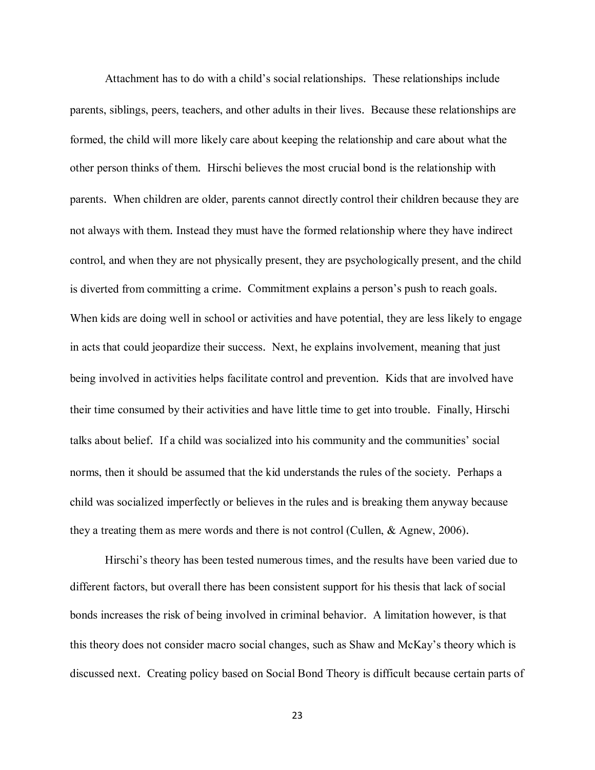Attachment has to do with a child's social relationships. These relationships include parents, siblings, peers, teachers, and other adults in their lives. Because these relationships are formed, the child will more likely care about keeping the relationship and care about what the other person thinks of them. Hirschi believes the most crucial bond is the relationship with parents. When children are older, parents cannot directly control their children because they are not always with them. Instead they must have the formed relationship where they have indirect control, and when they are not physically present, they are psychologically present, and the child is diverted from committing a crime. Commitment explains a person's push to reach goals. When kids are doing well in school or activities and have potential, they are less likely to engage in acts that could jeopardize their success. Next, he explains involvement, meaning that just being involved in activities helps facilitate control and prevention. Kids that are involved have their time consumed by their activities and have little time to get into trouble. Finally, Hirschi talks about belief. If a child was socialized into his community and the communities' social norms, then it should be assumed that the kid understands the rules of the society. Perhaps a child was socialized imperfectly or believes in the rules and is breaking them anyway because they a treating them as mere words and there is not control (Cullen, & Agnew, 2006).

Hirschi's theory has been tested numerous times, and the results have been varied due to different factors, but overall there has been consistent support for his thesis that lack of social bonds increases the risk of being involved in criminal behavior. A limitation however, is that this theory does not consider macro social changes, such as Shaw and McKay's theory which is discussed next. Creating policy based on Social Bond Theory is difficult because certain parts of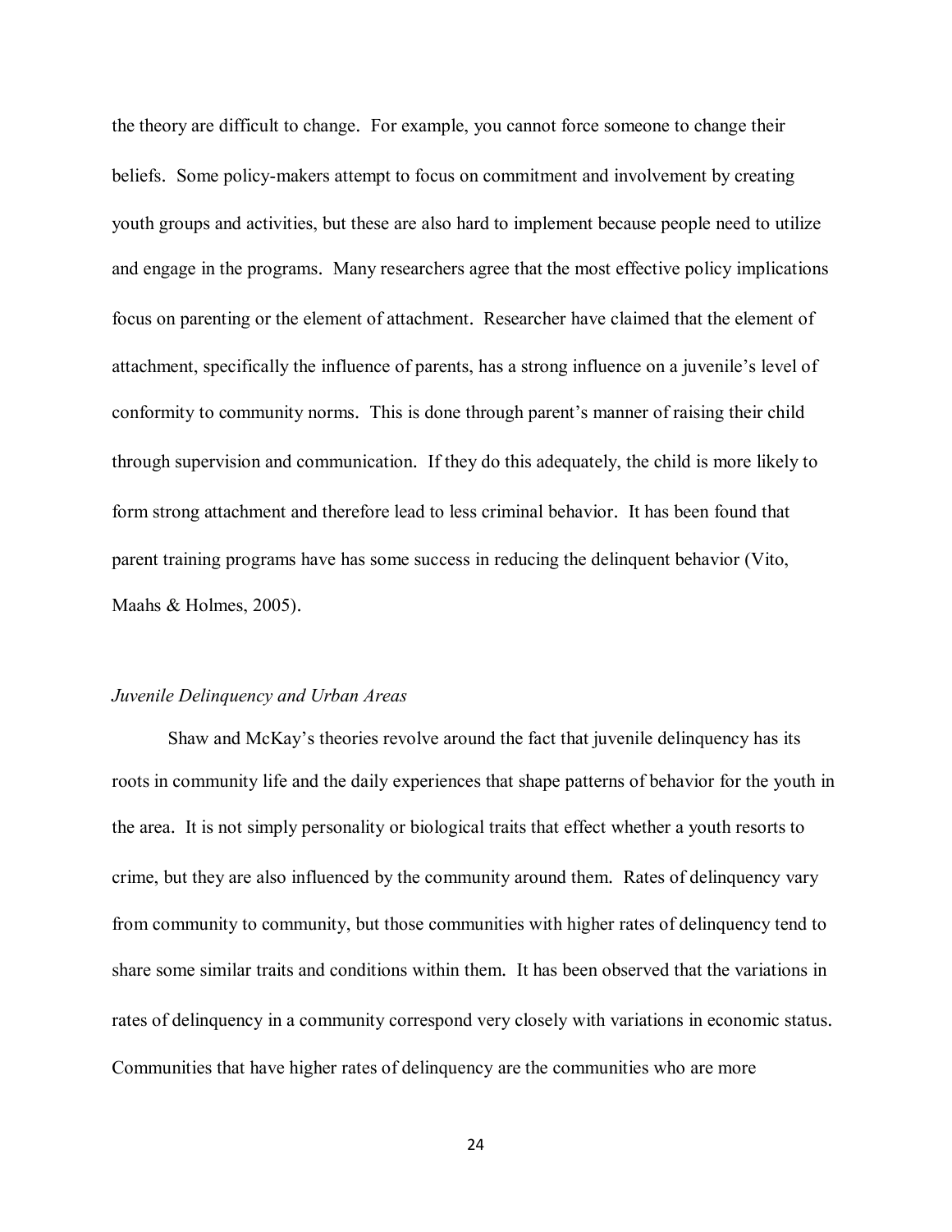the theory are difficult to change. For example, you cannot force someone to change their beliefs. Some policy-makers attempt to focus on commitment and involvement by creating youth groups and activities, but these are also hard to implement because people need to utilize and engage in the programs. Many researchers agree that the most effective policy implications focus on parenting or the element of attachment. Researcher have claimed that the element of attachment, specifically the influence of parents, has a strong influence on a juvenile's level of conformity to community norms. This is done through parent's manner of raising their child through supervision and communication. If they do this adequately, the child is more likely to form strong attachment and therefore lead to less criminal behavior. It has been found that parent training programs have has some success in reducing the delinquent behavior (Vito, Maahs & Holmes, 2005).

### *Juvenile Delinquency and Urban Areas*

Shaw and McKay's theories revolve around the fact that juvenile delinquency has its roots in community life and the daily experiences that shape patterns of behavior for the youth in the area. It is not simply personality or biological traits that effect whether a youth resorts to crime, but they are also influenced by the community around them. Rates of delinquency vary from community to community, but those communities with higher rates of delinquency tend to share some similar traits and conditions within them. It has been observed that the variations in rates of delinquency in a community correspond very closely with variations in economic status. Communities that have higher rates of delinquency are the communities who are more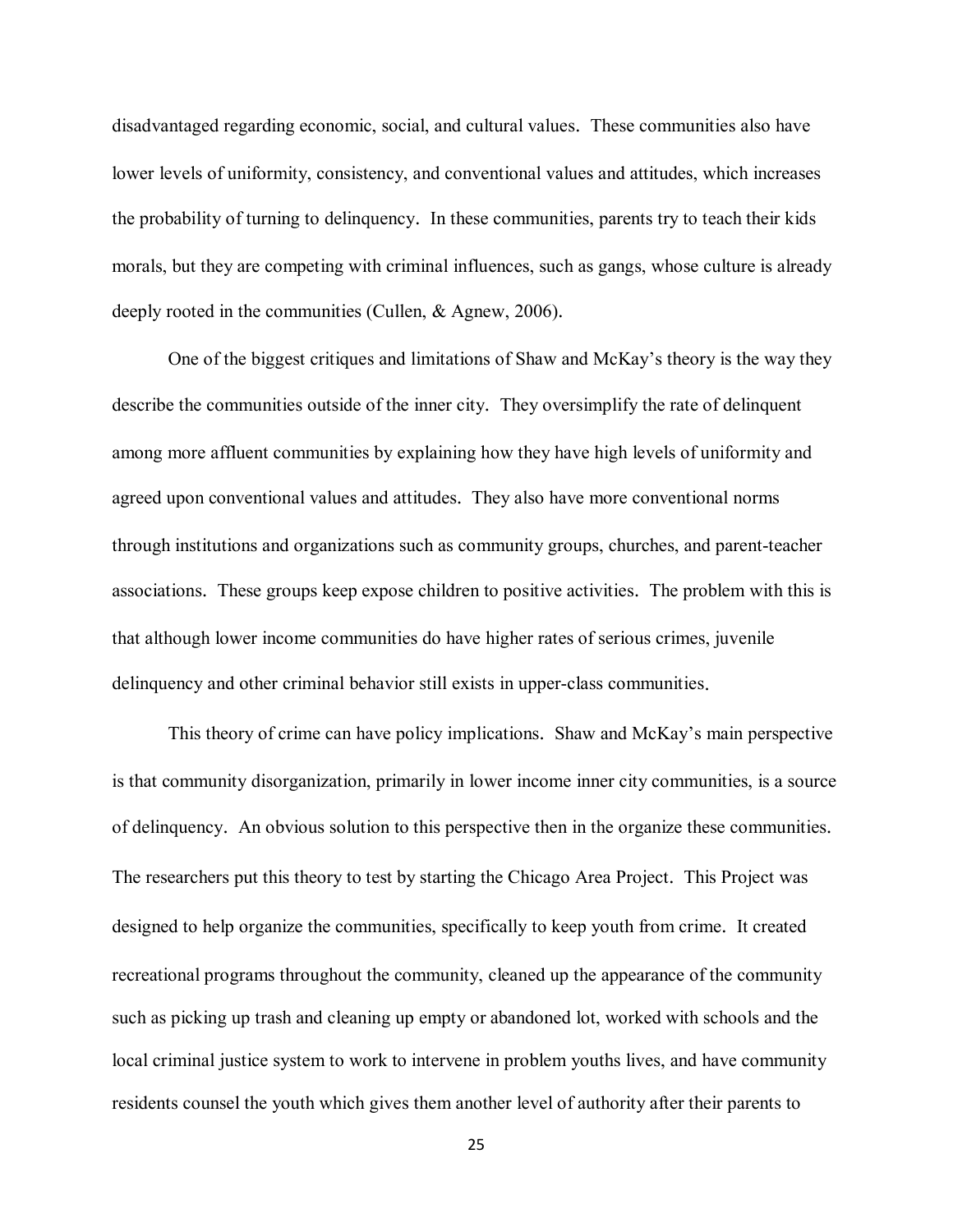disadvantaged regarding economic, social, and cultural values. These communities also have lower levels of uniformity, consistency, and conventional values and attitudes, which increases the probability of turning to delinquency. In these communities, parents try to teach their kids morals, but they are competing with criminal influences, such as gangs, whose culture is already deeply rooted in the communities (Cullen, & Agnew, 2006).

One of the biggest critiques and limitations of Shaw and McKay's theory is the way they describe the communities outside of the inner city. They oversimplify the rate of delinquent among more affluent communities by explaining how they have high levels of uniformity and agreed upon conventional values and attitudes. They also have more conventional norms through institutions and organizations such as community groups, churches, and parent-teacher associations. These groups keep expose children to positive activities. The problem with this is that although lower income communities do have higher rates of serious crimes, juvenile delinquency and other criminal behavior still exists in upper-class communities.

This theory of crime can have policy implications. Shaw and McKay's main perspective is that community disorganization, primarily in lower income inner city communities, is a source of delinquency. An obvious solution to this perspective then in the organize these communities. The researchers put this theory to test by starting the Chicago Area Project. This Project was designed to help organize the communities, specifically to keep youth from crime. It created recreational programs throughout the community, cleaned up the appearance of the community such as picking up trash and cleaning up empty or abandoned lot, worked with schools and the local criminal justice system to work to intervene in problem youths lives, and have community residents counsel the youth which gives them another level of authority after their parents to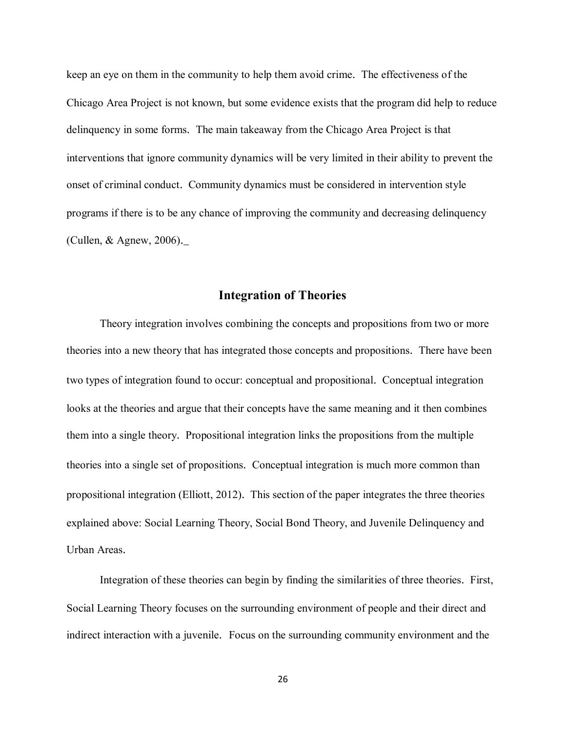keep an eye on them in the community to help them avoid crime. The effectiveness of the Chicago Area Project is not known, but some evidence exists that the program did help to reduce delinquency in some forms. The main takeaway from the Chicago Area Project is that interventions that ignore community dynamics will be very limited in their ability to prevent the onset of criminal conduct. Community dynamics must be considered in intervention style programs if there is to be any chance of improving the community and decreasing delinquency (Cullen, & Agnew, 2006).

## Integration of Theories

Theory integration involves combining the concepts and propositions from two or more theories into a new theory that has integrated those concepts and propositions. There have been two types of integration found to occur: conceptual and propositional. Conceptual integration looks at the theories and argue that their concepts have the same meaning and it then combines them into a single theory. Propositional integration links the propositions from the multiple theories into a single set of propositions. Conceptual integration is much more common than propositional integration (Elliott, 2012). This section of the paper integrates the three theories explained above: Social Learning Theory, Social Bond Theory, and Juvenile Delinquency and Urban Areas.

Integration of these theories can begin by finding the similarities of three theories. First, Social Learning Theory focuses on the surrounding environment of people and their direct and indirect interaction with a juvenile. Focus on the surrounding community environment and the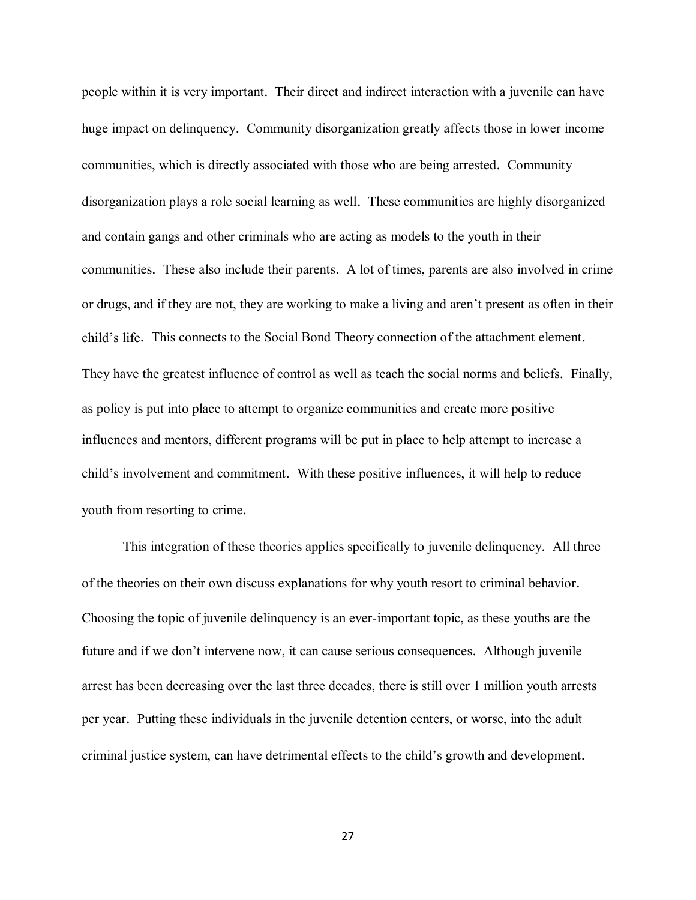people within it is very important. Their direct and indirect interaction with a juvenile can have huge impact on delinquency. Community disorganization greatly affects those in lower income communities, which is directly associated with those who are being arrested. Community disorganization plays a role social learning as well. These communities are highly disorganized and contain gangs and other criminals who are acting as models to the youth in their communities. These also include their parents. A lot of times, parents are also involved in crime or drugs, and if they are not, they are working to make a living and aren't present as often in their child's life. This connects to the Social Bond Theory connection of the attachment element. They have the greatest influence of control as well as teach the social norms and beliefs. Finally, as policy is put into place to attempt to organize communities and create more positive influences and mentors, different programs will be put in place to help attempt to increase a child's involvement and commitment. With these positive influences, it will help to reduce youth from resorting to crime.

This integration of these theories applies specifically to juvenile delinquency. All three of the theories on their own discuss explanations for why youth resort to criminal behavior. Choosing the topic of juvenile delinquency is an ever-important topic, as these youths are the future and if we don't intervene now, it can cause serious consequences. Although juvenile arrest has been decreasing over the last three decades, there is still over 1 million youth arrests per year. Putting these individuals in the juvenile detention centers, or worse, into the adult criminal justice system, can have detrimental effects to the child's growth and development.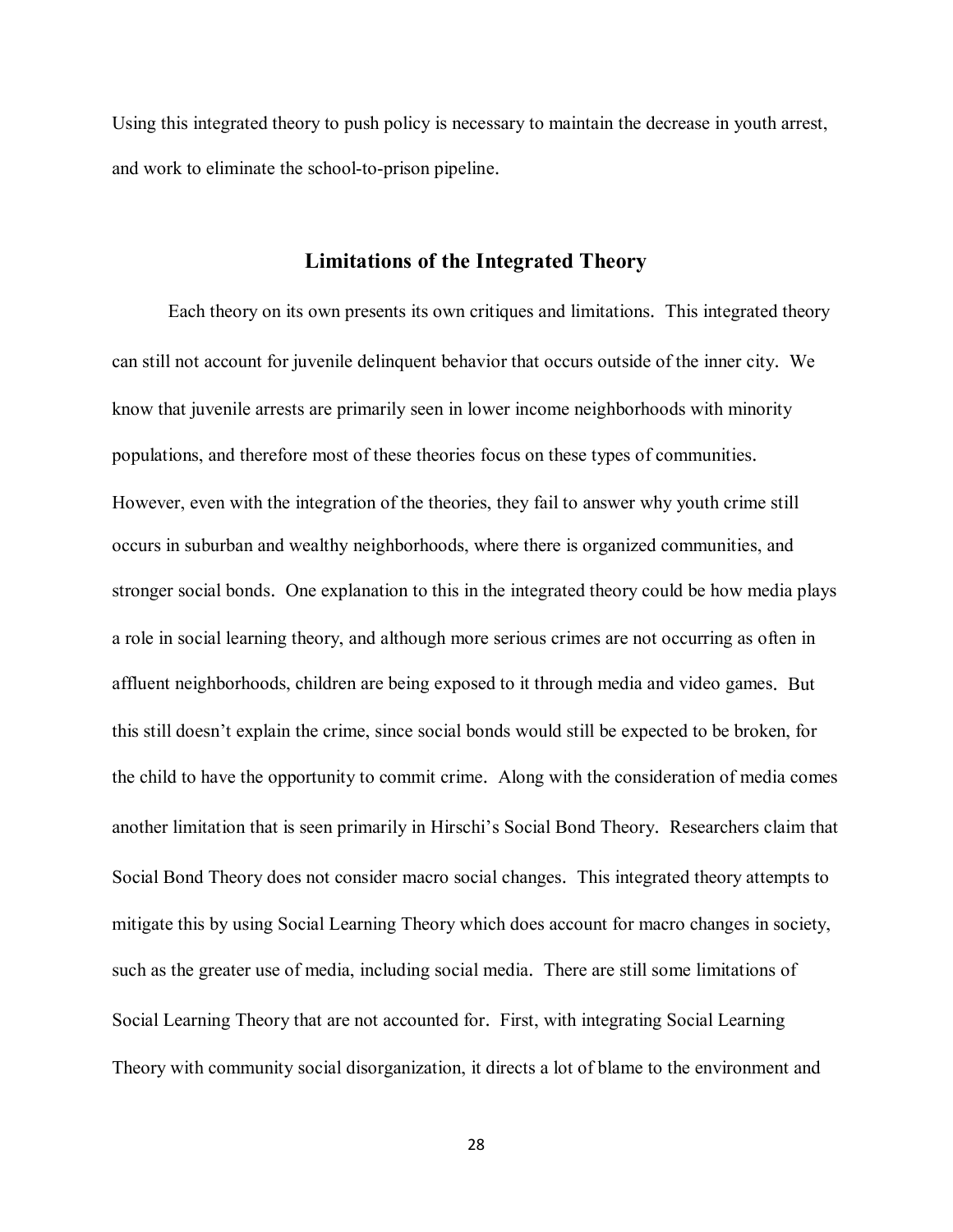Using this integrated theory to push policy is necessary to maintain the decrease in youth arrest, and work to eliminate the school-to-prison pipeline.

## Limitations of the Integrated Theory

Each theory on its own presents its own critiques and limitations. This integrated theory can still not account for juvenile delinquent behavior that occurs outside of the inner city. We know that juvenile arrests are primarily seen in lower income neighborhoods with minority populations, and therefore most of these theories focus on these types of communities. However, even with the integration of the theories, they fail to answer why youth crime still occurs in suburban and wealthy neighborhoods, where there is organized communities, and stronger social bonds. One explanation to this in the integrated theory could be how media plays a role in social learning theory, and although more serious crimes are not occurring as often in affluent neighborhoods, children are being exposed to it through media and video games. But this still doesn't explain the crime, since social bonds would still be expected to be broken, for the child to have the opportunity to commit crime. Along with the consideration of media comes another limitation that is seen primarily in Hirschi's Social Bond Theory. Researchers claim that Social Bond Theory does not consider macro social changes. This integrated theory attempts to mitigate this by using Social Learning Theory which does account for macro changes in society, such as the greater use of media, including social media. There are still some limitations of Social Learning Theory that are not accounted for. First, with integrating Social Learning Theory with community social disorganization, it directs a lot of blame to the environment and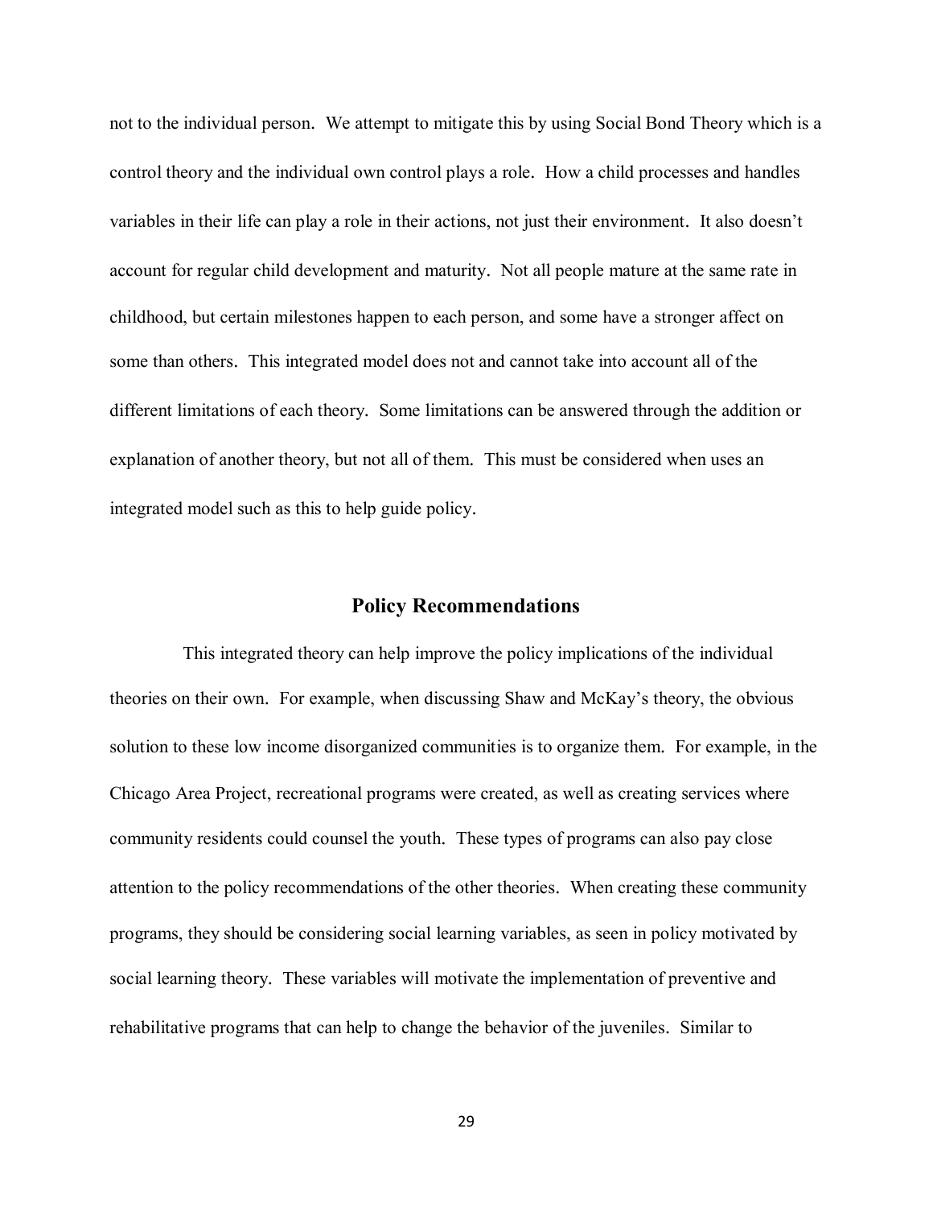not to the individual person. We attempt to mitigate this by using Social Bond Theory which is a control theory and the individual own control plays a role. How a child processes and handles variables in their life can play a role in their actions, not just their environment. It also doesn't account for regular child development and maturity. Not all people mature at the same rate in childhood, but certain milestones happen to each person, and some have a stronger affect on some than others. This integrated model does not and cannot take into account all of the different limitations of each theory. Some limitations can be answered through the addition or explanation of another theory, but not all of them. This must be considered when uses an integrated model such as this to help guide policy.

## Policy Recommendations

This integrated theory can help improve the policy implications of the individual theories on their own. For example, when discussing Shaw and McKay's theory, the obvious solution to these low income disorganized communities is to organize them. For example, in the Chicago Area Project, recreational programs were created, as well as creating services where community residents could counsel the youth. These types of programs can also pay close attention to the policy recommendations of the other theories. When creating these community programs, they should be considering social learning variables, as seen in policy motivated by social learning theory. These variables will motivate the implementation of preventive and rehabilitative programs that can help to change the behavior of the juveniles. Similar to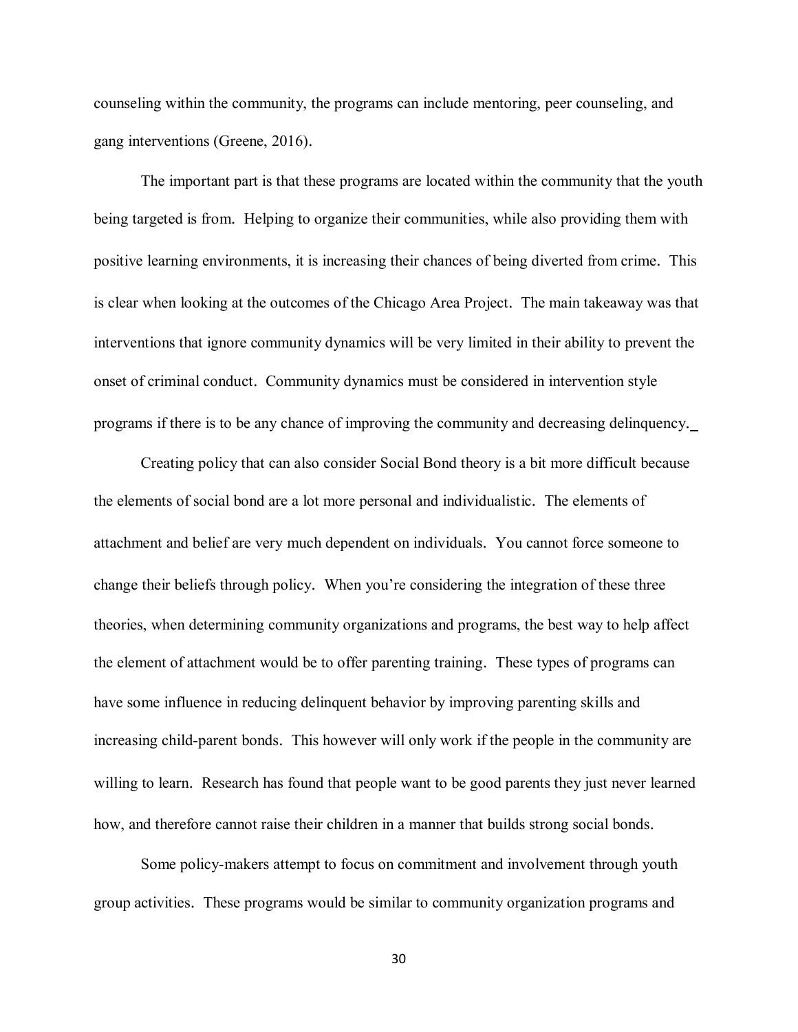counseling within the community, the programs can include mentoring, peer counseling, and gang interventions (Greene, 2016).

The important part is that these programs are located within the community that the youth being targeted is from. Helping to organize their communities, while also providing them with positive learning environments, it is increasing their chances of being diverted from crime. This is clear when looking at the outcomes of the Chicago Area Project. The main takeaway was that interventions that ignore community dynamics will be very limited in their ability to prevent the onset of criminal conduct. Community dynamics must be considered in intervention style programs if there is to be any chance of improving the community and decreasing delinquency.

Creating policy that can also consider Social Bond theory is a bit more difficult because the elements of social bond are a lot more personal and individualistic. The elements of attachment and belief are very much dependent on individuals. You cannot force someone to change their beliefs through policy. When you're considering the integration of these three theories, when determining community organizations and programs, the best way to help affect the element of attachment would be to offer parenting training. These types of programs can have some influence in reducing delinquent behavior by improving parenting skills and increasing child-parent bonds. This however will only work if the people in the community are willing to learn. Research has found that people want to be good parents they just never learned how, and therefore cannot raise their children in a manner that builds strong social bonds.

Some policy-makers attempt to focus on commitment and involvement through youth group activities. These programs would be similar to community organization programs and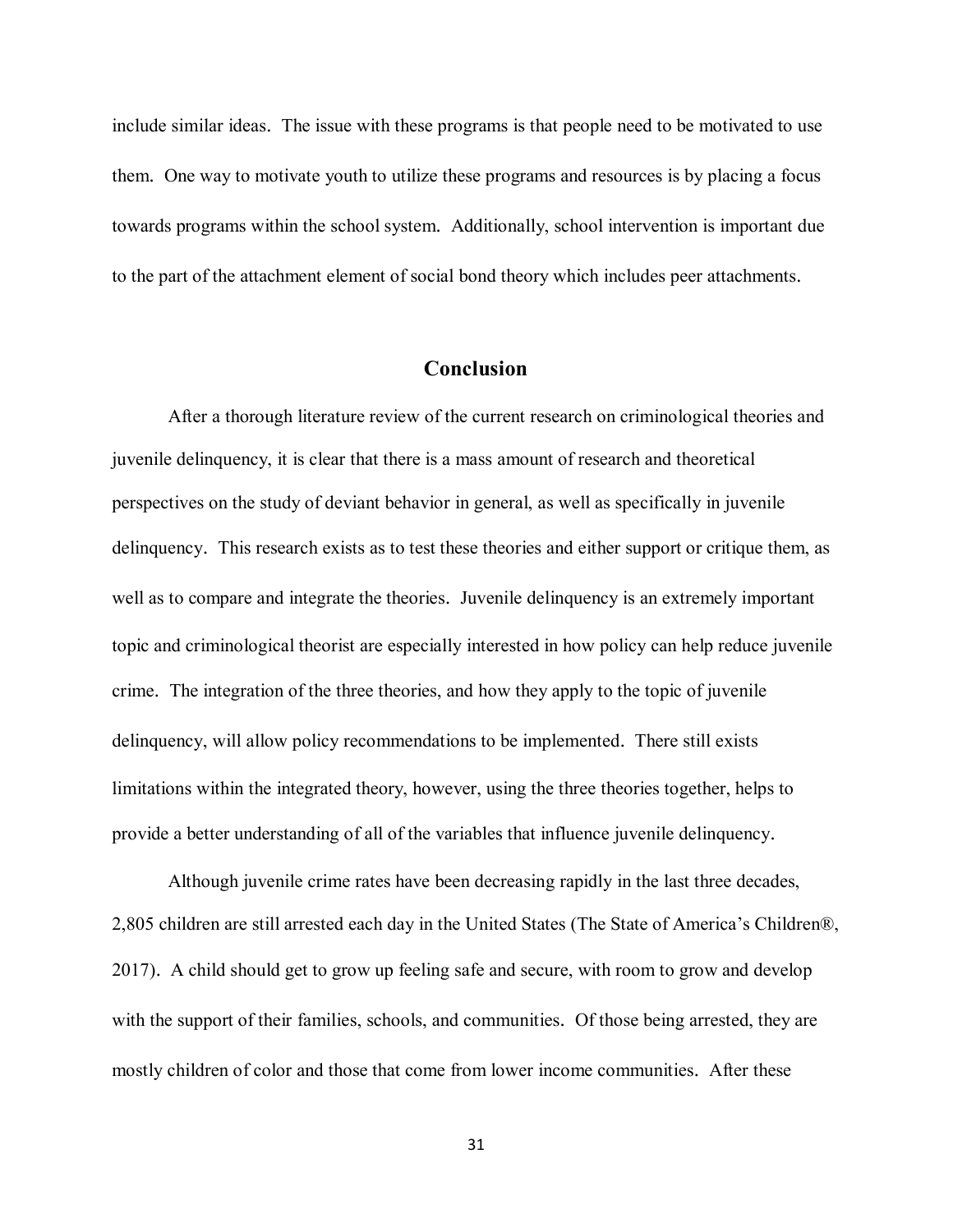include similar ideas. The issue with these programs is that people need to be motivated to use them. One way to motivate youth to utilize these programs and resources is by placing a focus towards programs within the school system. Additionally, school intervention is important due to the part of the attachment element of social bond theory which includes peer attachments.

## Conclusion

After a thorough literature review of the current research on criminological theories and juvenile delinquency, it is clear that there is a mass amount of research and theoretical perspectives on the study of deviant behavior in general, as well as specifically in juvenile delinquency. This research exists as to test these theories and either support or critique them, as well as to compare and integrate the theories. Juvenile delinquency is an extremely important topic and criminological theorist are especially interested in how policy can help reduce juvenile crime. The integration of the three theories, and how they apply to the topic of juvenile delinquency, will allow policy recommendations to be implemented. There still exists limitations within the integrated theory, however, using the three theories together, helps to provide a better understanding of all of the variables that influence juvenile delinquency.

Although juvenile crime rates have been decreasing rapidly in the last three decades, 2,805 children are still arrested each day in the United States (The State of America's Children®, 2017). A child should get to grow up feeling safe and secure, with room to grow and develop with the support of their families, schools, and communities. Of those being arrested, they are mostly children of color and those that come from lower income communities. After these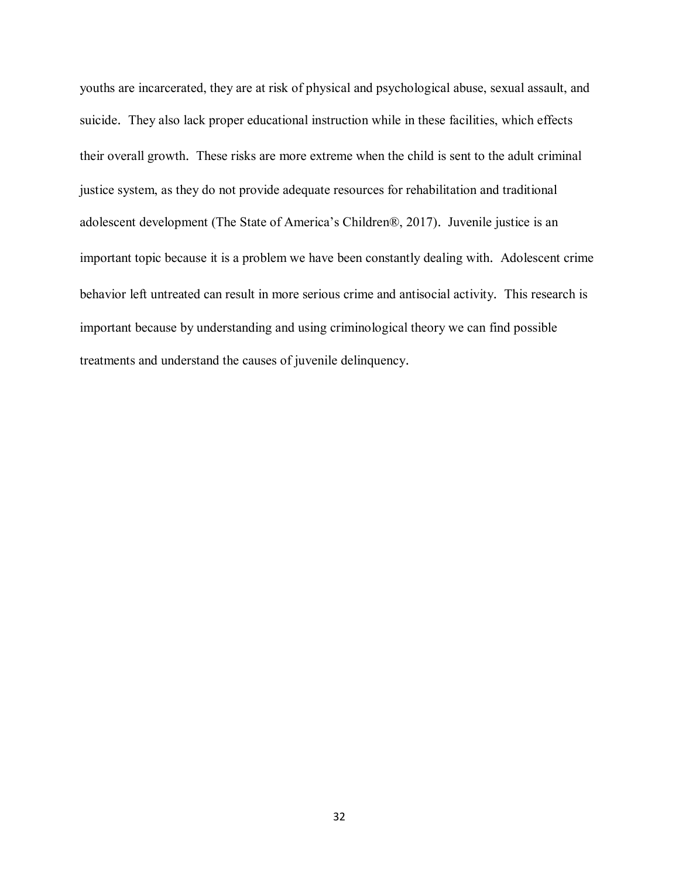youths are incarcerated, they are at risk of physical and psychological abuse, sexual assault, and suicide. They also lack proper educational instruction while in these facilities, which effects their overall growth. These risks are more extreme when the child is sent to the adult criminal justice system, as they do not provide adequate resources for rehabilitation and traditional adolescent development (The State of America's Children®, 2017). Juvenile justice is an important topic because it is a problem we have been constantly dealing with. Adolescent crime behavior left untreated can result in more serious crime and antisocial activity. This research is important because by understanding and using criminological theory we can find possible treatments and understand the causes of juvenile delinquency.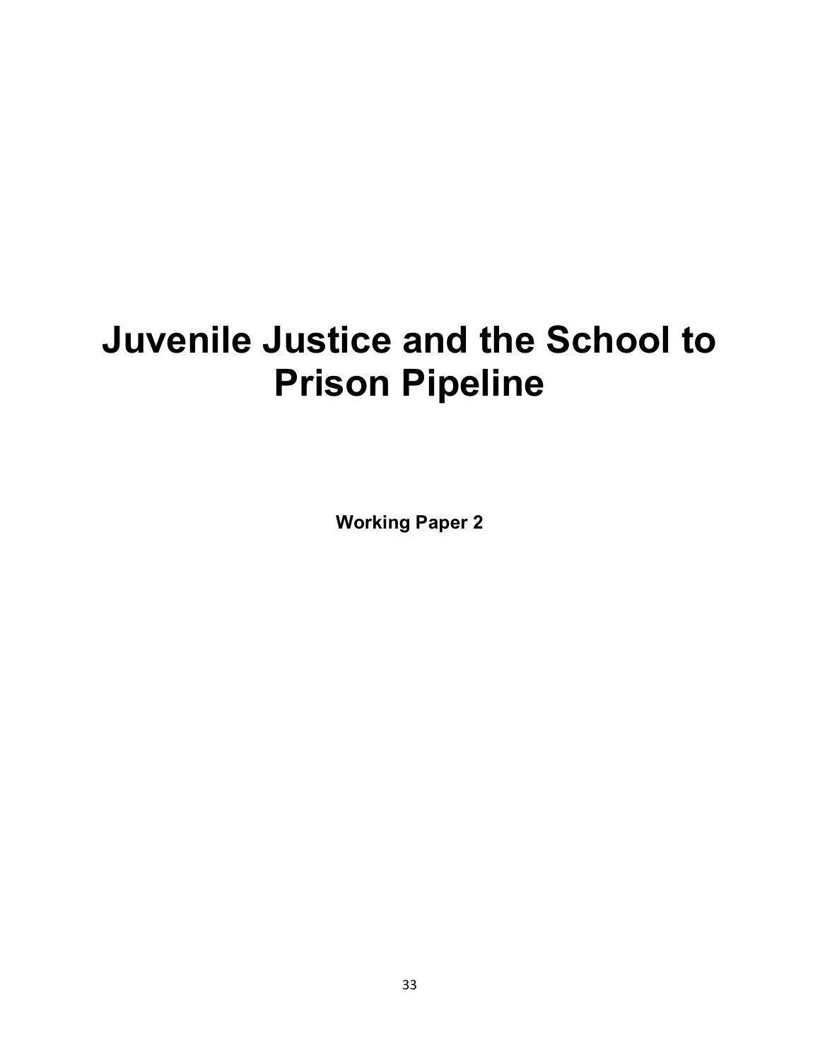# Juvenile Justice and the School to Prison Pipeline

**Working Paper 2**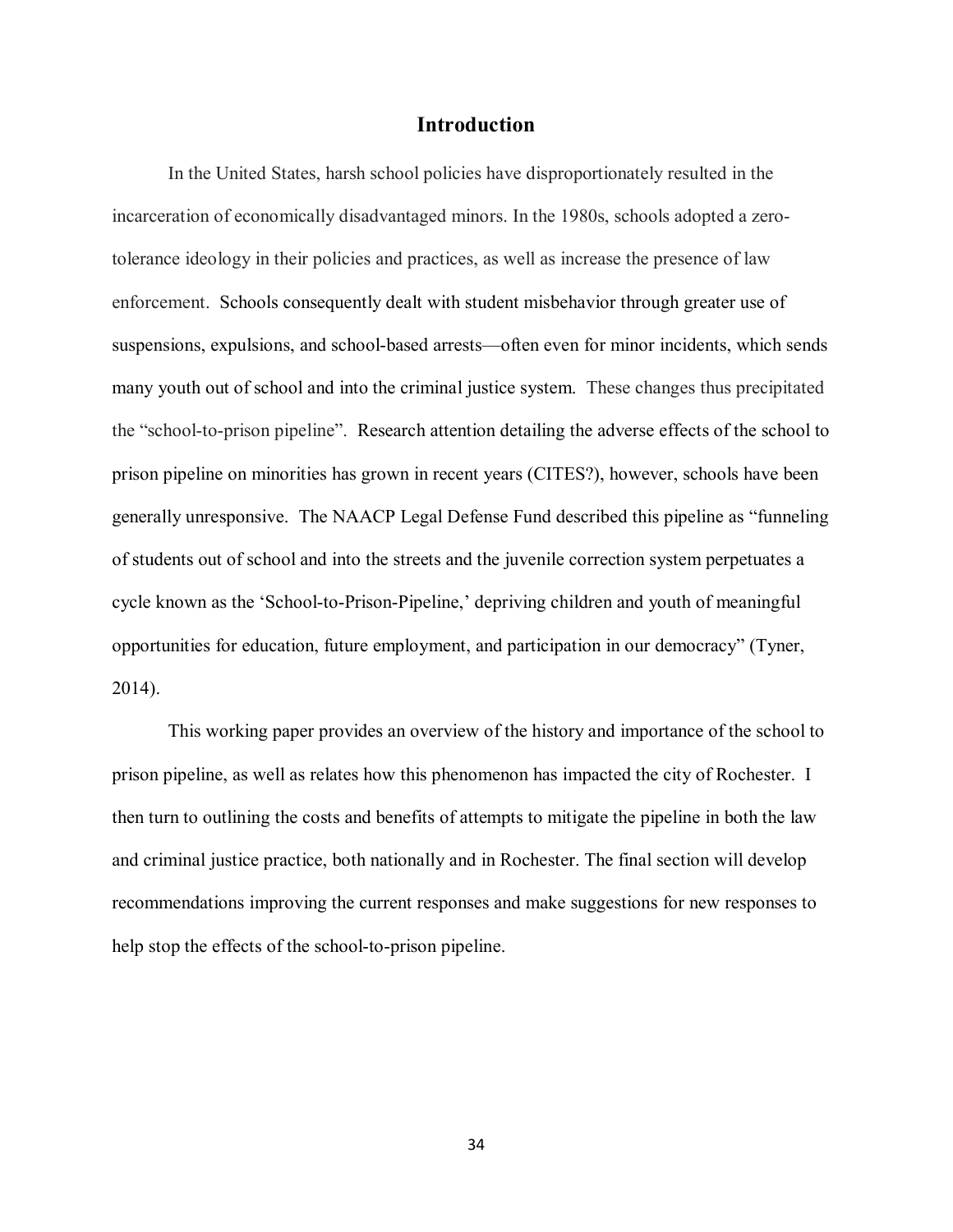## Introduction

In the United States, harsh school policies have disproportionately resulted in the incarceration of economically disadvantaged minors. In the 1980s, schools adopted a zero-tolerance ideology in their policies and practices, as well as increase the presence of law enforcement. Schools consequently dealt with student misbehavior through greater use of suspensions, expulsions, and school-based arrests—often even for minor incidents, which sends many youth out of school and into the criminal justice system. These changes thus precipitated the "school-to-prison pipeline". Research attention detailing the adverse effects of the school to prison pipeline on minorities has grown in recent years (CITES?), however, schools have been generally unresponsive. The NAACP Legal Defense Fund described this pipeline as "funneling of students out of school and into the streets and the juvenile correction system perpetuates a cycle known as the 'School-to-Prison-Pipeline,' depriving children and youth of meaningful opportunities for education, future employment, and participation in our democracy" (Tyner, 2014).

This working paper provides an overview of the history and importance of the school to prison pipeline, as well as relates how this phenomenon has impacted the city of Rochester. I then turn to outlining the costs and benefits of attempts to mitigate the pipeline in both the law and criminal justice practice, both nationally and in Rochester. The final section will develop recommendations improving the current responses and make suggestions for new responses to help stop the effects of the school-to-prison pipeline.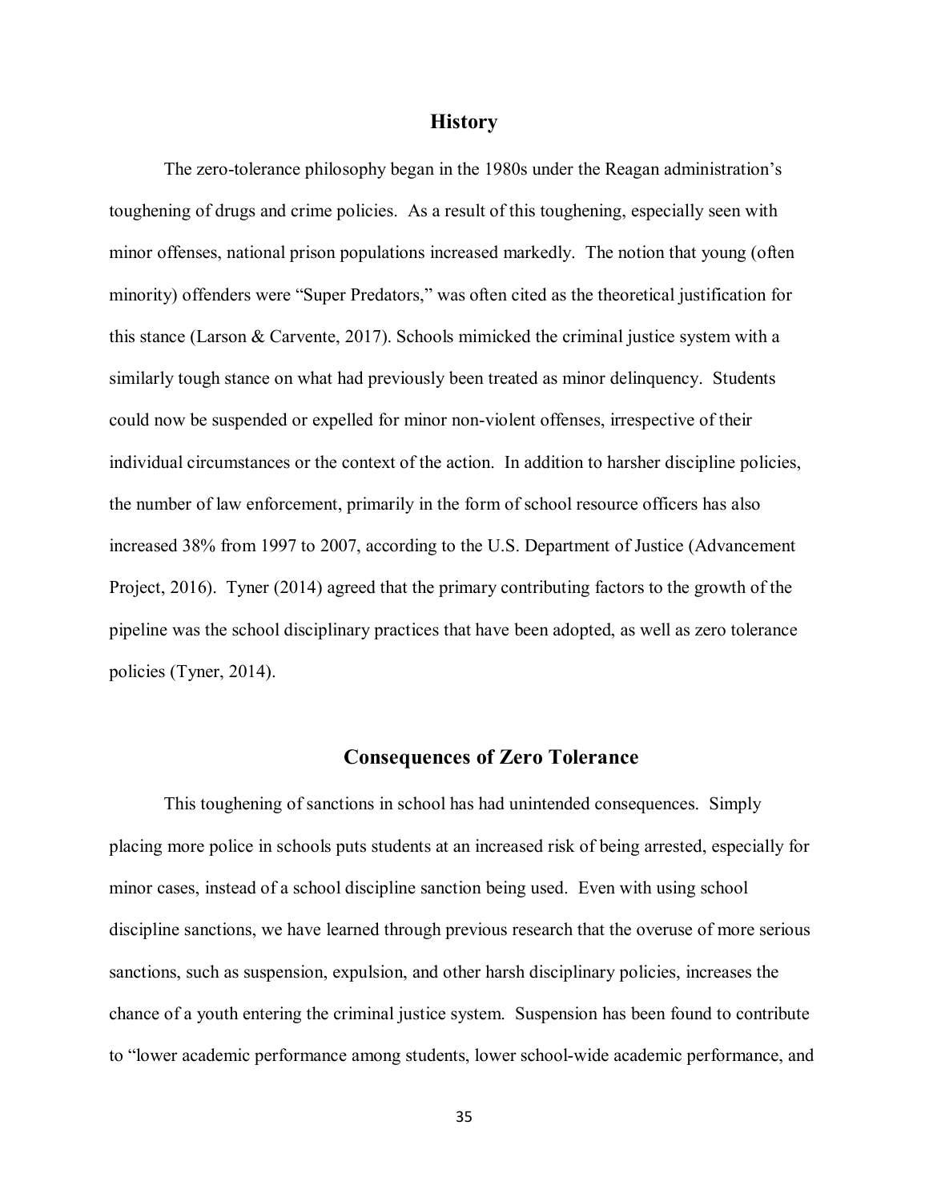## History

The zero-tolerance philosophy began in the 1980s under the Reagan administration's toughening of drugs and crime policies. As a result of this toughening, especially seen with minor offenses, national prison populations increased markedly. The notion that young (often minority) offenders were "Super Predators," was often cited as the theoretical justification for this stance (Larson & Carvente, 2017). Schools mimicked the criminal justice system with a similarly tough stance on what had previously been treated as minor delinquency. Students could now be suspended or expelled for minor non-violent offenses, irrespective of their individual circumstances or the context of the action. In addition to harsher discipline policies, the number of law enforcement, primarily in the form of school resource officers has also increased 38% from 1997 to 2007, according to the U.S. Department of Justice (Advancement Project, 2016). Tyner (2014) agreed that the primary contributing factors to the growth of the pipeline was the school disciplinary practices that have been adopted, as well as zero tolerance policies (Tyner, 2014).

## Consequences of Zero Tolerance

This toughening of sanctions in school has had unintended consequences. Simply placing more police in schools puts students at an increased risk of being arrested, especially for minor cases, instead of a school discipline sanction being used. Even with using school discipline sanctions, we have learned through previous research that the overuse of more serious sanctions, such as suspension, expulsion, and other harsh disciplinary policies, increases the chance of a youth entering the criminal justice system. Suspension has been found to contribute to "lower academic performance among students, lower school-wide academic performance, and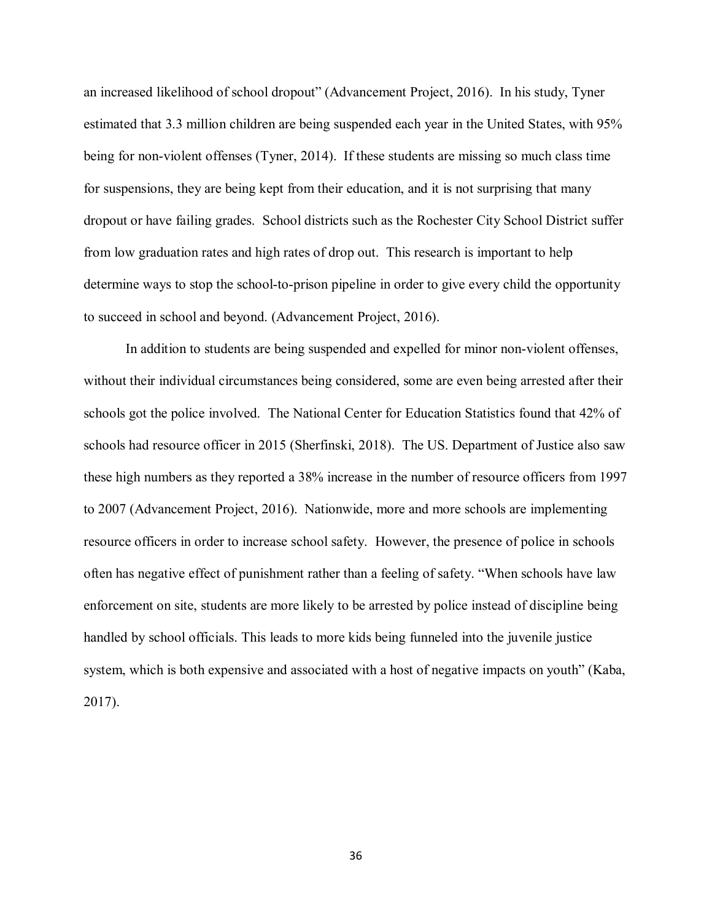an increased likelihood of school dropout" (Advancement Project, 2016). In his study, Tyner estimated that 3.3 million children are being suspended each year in the United States, with 95% being for non-violent offenses (Tyner, 2014). If these students are missing so much class time for suspensions, they are being kept from their education, and it is not surprising that many dropout or have failing grades. School districts such as the Rochester City School District suffer from low graduation rates and high rates of drop out. This research is important to help determine ways to stop the school-to-prison pipeline in order to give every child the opportunity to succeed in school and beyond. (Advancement Project, 2016).

In addition to students are being suspended and expelled for minor non-violent offenses, without their individual circumstances being considered, some are even being arrested after their schools got the police involved. The National Center for Education Statistics found that 42% of schools had resource officer in 2015 (Sherfinski, 2018). The US. Department of Justice also saw these high numbers as they reported a 38% increase in the number of resource officers from 1997 to 2007 (Advancement Project, 2016). Nationwide, more and more schools are implementing resource officers in order to increase school safety. However, the presence of police in schools often has negative effect of punishment rather than a feeling of safety. "When schools have law enforcement on site, students are more likely to be arrested by police instead of discipline being handled by school officials. This leads to more kids being funneled into the juvenile justice system, which is both expensive and associated with a host of negative impacts on youth" (Kaba, 2017).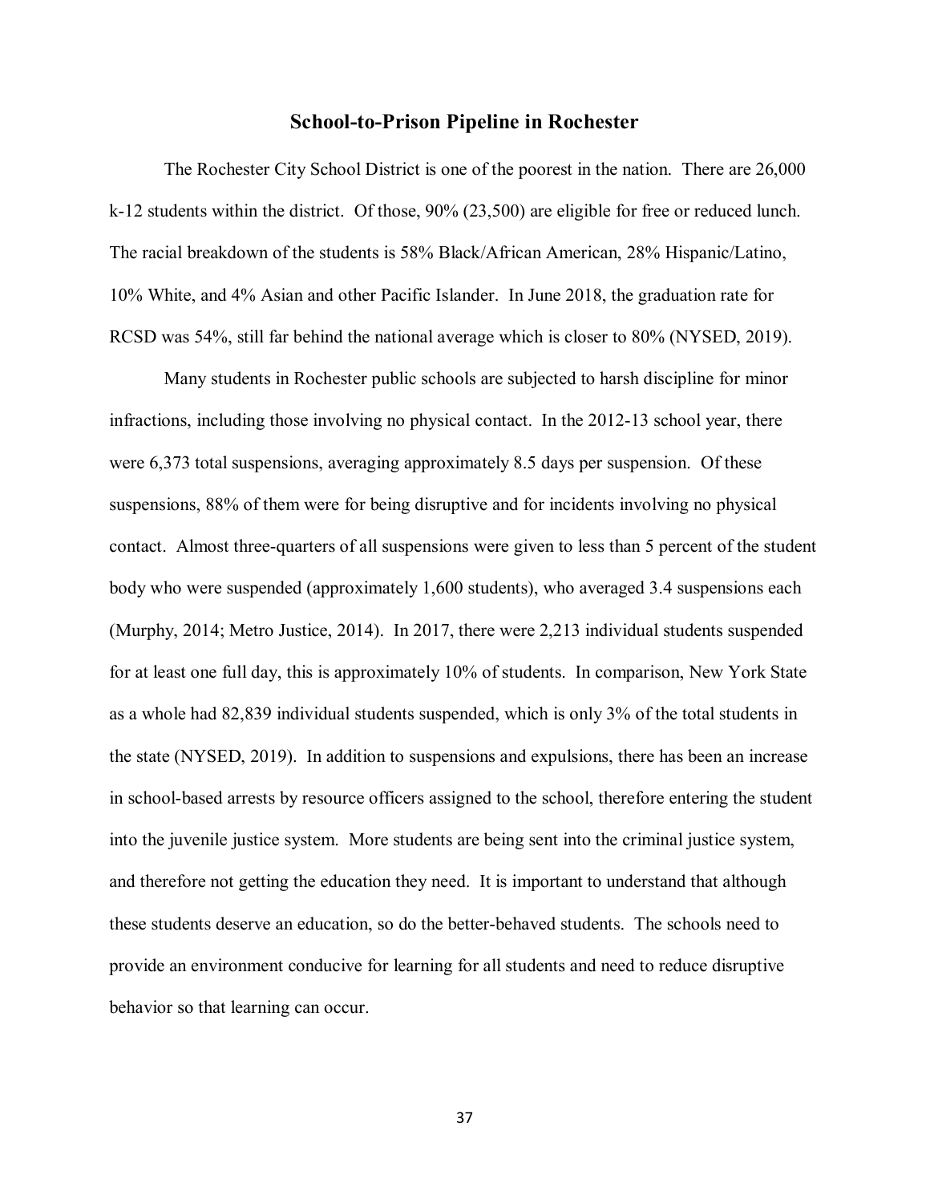## School-to-Prison Pipeline in Rochester

The Rochester City School District is one of the poorest in the nation. There are 26,000 k-12 students within the district. Of those, 90% (23,500) are eligible for free or reduced lunch. The racial breakdown of the students is 58% Black/African American, 28% Hispanic/Latino, 10% White, and 4% Asian and other Pacific Islander. In June 2018, the graduation rate for RCSD was 54%, still far behind the national average which is closer to 80% (NYSED, 2019).

Many students in Rochester public schools are subjected to harsh discipline for minor infractions, including those involving no physical contact. In the 2012-13 school year, there were 6,373 total suspensions, averaging approximately 8.5 days per suspension. Of these suspensions, 88% of them were for being disruptive and for incidents involving no physical contact. Almost three-quarters of all suspensions were given to less than 5 percent of the student body who were suspended (approximately 1,600 students), who averaged 3.4 suspensions each (Murphy, 2014; Metro Justice, 2014). In 2017, there were 2,213 individual students suspended for at least one full day, this is approximately 10% of students. In comparison, New York State as a whole had 82,839 individual students suspended, which is only 3% of the total students in the state (NYSED, 2019). In addition to suspensions and expulsions, there has been an increase in school-based arrests by resource officers assigned to the school, therefore entering the student into the juvenile justice system. More students are being sent into the criminal justice system, and therefore not getting the education they need. It is important to understand that although these students deserve an education, so do the better-behaved students. The schools need to provide an environment conducive for learning for all students and need to reduce disruptive behavior so that learning can occur.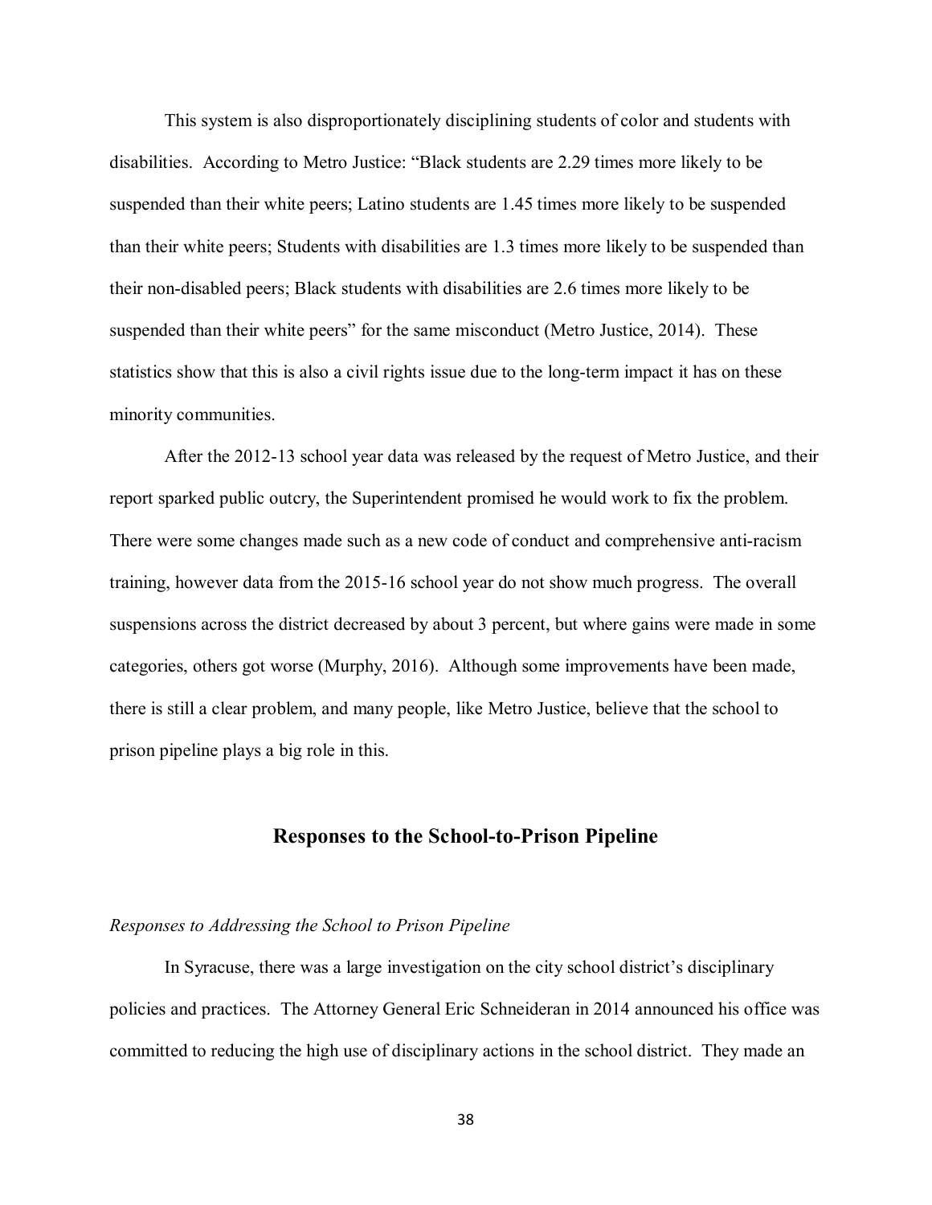This system is also disproportionately disciplining students of color and students with disabilities. According to Metro Justice: "Black students are 2.29 times more likely to be suspended than their white peers; Latino students are 1.45 times more likely to be suspended than their white peers; Students with disabilities are 1.3 times more likely to be suspended than their non-disabled peers; Black students with disabilities are 2.6 times more likely to be suspended than their white peers" for the same misconduct (Metro Justice, 2014). These statistics show that this is also a civil rights issue due to the long-term impact it has on these minority communities.

After the 2012-13 school year data was released by the request of Metro Justice, and their report sparked public outcry, the Superintendent promised he would work to fix the problem. There were some changes made such as a new code of conduct and comprehensive anti-racism training, however data from the 2015-16 school year do not show much progress. The overall suspensions across the district decreased by about 3 percent, but where gains were made in some categories, others got worse (Murphy, 2016). Although some improvements have been made, there is still a clear problem, and many people, like Metro Justice, believe that the school to prison pipeline plays a big role in this.

## Responses to the School-to-Prison Pipeline

### *Responses to Addressing the School to Prison Pipeline*

In Syracuse, there was a large investigation on the city school district's disciplinary policies and practices. The Attorney General Eric Schneideran in 2014 announced his office was committed to reducing the high use of disciplinary actions in the school district. They made an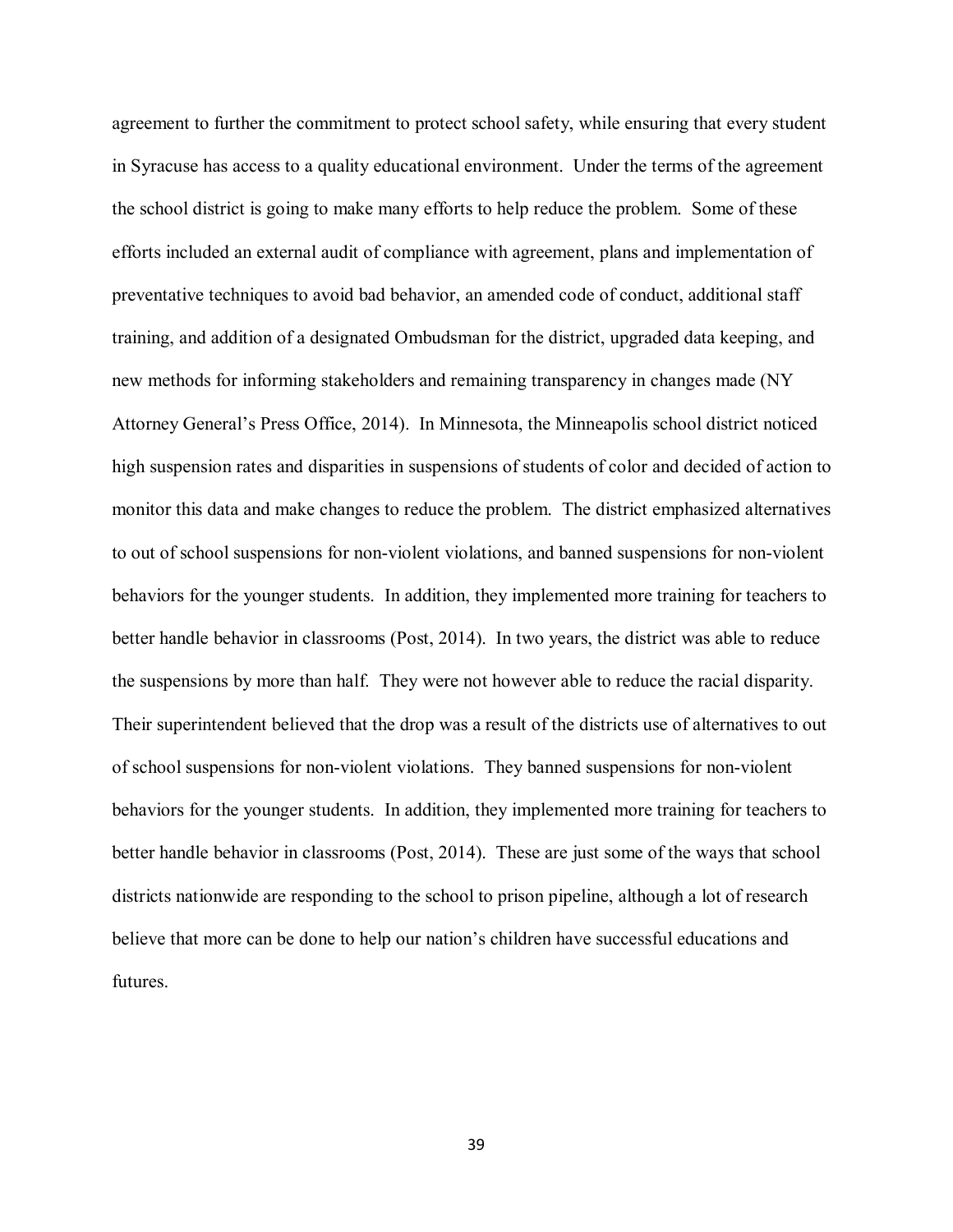agreement to further the commitment to protect school safety, while ensuring that every student in Syracuse has access to a quality educational environment. Under the terms of the agreement the school district is going to make many efforts to help reduce the problem. Some of these efforts included an external audit of compliance with agreement, plans and implementation of preventative techniques to avoid bad behavior, an amended code of conduct, additional staff training, and addition of a designated Ombudsman for the district, upgraded data keeping, and new methods for informing stakeholders and remaining transparency in changes made (NY Attorney General's Press Office, 2014). In Minnesota, the Minneapolis school district noticed high suspension rates and disparities in suspensions of students of color and decided of action to monitor this data and make changes to reduce the problem. The district emphasized alternatives to out of school suspensions for non-violent violations, and banned suspensions for non-violent behaviors for the younger students. In addition, they implemented more training for teachers to better handle behavior in classrooms (Post, 2014). In two years, the district was able to reduce the suspensions by more than half. They were not however able to reduce the racial disparity. Their superintendent believed that the drop was a result of the districts use of alternatives to out of school suspensions for non-violent violations. They banned suspensions for non-violent behaviors for the younger students. In addition, they implemented more training for teachers to better handle behavior in classrooms (Post, 2014). These are just some of the ways that school districts nationwide are responding to the school to prison pipeline, although a lot of research believe that more can be done to help our nation's children have successful educations and futures.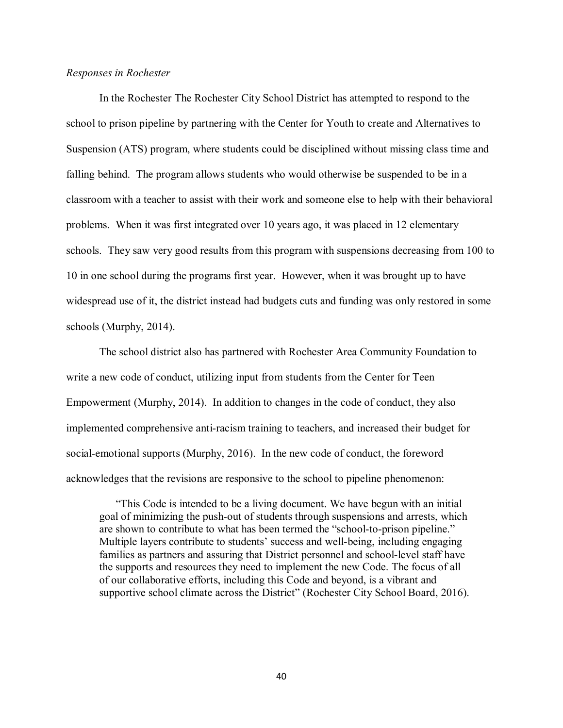*Responses in Rochester*

In the Rochester The Rochester City School District has attempted to respond to the school to prison pipeline by partnering with the Center for Youth to create and Alternatives to Suspension (ATS) program, where students could be disciplined without missing class time and falling behind. The program allows students who would otherwise be suspended to be in a classroom with a teacher to assist with their work and someone else to help with their behavioral problems. When it was first integrated over 10 years ago, it was placed in 12 elementary schools. They saw very good results from this program with suspensions decreasing from 100 to 10 in one school during the programs first year. However, when it was brought up to have widespread use of it, the district instead had budgets cuts and funding was only restored in some schools (Murphy, 2014).

The school district also has partnered with Rochester Area Community Foundation to write a new code of conduct, utilizing input from students from the Center for Teen Empowerment (Murphy, 2014). In addition to changes in the code of conduct, they also implemented comprehensive anti-racism training to teachers, and increased their budget for social-emotional supports (Murphy, 2016). In the new code of conduct, the foreword acknowledges that the revisions are responsive to the school to pipeline phenomenon:

> "This Code is intended to be a living document. We have begun with an initial goal of minimizing the push-out of students through suspensions and arrests, which are shown to contribute to what has been termed the "school-to-prison pipeline." Multiple layers contribute to students' success and well-being, including engaging families as partners and assuring that District personnel and school-level staff have the supports and resources they need to implement the new Code. The focus of all of our collaborative efforts, including this Code and beyond, is a vibrant and supportive school climate across the District" (Rochester City School Board, 2016).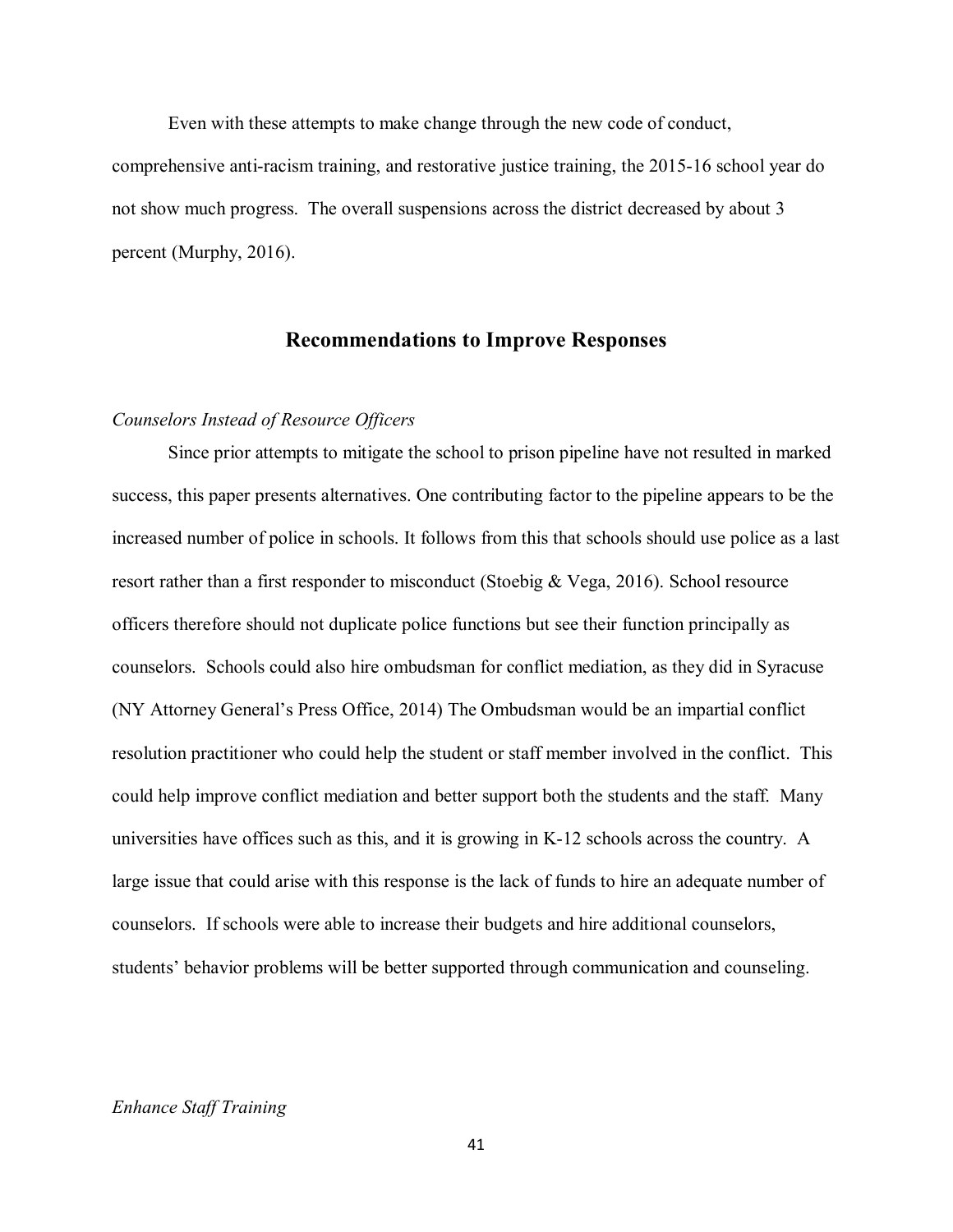Even with these attempts to make change through the new code of conduct, comprehensive anti-racism training, and restorative justice training, the 2015-16 school year do not show much progress. The overall suspensions across the district decreased by about 3 percent (Murphy, 2016).

## Recommendations to Improve Responses

*Counselors Instead of Resource Officers*

Since prior attempts to mitigate the school to prison pipeline have not resulted in marked success, this paper presents alternatives. One contributing factor to the pipeline appears to be the increased number of police in schools. It follows from this that schools should use police as a last resort rather than a first responder to misconduct (Stoebig & Vega, 2016). School resource officers therefore should not duplicate police functions but see their function principally as counselors. Schools could also hire ombudsman for conflict mediation, as they did in Syracuse (NY Attorney General's Press Office, 2014) The Ombudsman would be an impartial conflict resolution practitioner who could help the student or staff member involved in the conflict. This could help improve conflict mediation and better support both the students and the staff. Many universities have offices such as this, and it is growing in K-12 schools across the country. A large issue that could arise with this response is the lack of funds to hire an adequate number of counselors. If schools were able to increase their budgets and hire additional counselors, students' behavior problems will be better supported through communication and counseling.

*Enhance Staff Training*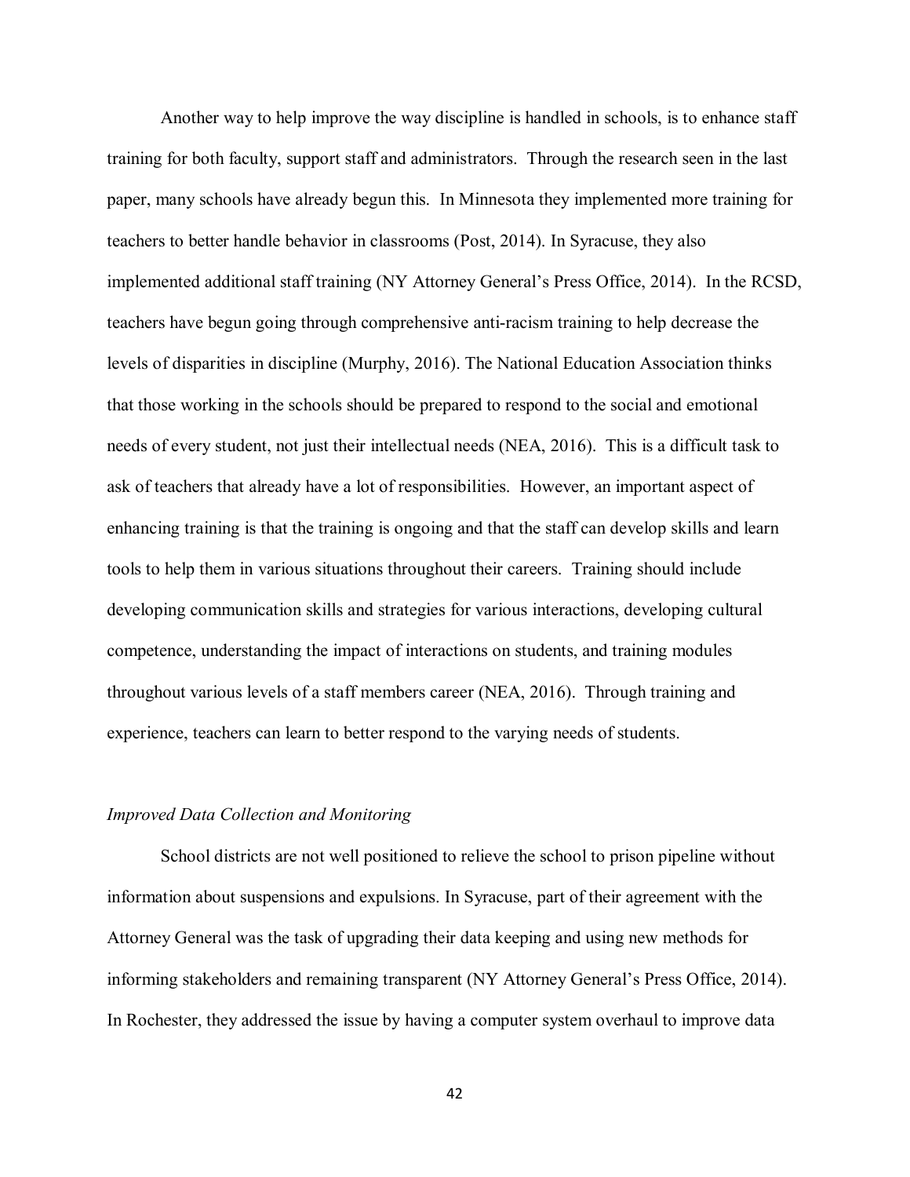Another way to help improve the way discipline is handled in schools, is to enhance staff training for both faculty, support staff and administrators. Through the research seen in the last paper, many schools have already begun this. In Minnesota they implemented more training for teachers to better handle behavior in classrooms (Post, 2014). In Syracuse, they also implemented additional staff training (NY Attorney General's Press Office, 2014). In the RCSD, teachers have begun going through comprehensive anti-racism training to help decrease the levels of disparities in discipline (Murphy, 2016). The National Education Association thinks that those working in the schools should be prepared to respond to the social and emotional needs of every student, not just their intellectual needs (NEA, 2016). This is a difficult task to ask of teachers that already have a lot of responsibilities. However, an important aspect of enhancing training is that the training is ongoing and that the staff can develop skills and learn tools to help them in various situations throughout their careers. Training should include developing communication skills and strategies for various interactions, developing cultural competence, understanding the impact of interactions on students, and training modules throughout various levels of a staff members career (NEA, 2016). Through training and experience, teachers can learn to better respond to the varying needs of students.

*Improved Data Collection and Monitoring*

School districts are not well positioned to relieve the school to prison pipeline without information about suspensions and expulsions. In Syracuse, part of their agreement with the Attorney General was the task of upgrading their data keeping and using new methods for informing stakeholders and remaining transparent (NY Attorney General's Press Office, 2014). In Rochester, they addressed the issue by having a computer system overhaul to improve data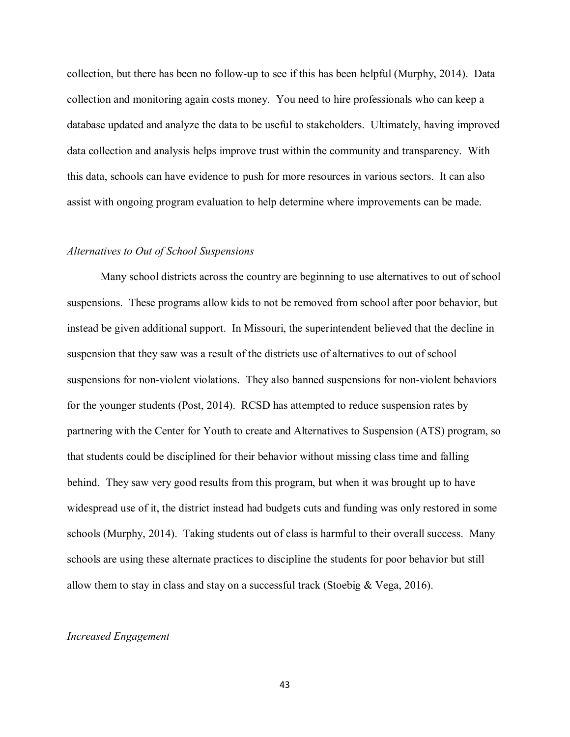collection, but there has been no follow-up to see if this has been helpful (Murphy, 2014). Data collection and monitoring again costs money. You need to hire professionals who can keep a database updated and analyze the data to be useful to stakeholders. Ultimately, having improved data collection and analysis helps improve trust within the community and transparency. With this data, schools can have evidence to push for more resources in various sectors. It can also assist with ongoing program evaluation to help determine where improvements can be made.

*Alternatives to Out of School Suspensions*

Many school districts across the country are beginning to use alternatives to out of school suspensions. These programs allow kids to not be removed from school after poor behavior, but instead be given additional support. In Missouri, the superintendent believed that the decline in suspension that they saw was a result of the districts use of alternatives to out of school suspensions for non-violent violations. They also banned suspensions for non-violent behaviors for the younger students (Post, 2014). RCSD has attempted to reduce suspension rates by partnering with the Center for Youth to create and Alternatives to Suspension (ATS) program, so that students could be disciplined for their behavior without missing class time and falling behind. They saw very good results from this program, but when it was brought up to have widespread use of it, the district instead had budgets cuts and funding was only restored in some schools (Murphy, 2014). Taking students out of class is harmful to their overall success. Many schools are using these alternate practices to discipline the students for poor behavior but still allow them to stay in class and stay on a successful track (Stoebig & Vega, 2016).

*Increased Engagement*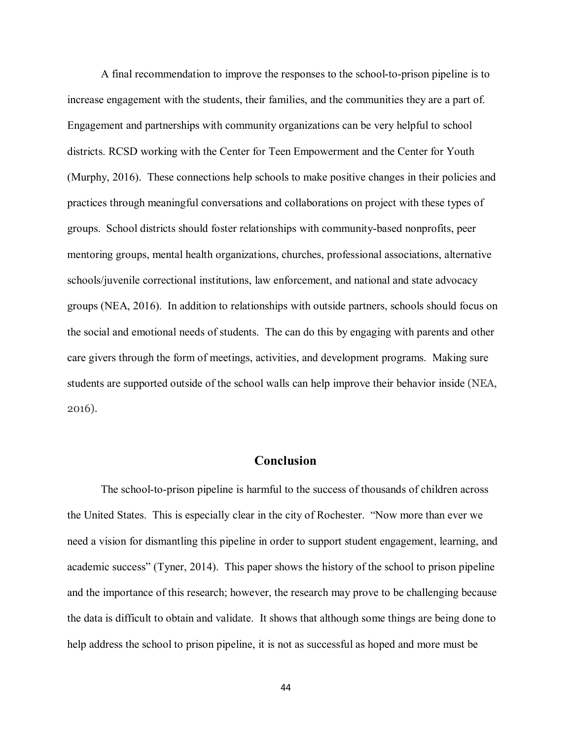A final recommendation to improve the responses to the school-to-prison pipeline is to increase engagement with the students, their families, and the communities they are a part of. Engagement and partnerships with community organizations can be very helpful to school districts. RCSD working with the Center for Teen Empowerment and the Center for Youth (Murphy, 2016). These connections help schools to make positive changes in their policies and practices through meaningful conversations and collaborations on project with these types of groups. School districts should foster relationships with community-based nonprofits, peer mentoring groups, mental health organizations, churches, professional associations, alternative schools/juvenile correctional institutions, law enforcement, and national and state advocacy groups (NEA, 2016). In addition to relationships with outside partners, schools should focus on the social and emotional needs of students. The can do this by engaging with parents and other care givers through the form of meetings, activities, and development programs. Making sure students are supported outside of the school walls can help improve their behavior inside (NEA, 2016).

## Conclusion

The school-to-prison pipeline is harmful to the success of thousands of children across the United States. This is especially clear in the city of Rochester. "Now more than ever we need a vision for dismantling this pipeline in order to support student engagement, learning, and academic success" (Tyner, 2014). This paper shows the history of the school to prison pipeline and the importance of this research; however, the research may prove to be challenging because the data is difficult to obtain and validate. It shows that although some things are being done to help address the school to prison pipeline, it is not as successful as hoped and more must be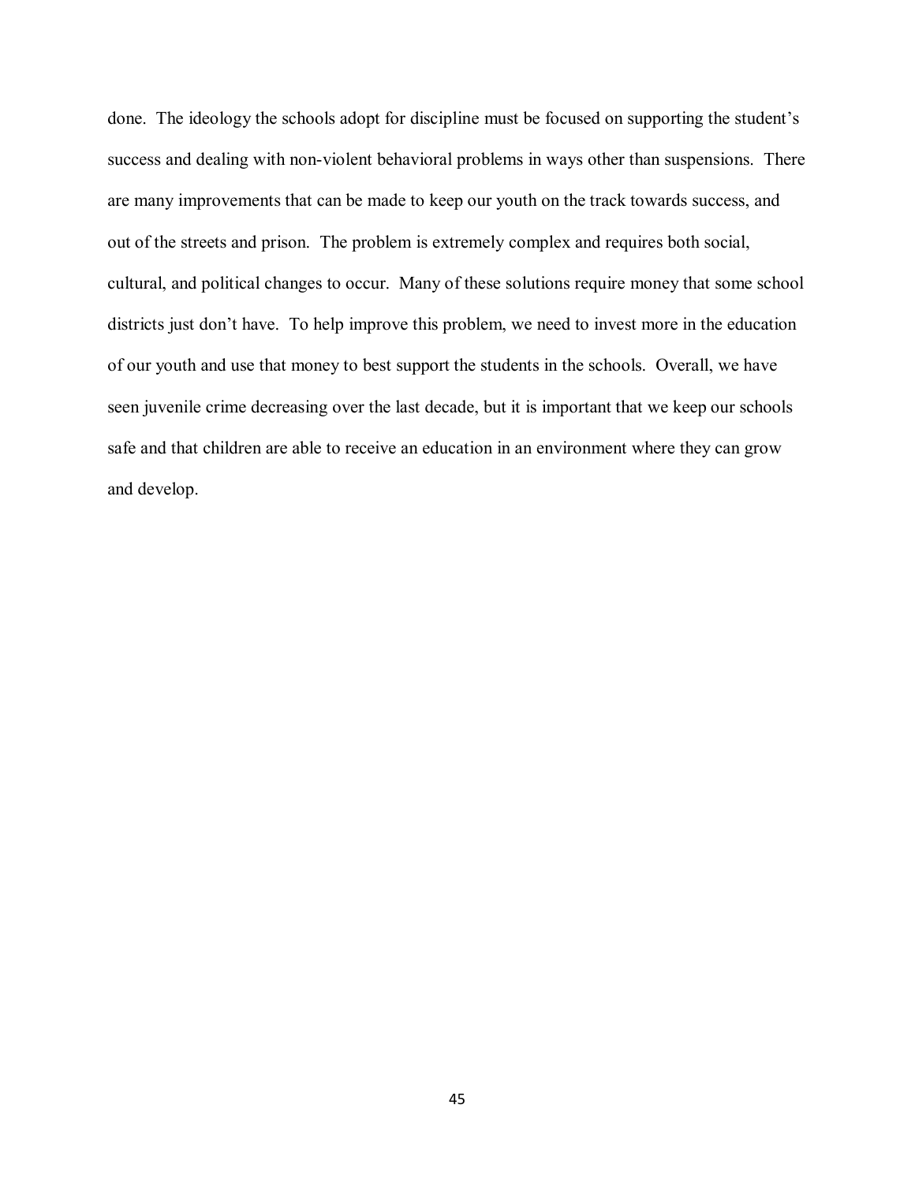done. The ideology the schools adopt for discipline must be focused on supporting the student's success and dealing with non-violent behavioral problems in ways other than suspensions. There are many improvements that can be made to keep our youth on the track towards success, and out of the streets and prison. The problem is extremely complex and requires both social, cultural, and political changes to occur. Many of these solutions require money that some school districts just don't have. To help improve this problem, we need to invest more in the education of our youth and use that money to best support the students in the schools. Overall, we have seen juvenile crime decreasing over the last decade, but it is important that we keep our schools safe and that children are able to receive an education in an environment where they can grow and develop.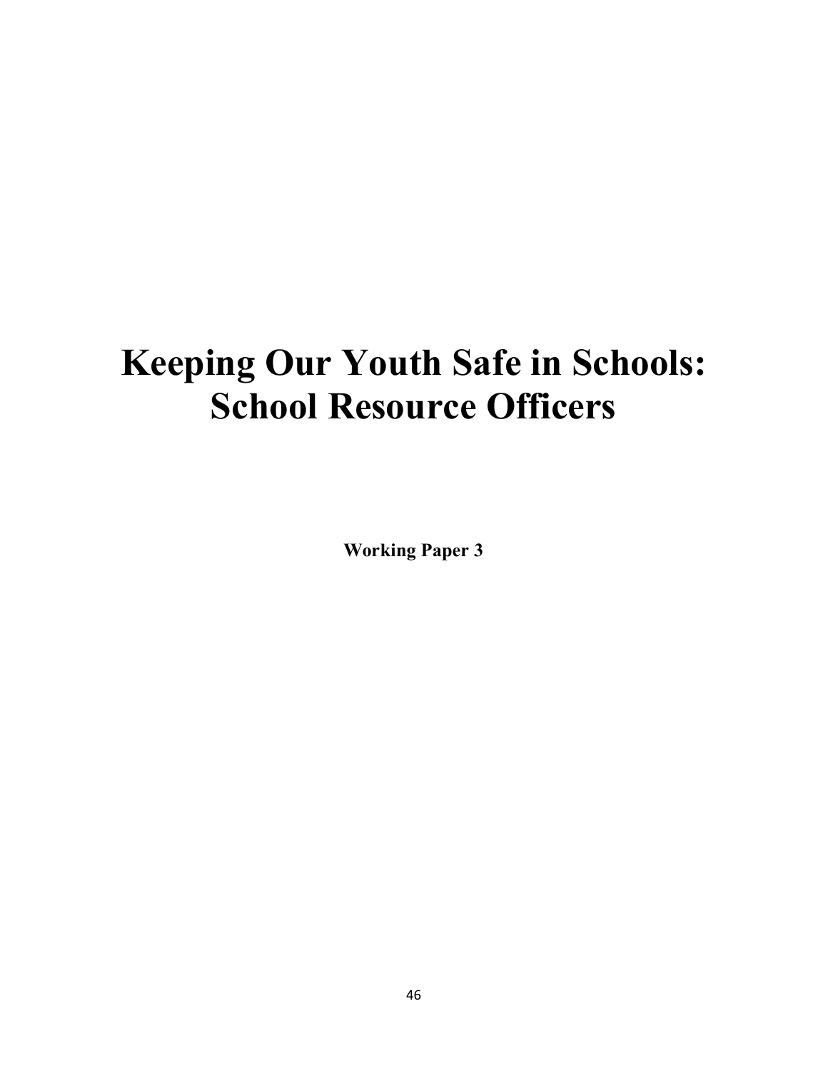# Keeping Our Youth Safe in Schools: School Resource Officers

**Working Paper 3**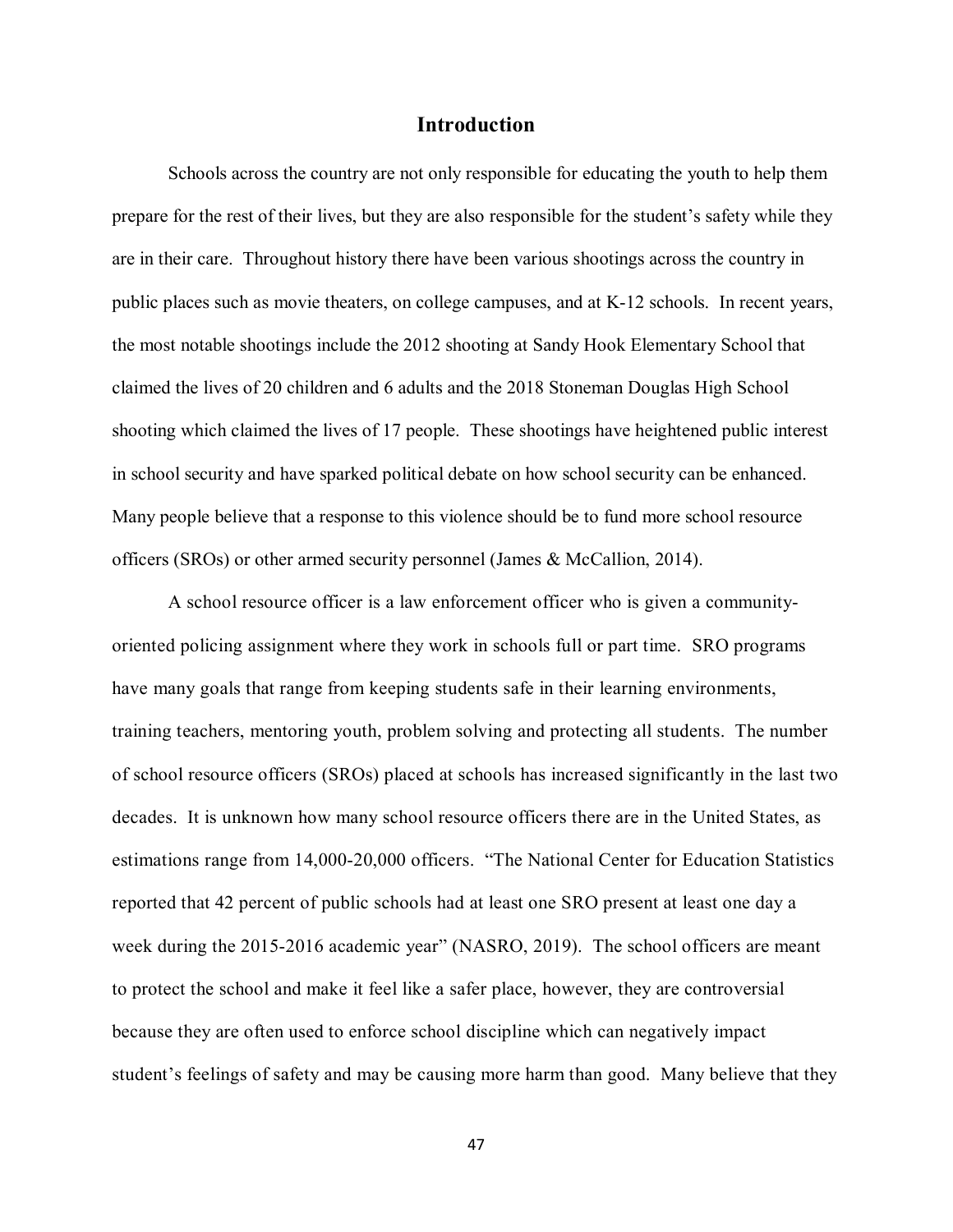## Introduction

Schools across the country are not only responsible for educating the youth to help them prepare for the rest of their lives, but they are also responsible for the student's safety while they are in their care. Throughout history there have been various shootings across the country in public places such as movie theaters, on college campuses, and at K-12 schools. In recent years, the most notable shootings include the 2012 shooting at Sandy Hook Elementary School that claimed the lives of 20 children and 6 adults and the 2018 Stoneman Douglas High School shooting which claimed the lives of 17 people. These shootings have heightened public interest in school security and have sparked political debate on how school security can be enhanced. Many people believe that a response to this violence should be to fund more school resource officers (SROs) or other armed security personnel (James & McCallion, 2014).

A school resource officer is a law enforcement officer who is given a community-oriented policing assignment where they work in schools full or part time. SRO programs have many goals that range from keeping students safe in their learning environments, training teachers, mentoring youth, problem solving and protecting all students. The number of school resource officers (SROs) placed at schools has increased significantly in the last two decades. It is unknown how many school resource officers there are in the United States, as estimations range from 14,000-20,000 officers. "The National Center for Education Statistics reported that 42 percent of public schools had at least one SRO present at least one day a week during the 2015-2016 academic year" (NASRO, 2019). The school officers are meant to protect the school and make it feel like a safer place, however, they are controversial because they are often used to enforce school discipline which can negatively impact student's feelings of safety and may be causing more harm than good. Many believe that they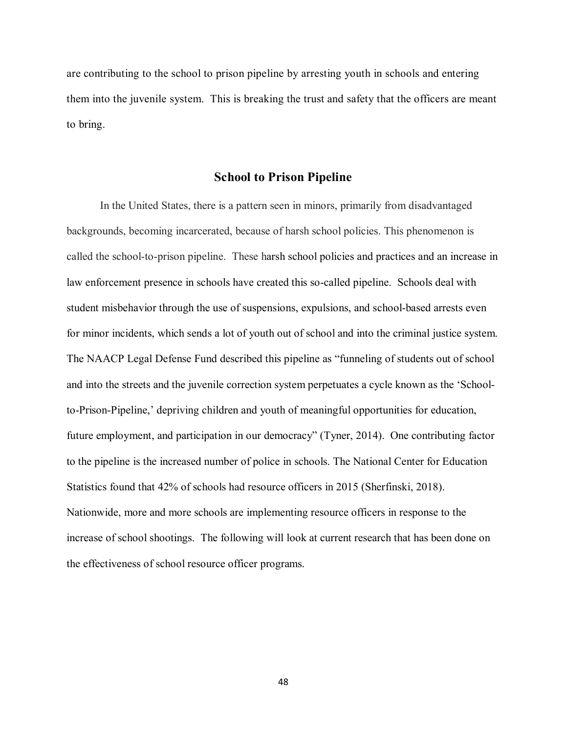are contributing to the school to prison pipeline by arresting youth in schools and entering them into the juvenile system. This is breaking the trust and safety that the officers are meant to bring.

## School to Prison Pipeline

In the United States, there is a pattern seen in minors, primarily from disadvantaged backgrounds, becoming incarcerated, because of harsh school policies. This phenomenon is called the school-to-prison pipeline. These harsh school policies and practices and an increase in law enforcement presence in schools have created this so-called pipeline. Schools deal with student misbehavior through the use of suspensions, expulsions, and school-based arrests even for minor incidents, which sends a lot of youth out of school and into the criminal justice system. The NAACP Legal Defense Fund described this pipeline as "funneling of students out of school and into the streets and the juvenile correction system perpetuates a cycle known as the 'School-to-Prison-Pipeline,' depriving children and youth of meaningful opportunities for education, future employment, and participation in our democracy" (Tyner, 2014). One contributing factor to the pipeline is the increased number of police in schools. The National Center for Education Statistics found that 42% of schools had resource officers in 2015 (Sherfinski, 2018). Nationwide, more and more schools are implementing resource officers in response to the increase of school shootings. The following will look at current research that has been done on the effectiveness of school resource officer programs.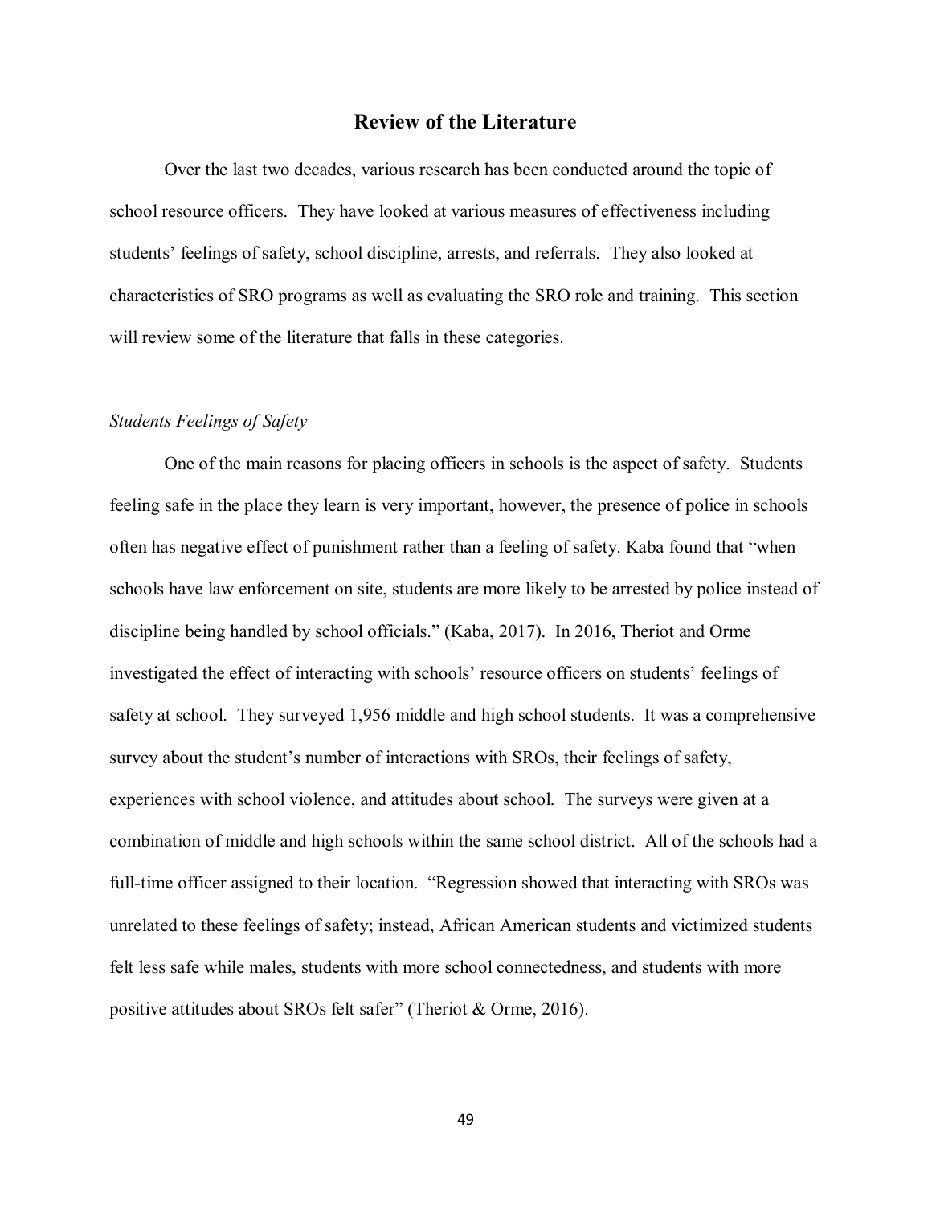## Review of the Literature

Over the last two decades, various research has been conducted around the topic of school resource officers. They have looked at various measures of effectiveness including students' feelings of safety, school discipline, arrests, and referrals. They also looked at characteristics of SRO programs as well as evaluating the SRO role and training. This section will review some of the literature that falls in these categories.

### *Students Feelings of Safety*

One of the main reasons for placing officers in schools is the aspect of safety. Students feeling safe in the place they learn is very important, however, the presence of police in schools often has negative effect of punishment rather than a feeling of safety. Kaba found that "when schools have law enforcement on site, students are more likely to be arrested by police instead of discipline being handled by school officials." (Kaba, 2017). In 2016, Theriot and Orme investigated the effect of interacting with schools' resource officers on students' feelings of safety at school. They surveyed 1,956 middle and high school students. It was a comprehensive survey about the student's number of interactions with SROs, their feelings of safety, experiences with school violence, and attitudes about school. The surveys were given at a combination of middle and high schools within the same school district. All of the schools had a full-time officer assigned to their location. "Regression showed that interacting with SROs was unrelated to these feelings of safety; instead, African American students and victimized students felt less safe while males, students with more school connectedness, and students with more positive attitudes about SROs felt safer" (Theriot & Orme, 2016).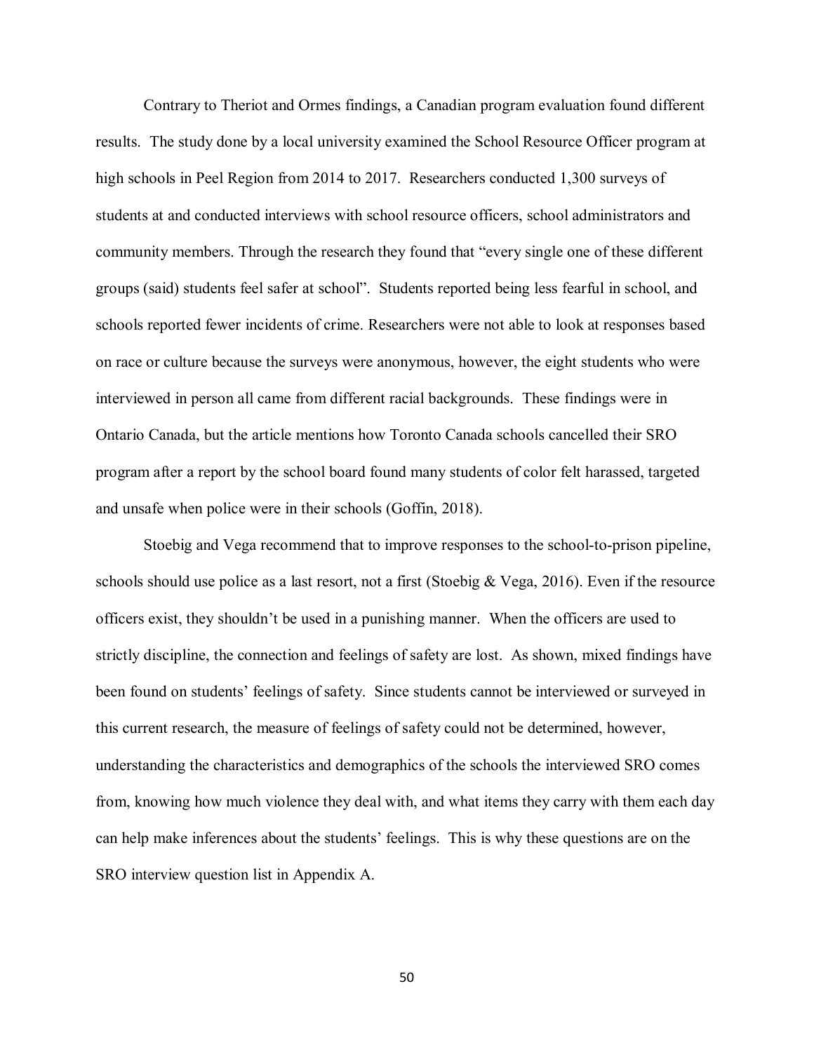Contrary to Theriot and Ormes findings, a Canadian program evaluation found different results. The study done by a local university examined the School Resource Officer program at high schools in Peel Region from 2014 to 2017. Researchers conducted 1,300 surveys of students at and conducted interviews with school resource officers, school administrators and community members. Through the research they found that "every single one of these different groups (said) students feel safer at school". Students reported being less fearful in school, and schools reported fewer incidents of crime. Researchers were not able to look at responses based on race or culture because the surveys were anonymous, however, the eight students who were interviewed in person all came from different racial backgrounds. These findings were in Ontario Canada, but the article mentions how Toronto Canada schools cancelled their SRO program after a report by the school board found many students of color felt harassed, targeted and unsafe when police were in their schools (Goffin, 2018).

Stoebig and Vega recommend that to improve responses to the school-to-prison pipeline, schools should use police as a last resort, not a first (Stoebig & Vega, 2016). Even if the resource officers exist, they shouldn't be used in a punishing manner. When the officers are used to strictly discipline, the connection and feelings of safety are lost. As shown, mixed findings have been found on students' feelings of safety. Since students cannot be interviewed or surveyed in this current research, the measure of feelings of safety could not be determined, however, understanding the characteristics and demographics of the schools the interviewed SRO comes from, knowing how much violence they deal with, and what items they carry with them each day can help make inferences about the students' feelings. This is why these questions are on the SRO interview question list in Appendix A.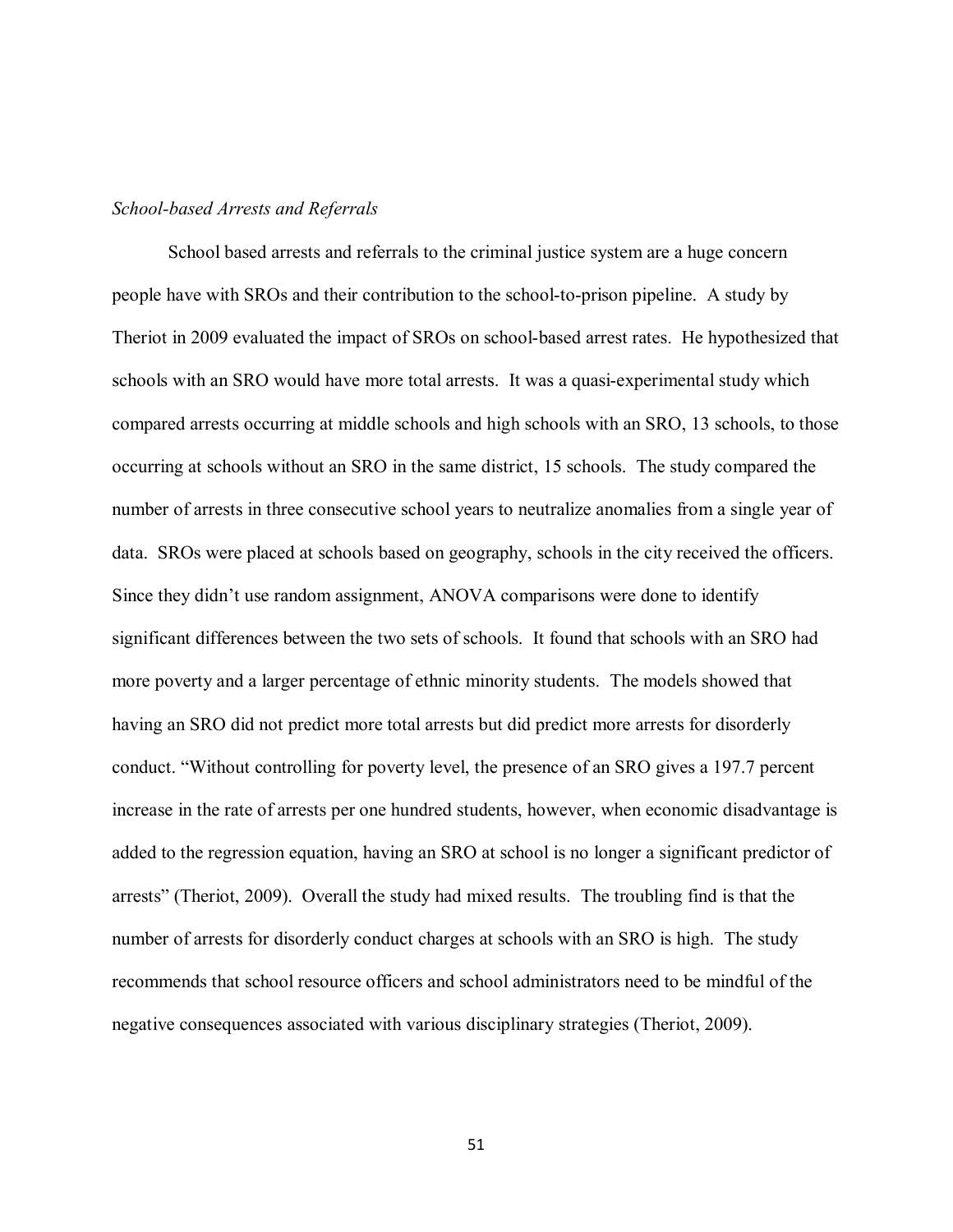*School-based Arrests and Referrals*

School based arrests and referrals to the criminal justice system are a huge concern people have with SROs and their contribution to the school-to-prison pipeline. A study by Theriot in 2009 evaluated the impact of SROs on school-based arrest rates. He hypothesized that schools with an SRO would have more total arrests. It was a quasi-experimental study which compared arrests occurring at middle schools and high schools with an SRO, 13 schools, to those occurring at schools without an SRO in the same district, 15 schools. The study compared the number of arrests in three consecutive school years to neutralize anomalies from a single year of data. SROs were placed at schools based on geography, schools in the city received the officers. Since they didn't use random assignment, ANOVA comparisons were done to identify significant differences between the two sets of schools. It found that schools with an SRO had more poverty and a larger percentage of ethnic minority students. The models showed that having an SRO did not predict more total arrests but did predict more arrests for disorderly conduct. "Without controlling for poverty level, the presence of an SRO gives a 197.7 percent increase in the rate of arrests per one hundred students, however, when economic disadvantage is added to the regression equation, having an SRO at school is no longer a significant predictor of arrests" (Theriot, 2009). Overall the study had mixed results. The troubling find is that the number of arrests for disorderly conduct charges at schools with an SRO is high. The study recommends that school resource officers and school administrators need to be mindful of the negative consequences associated with various disciplinary strategies (Theriot, 2009).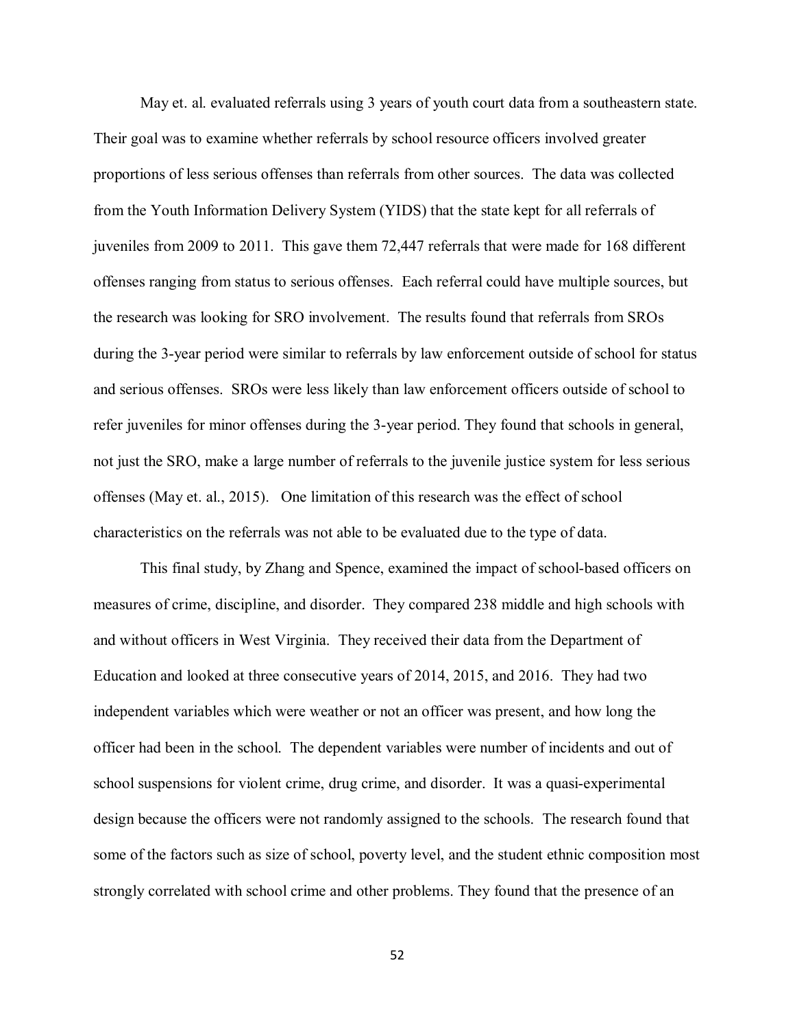May et. al. evaluated referrals using 3 years of youth court data from a southeastern state. Their goal was to examine whether referrals by school resource officers involved greater proportions of less serious offenses than referrals from other sources. The data was collected from the Youth Information Delivery System (YIDS) that the state kept for all referrals of juveniles from 2009 to 2011. This gave them 72,447 referrals that were made for 168 different offenses ranging from status to serious offenses. Each referral could have multiple sources, but the research was looking for SRO involvement. The results found that referrals from SROs during the 3-year period were similar to referrals by law enforcement outside of school for status and serious offenses. SROs were less likely than law enforcement officers outside of school to refer juveniles for minor offenses during the 3-year period. They found that schools in general, not just the SRO, make a large number of referrals to the juvenile justice system for less serious offenses (May et. al., 2015). One limitation of this research was the effect of school characteristics on the referrals was not able to be evaluated due to the type of data.

This final study, by Zhang and Spence, examined the impact of school-based officers on measures of crime, discipline, and disorder. They compared 238 middle and high schools with and without officers in West Virginia. They received their data from the Department of Education and looked at three consecutive years of 2014, 2015, and 2016. They had two independent variables which were weather or not an officer was present, and how long the officer had been in the school. The dependent variables were number of incidents and out of school suspensions for violent crime, drug crime, and disorder. It was a quasi-experimental design because the officers were not randomly assigned to the schools. The research found that some of the factors such as size of school, poverty level, and the student ethnic composition most strongly correlated with school crime and other problems. They found that the presence of an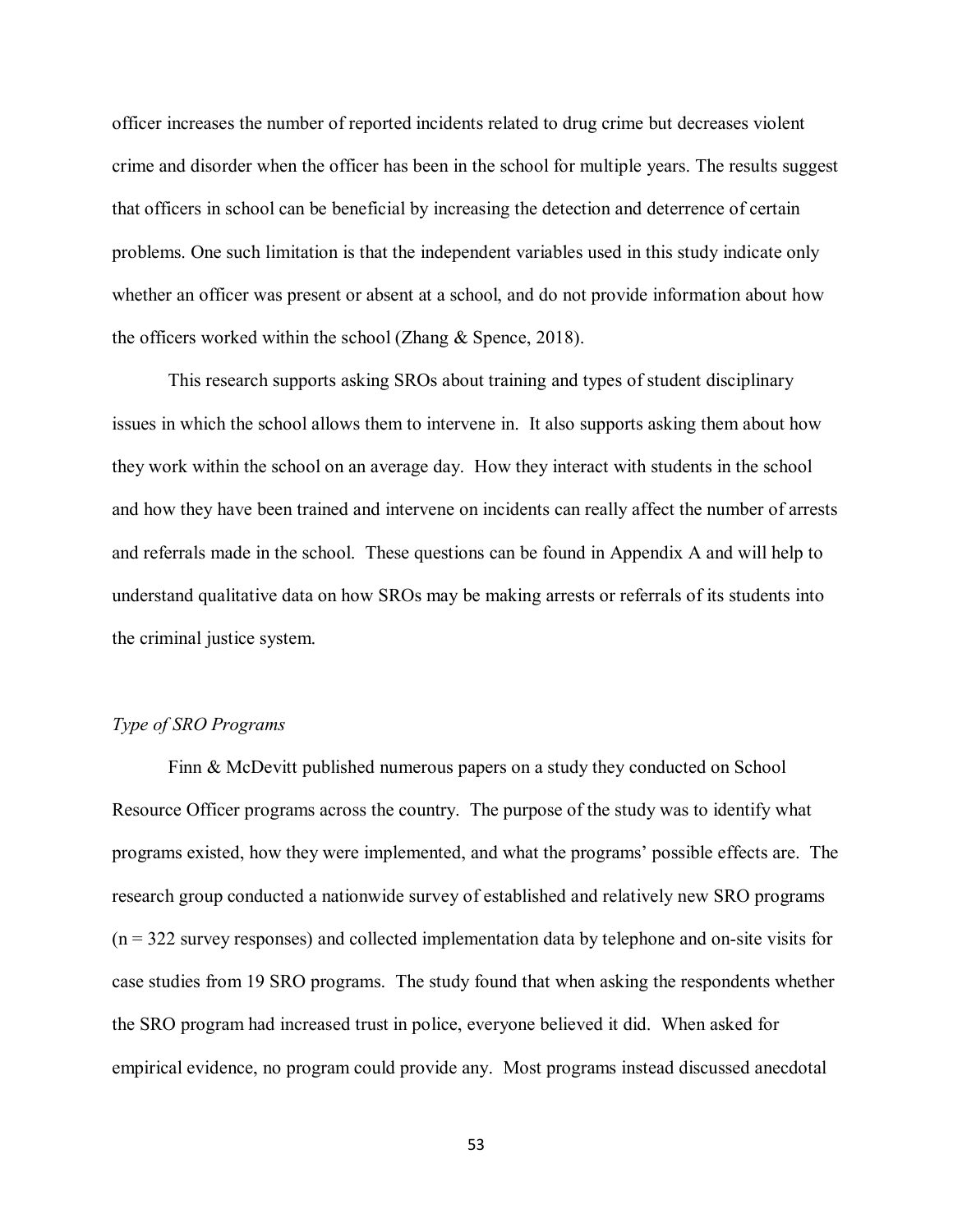officer increases the number of reported incidents related to drug crime but decreases violent crime and disorder when the officer has been in the school for multiple years. The results suggest that officers in school can be beneficial by increasing the detection and deterrence of certain problems. One such limitation is that the independent variables used in this study indicate only whether an officer was present or absent at a school, and do not provide information about how the officers worked within the school (Zhang & Spence, 2018).

This research supports asking SROs about training and types of student disciplinary issues in which the school allows them to intervene in. It also supports asking them about how they work within the school on an average day. How they interact with students in the school and how they have been trained and intervene on incidents can really affect the number of arrests and referrals made in the school. These questions can be found in Appendix A and will help to understand qualitative data on how SROs may be making arrests or referrals of its students into the criminal justice system.

### *Type of SRO Programs*

Finn & McDevitt published numerous papers on a study they conducted on School Resource Officer programs across the country. The purpose of the study was to identify what programs existed, how they were implemented, and what the programs' possible effects are. The research group conducted a nationwide survey of established and relatively new SRO programs (n = 322 survey responses) and collected implementation data by telephone and on-site visits for case studies from 19 SRO programs. The study found that when asking the respondents whether the SRO program had increased trust in police, everyone believed it did. When asked for empirical evidence, no program could provide any. Most programs instead discussed anecdotal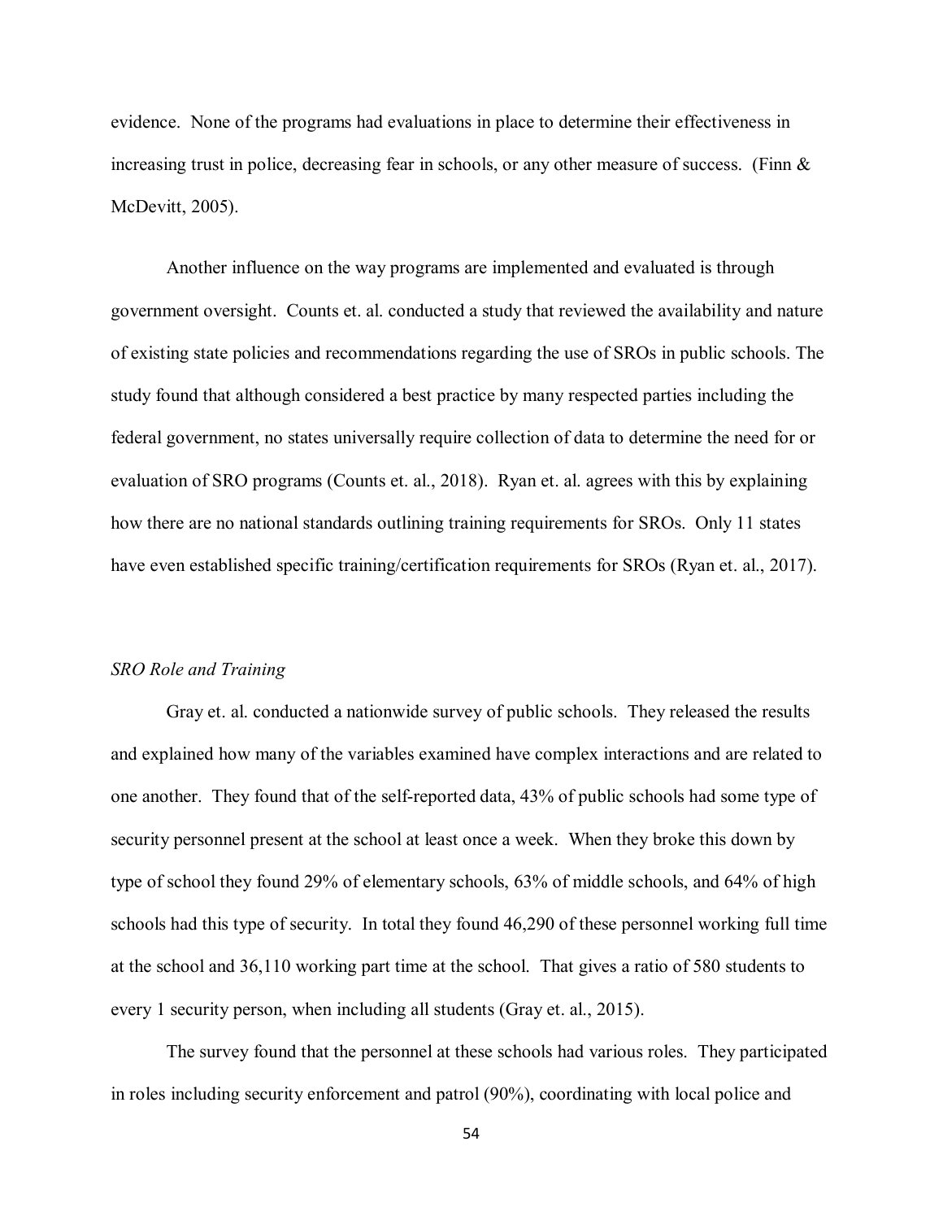evidence. None of the programs had evaluations in place to determine their effectiveness in increasing trust in police, decreasing fear in schools, or any other measure of success. (Finn & McDevitt, 2005).

Another influence on the way programs are implemented and evaluated is through government oversight. Counts et. al. conducted a study that reviewed the availability and nature of existing state policies and recommendations regarding the use of SROs in public schools. The study found that although considered a best practice by many respected parties including the federal government, no states universally require collection of data to determine the need for or evaluation of SRO programs (Counts et. al., 2018). Ryan et. al. agrees with this by explaining how there are no national standards outlining training requirements for SROs. Only 11 states have even established specific training/certification requirements for SROs (Ryan et. al., 2017).

*SRO Role and Training*

Gray et. al. conducted a nationwide survey of public schools. They released the results and explained how many of the variables examined have complex interactions and are related to one another. They found that of the self-reported data, 43% of public schools had some type of security personnel present at the school at least once a week. When they broke this down by type of school they found 29% of elementary schools, 63% of middle schools, and 64% of high schools had this type of security. In total they found 46,290 of these personnel working full time at the school and 36,110 working part time at the school. That gives a ratio of 580 students to every 1 security person, when including all students (Gray et. al., 2015).

The survey found that the personnel at these schools had various roles. They participated in roles including security enforcement and patrol (90%), coordinating with local police and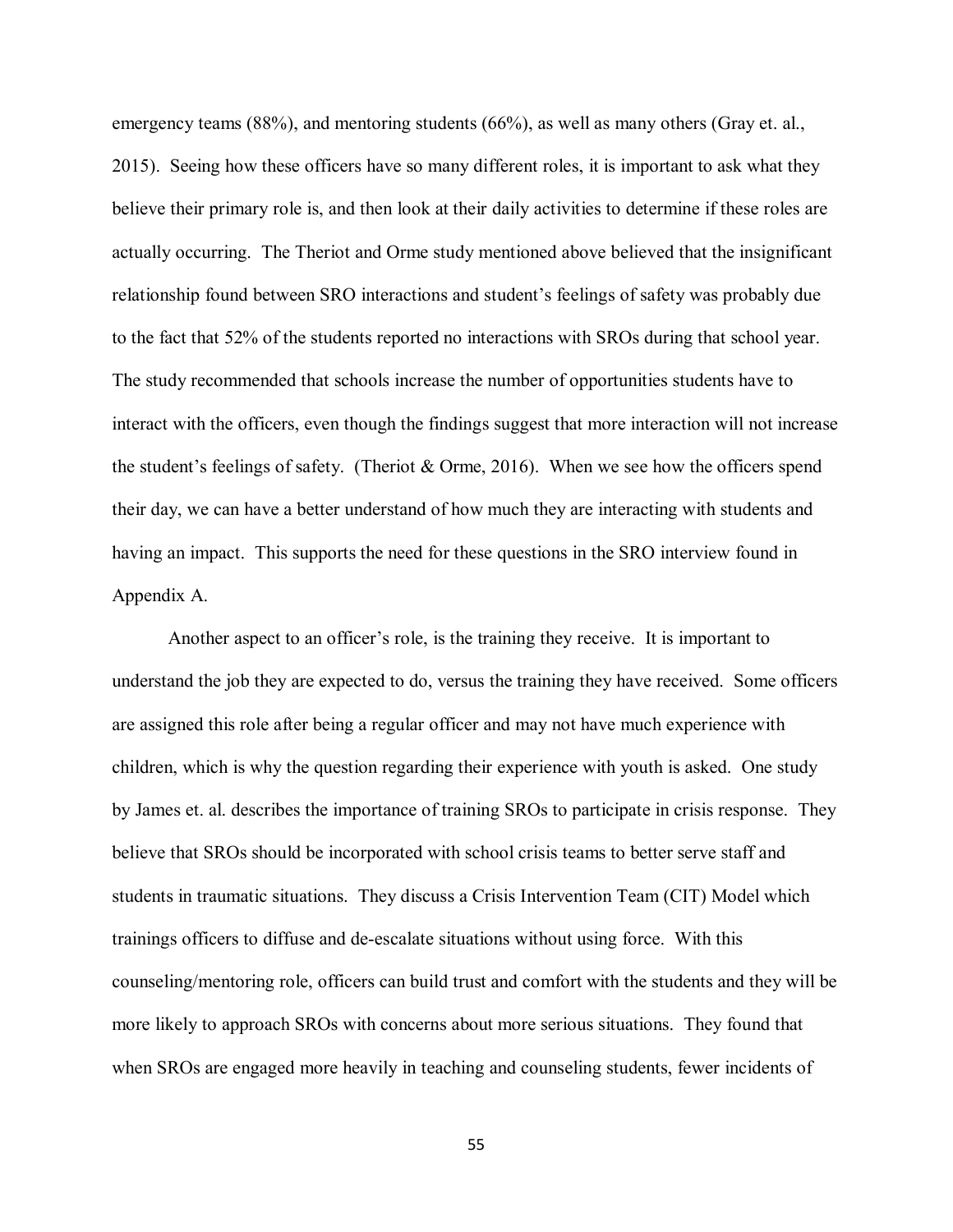emergency teams (88%), and mentoring students (66%), as well as many others (Gray et. al., 2015). Seeing how these officers have so many different roles, it is important to ask what they believe their primary role is, and then look at their daily activities to determine if these roles are actually occurring. The Theriot and Orme study mentioned above believed that the insignificant relationship found between SRO interactions and student's feelings of safety was probably due to the fact that 52% of the students reported no interactions with SROs during that school year. The study recommended that schools increase the number of opportunities students have to interact with the officers, even though the findings suggest that more interaction will not increase the student's feelings of safety. (Theriot & Orme, 2016). When we see how the officers spend their day, we can have a better understand of how much they are interacting with students and having an impact. This supports the need for these questions in the SRO interview found in Appendix A.

Another aspect to an officer's role, is the training they receive. It is important to understand the job they are expected to do, versus the training they have received. Some officers are assigned this role after being a regular officer and may not have much experience with children, which is why the question regarding their experience with youth is asked. One study by James et. al. describes the importance of training SROs to participate in crisis response. They believe that SROs should be incorporated with school crisis teams to better serve staff and students in traumatic situations. They discuss a Crisis Intervention Team (CIT) Model which trainings officers to diffuse and de-escalate situations without using force. With this counseling/mentoring role, officers can build trust and comfort with the students and they will be more likely to approach SROs with concerns about more serious situations. They found that when SROs are engaged more heavily in teaching and counseling students, fewer incidents of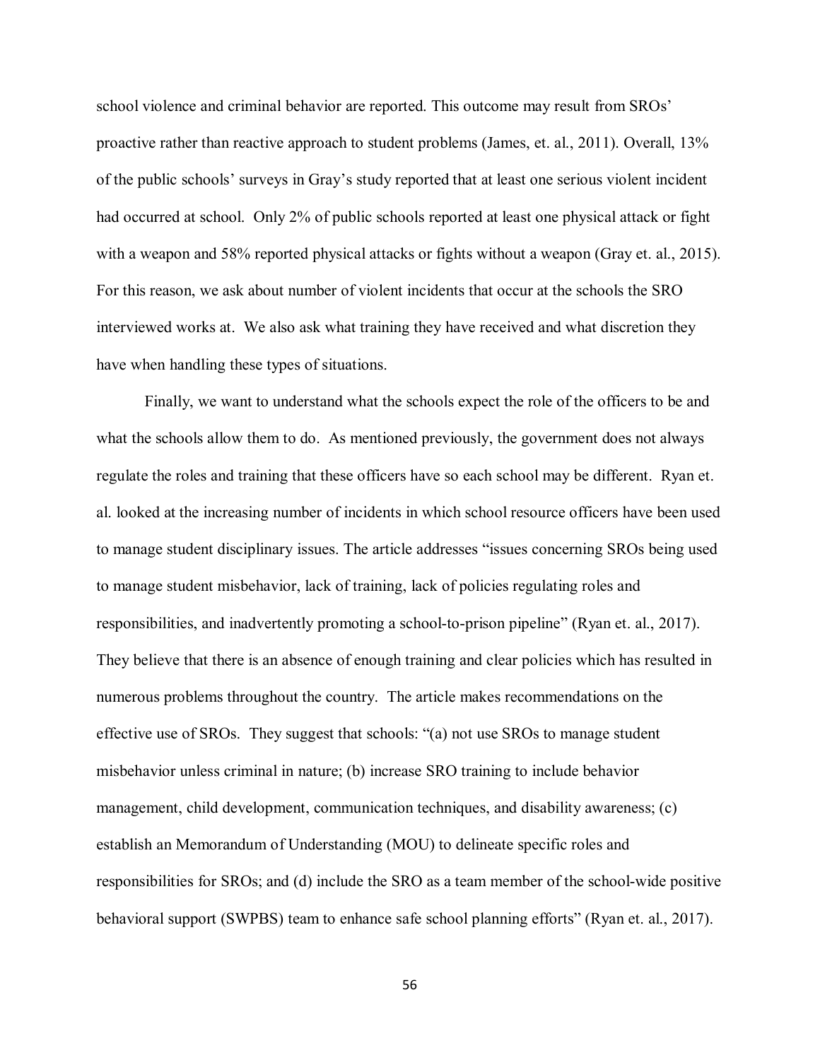school violence and criminal behavior are reported. This outcome may result from SROs' proactive rather than reactive approach to student problems (James, et. al., 2011). Overall, 13% of the public schools' surveys in Gray's study reported that at least one serious violent incident had occurred at school. Only 2% of public schools reported at least one physical attack or fight with a weapon and 58% reported physical attacks or fights without a weapon (Gray et. al., 2015). For this reason, we ask about number of violent incidents that occur at the schools the SRO interviewed works at. We also ask what training they have received and what discretion they have when handling these types of situations.

Finally, we want to understand what the schools expect the role of the officers to be and what the schools allow them to do. As mentioned previously, the government does not always regulate the roles and training that these officers have so each school may be different. Ryan et. al. looked at the increasing number of incidents in which school resource officers have been used to manage student disciplinary issues. The article addresses "issues concerning SROs being used to manage student misbehavior, lack of training, lack of policies regulating roles and responsibilities, and inadvertently promoting a school-to-prison pipeline" (Ryan et. al., 2017). They believe that there is an absence of enough training and clear policies which has resulted in numerous problems throughout the country. The article makes recommendations on the effective use of SROs. They suggest that schools: "(a) not use SROs to manage student misbehavior unless criminal in nature; (b) increase SRO training to include behavior management, child development, communication techniques, and disability awareness; (c) establish an Memorandum of Understanding (MOU) to delineate specific roles and responsibilities for SROs; and (d) include the SRO as a team member of the school-wide positive behavioral support (SWPBS) team to enhance safe school planning efforts" (Ryan et. al., 2017).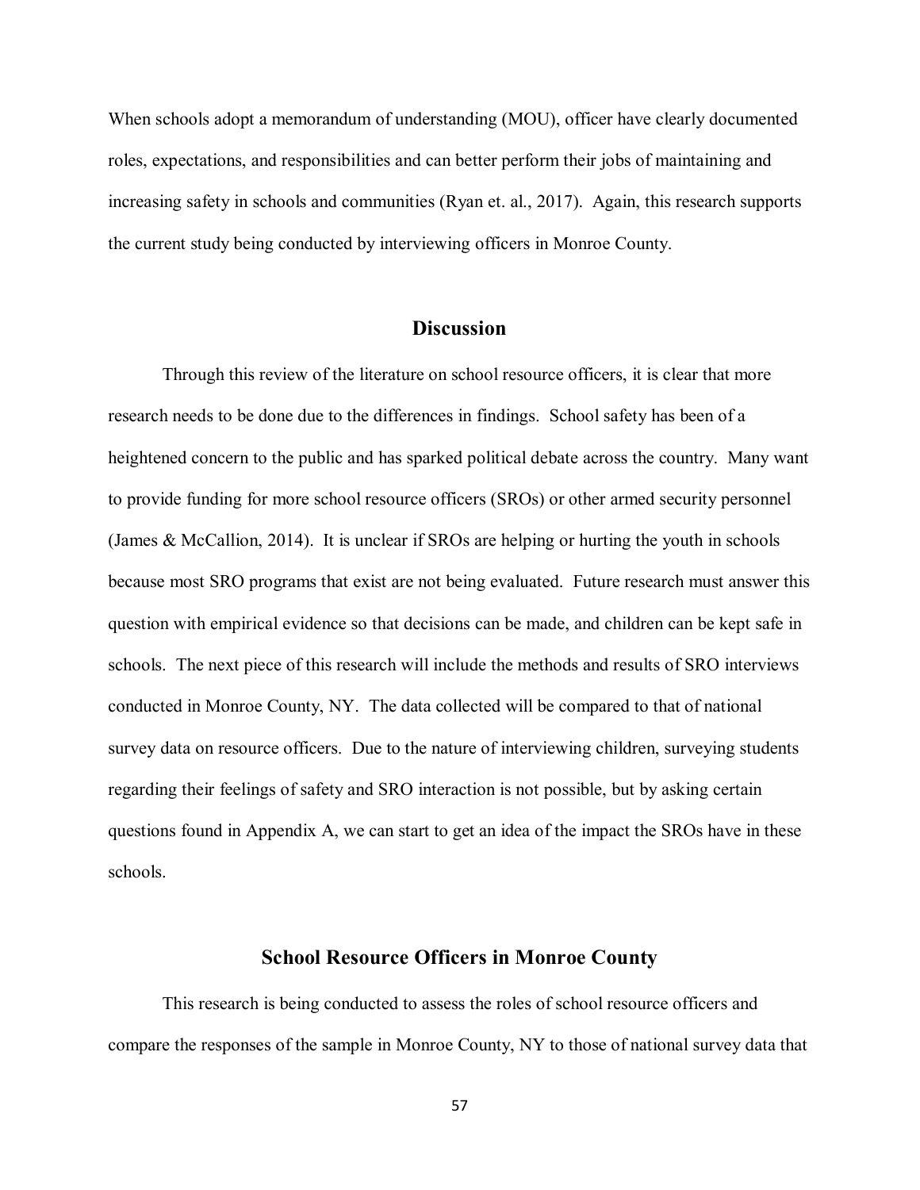When schools adopt a memorandum of understanding (MOU), officer have clearly documented roles, expectations, and responsibilities and can better perform their jobs of maintaining and increasing safety in schools and communities (Ryan et. al., 2017). Again, this research supports the current study being conducted by interviewing officers in Monroe County.

## Discussion

Through this review of the literature on school resource officers, it is clear that more research needs to be done due to the differences in findings. School safety has been of a heightened concern to the public and has sparked political debate across the country. Many want to provide funding for more school resource officers (SROs) or other armed security personnel (James & McCallion, 2014). It is unclear if SROs are helping or hurting the youth in schools because most SRO programs that exist are not being evaluated. Future research must answer this question with empirical evidence so that decisions can be made, and children can be kept safe in schools. The next piece of this research will include the methods and results of SRO interviews conducted in Monroe County, NY. The data collected will be compared to that of national survey data on resource officers. Due to the nature of interviewing children, surveying students regarding their feelings of safety and SRO interaction is not possible, but by asking certain questions found in Appendix A, we can start to get an idea of the impact the SROs have in these schools.

## School Resource Officers in Monroe County

This research is being conducted to assess the roles of school resource officers and compare the responses of the sample in Monroe County, NY to those of national survey data that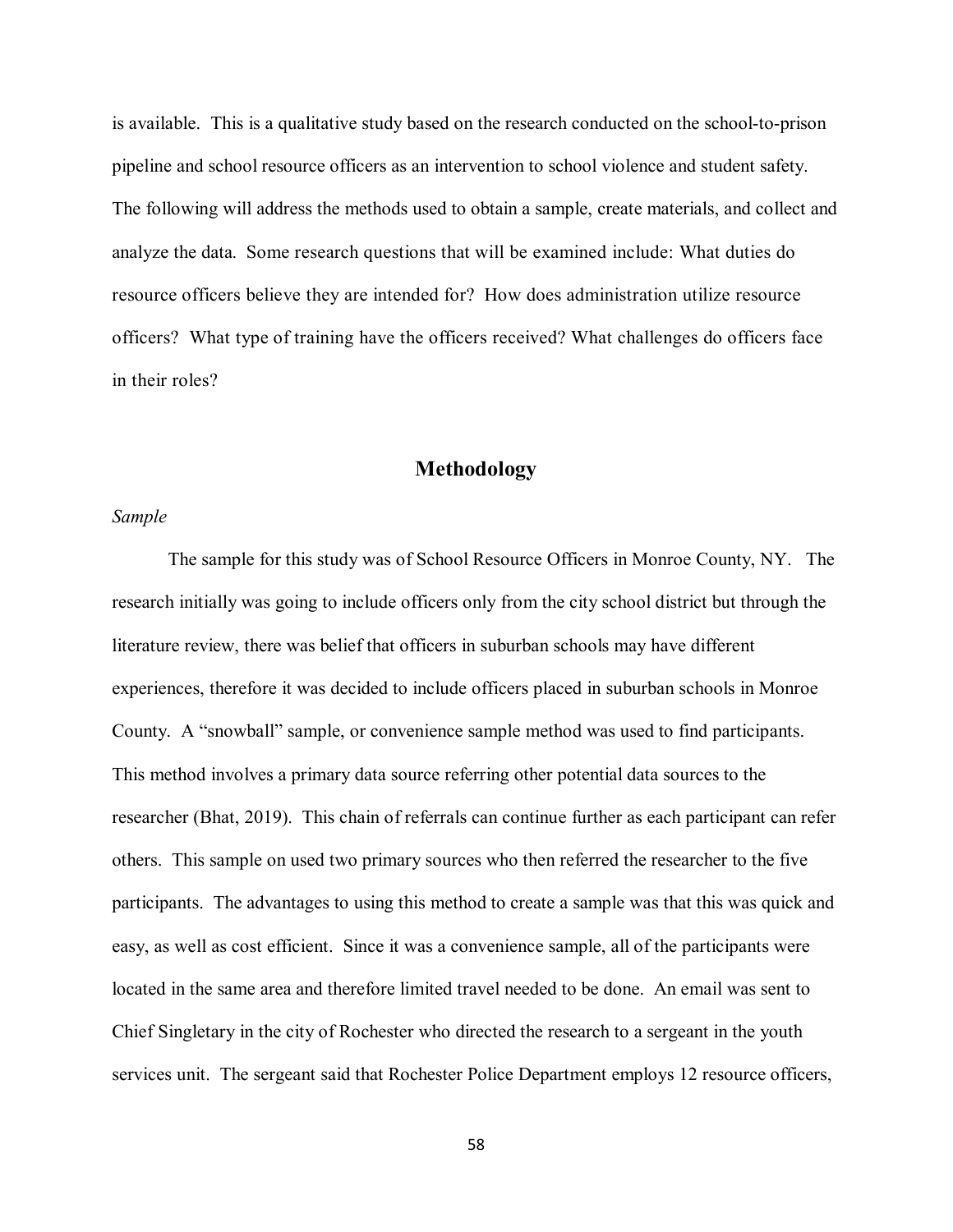is available. This is a qualitative study based on the research conducted on the school-to-prison pipeline and school resource officers as an intervention to school violence and student safety. The following will address the methods used to obtain a sample, create materials, and collect and analyze the data. Some research questions that will be examined include: What duties do resource officers believe they are intended for? How does administration utilize resource officers? What type of training have the officers received? What challenges do officers face in their roles?

## Methodology

*Sample*

The sample for this study was of School Resource Officers in Monroe County, NY. The research initially was going to include officers only from the city school district but through the literature review, there was belief that officers in suburban schools may have different experiences, therefore it was decided to include officers placed in suburban schools in Monroe County. A "snowball" sample, or convenience sample method was used to find participants. This method involves a primary data source referring other potential data sources to the researcher (Bhat, 2019). This chain of referrals can continue further as each participant can refer others. This sample on used two primary sources who then referred the researcher to the five participants. The advantages to using this method to create a sample was that this was quick and easy, as well as cost efficient. Since it was a convenience sample, all of the participants were located in the same area and therefore limited travel needed to be done. An email was sent to Chief Singletary in the city of Rochester who directed the research to a sergeant in the youth services unit. The sergeant said that Rochester Police Department employs 12 resource officers,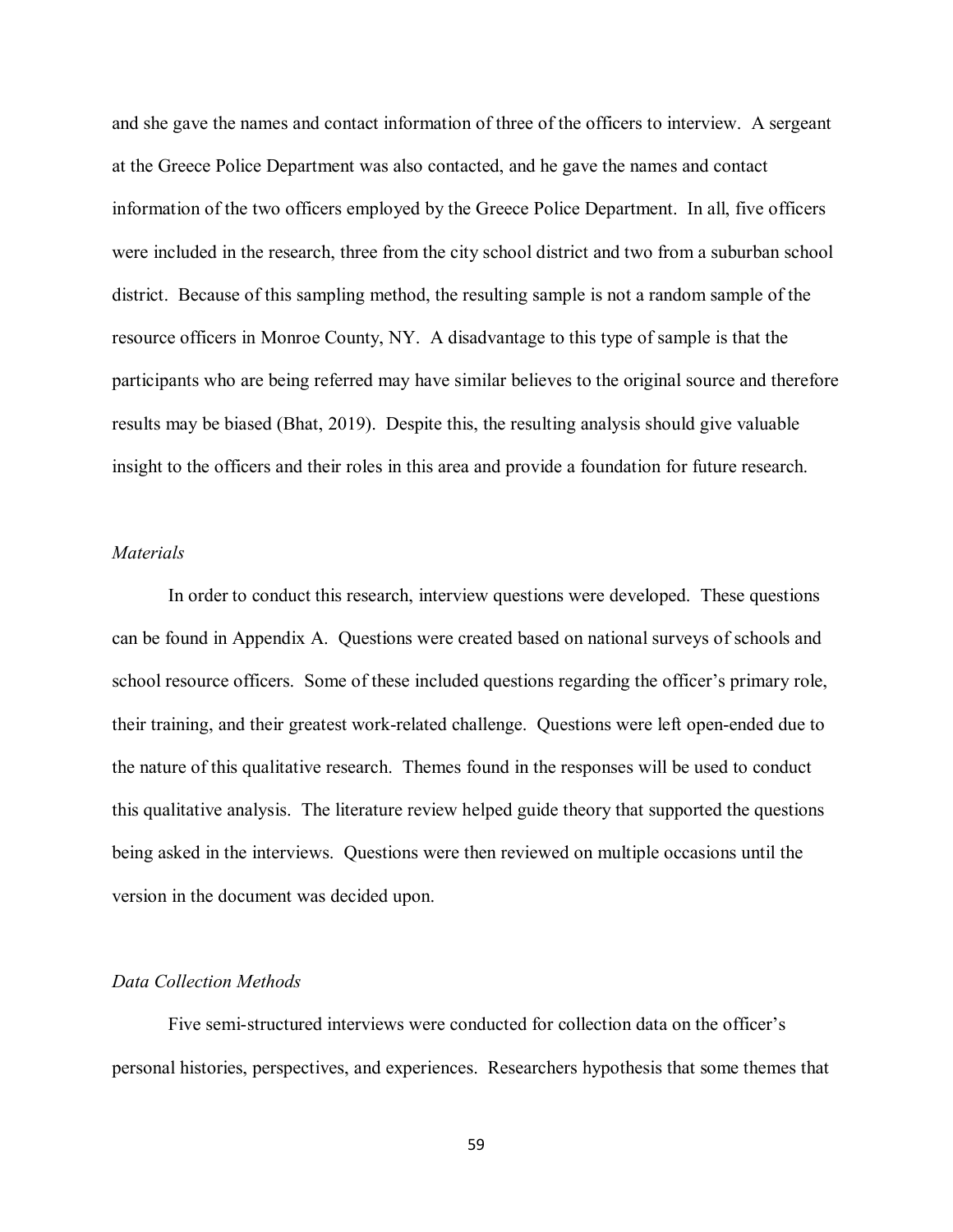and she gave the names and contact information of three of the officers to interview. A sergeant at the Greece Police Department was also contacted, and he gave the names and contact information of the two officers employed by the Greece Police Department. In all, five officers were included in the research, three from the city school district and two from a suburban school district. Because of this sampling method, the resulting sample is not a random sample of the resource officers in Monroe County, NY. A disadvantage to this type of sample is that the participants who are being referred may have similar believes to the original source and therefore results may be biased (Bhat, 2019). Despite this, the resulting analysis should give valuable insight to the officers and their roles in this area and provide a foundation for future research.

### *Materials*

In order to conduct this research, interview questions were developed. These questions can be found in Appendix A. Questions were created based on national surveys of schools and school resource officers. Some of these included questions regarding the officer's primary role, their training, and their greatest work-related challenge. Questions were left open-ended due to the nature of this qualitative research. Themes found in the responses will be used to conduct this qualitative analysis. The literature review helped guide theory that supported the questions being asked in the interviews. Questions were then reviewed on multiple occasions until the version in the document was decided upon.

### *Data Collection Methods*

Five semi-structured interviews were conducted for collection data on the officer's personal histories, perspectives, and experiences. Researchers hypothesis that some themes that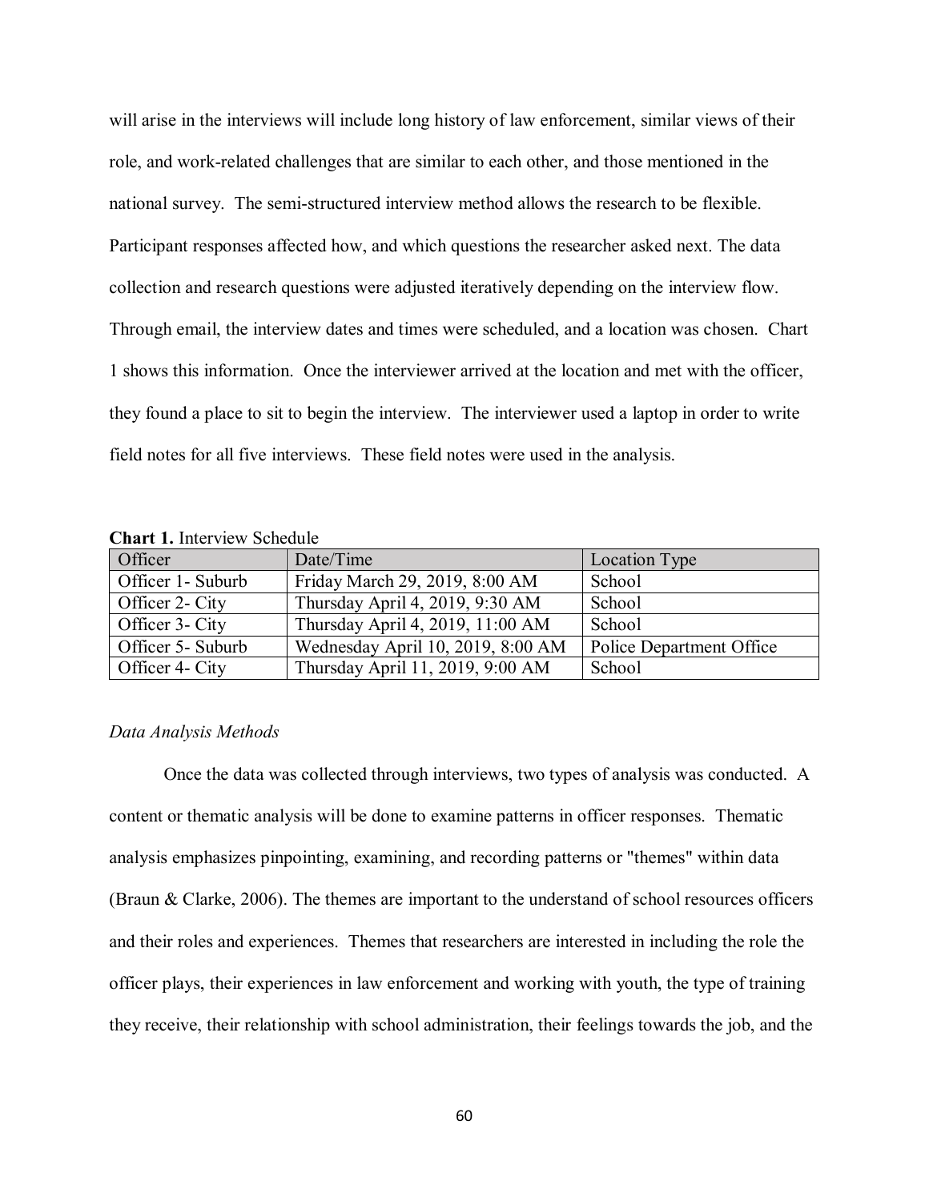will arise in the interviews will include long history of law enforcement, similar views of their role, and work-related challenges that are similar to each other, and those mentioned in the national survey. The semi-structured interview method allows the research to be flexible. Participant responses affected how, and which questions the researcher asked next. The data collection and research questions were adjusted iteratively depending on the interview flow. Through email, the interview dates and times were scheduled, and a location was chosen. Chart 1 shows this information. Once the interviewer arrived at the location and met with the officer, they found a place to sit to begin the interview. The interviewer used a laptop in order to write field notes for all five interviews. These field notes were used in the analysis.

**Chart 1.** Interview Schedule

| Officer | Date/Time | Location Type |
|---|---|---|
| Officer 1- Suburb | Friday March 29, 2019, 8:00 AM | School |
| Officer 2- City | Thursday April 4, 2019, 9:30 AM | School |
| Officer 3- City | Thursday April 4, 2019, 11:00 AM | School |
| Officer 5- Suburb | Wednesday April 10, 2019, 8:00 AM | Police Department Office |
| Officer 4- City | Thursday April 11, 2019, 9:00 AM | School |

*Data Analysis Methods*

Once the data was collected through interviews, two types of analysis was conducted. A content or thematic analysis will be done to examine patterns in officer responses. Thematic analysis emphasizes pinpointing, examining, and recording patterns or "themes" within data (Braun & Clarke, 2006). The themes are important to the understand of school resources officers and their roles and experiences. Themes that researchers are interested in including the role the officer plays, their experiences in law enforcement and working with youth, the type of training they receive, their relationship with school administration, their feelings towards the job, and the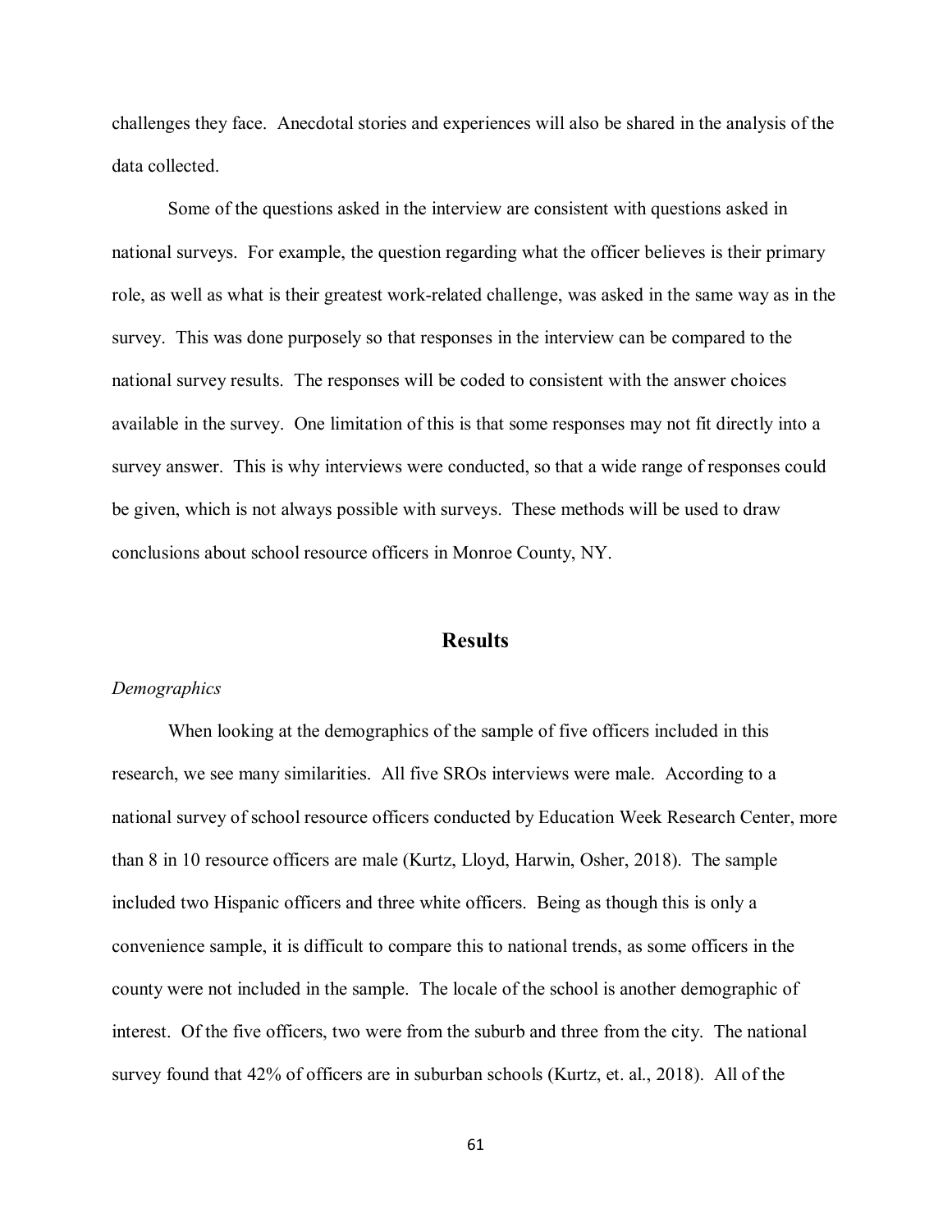challenges they face. Anecdotal stories and experiences will also be shared in the analysis of the data collected.

Some of the questions asked in the interview are consistent with questions asked in national surveys. For example, the question regarding what the officer believes is their primary role, as well as what is their greatest work-related challenge, was asked in the same way as in the survey. This was done purposely so that responses in the interview can be compared to the national survey results. The responses will be coded to consistent with the answer choices available in the survey. One limitation of this is that some responses may not fit directly into a survey answer. This is why interviews were conducted, so that a wide range of responses could be given, which is not always possible with surveys. These methods will be used to draw conclusions about school resource officers in Monroe County, NY.

## Results

*Demographics*

When looking at the demographics of the sample of five officers included in this research, we see many similarities. All five SROs interviews were male. According to a national survey of school resource officers conducted by Education Week Research Center, more than 8 in 10 resource officers are male (Kurtz, Lloyd, Harwin, Osher, 2018). The sample included two Hispanic officers and three white officers. Being as though this is only a convenience sample, it is difficult to compare this to national trends, as some officers in the county were not included in the sample. The locale of the school is another demographic of interest. Of the five officers, two were from the suburb and three from the city. The national survey found that 42% of officers are in suburban schools (Kurtz, et. al., 2018). All of the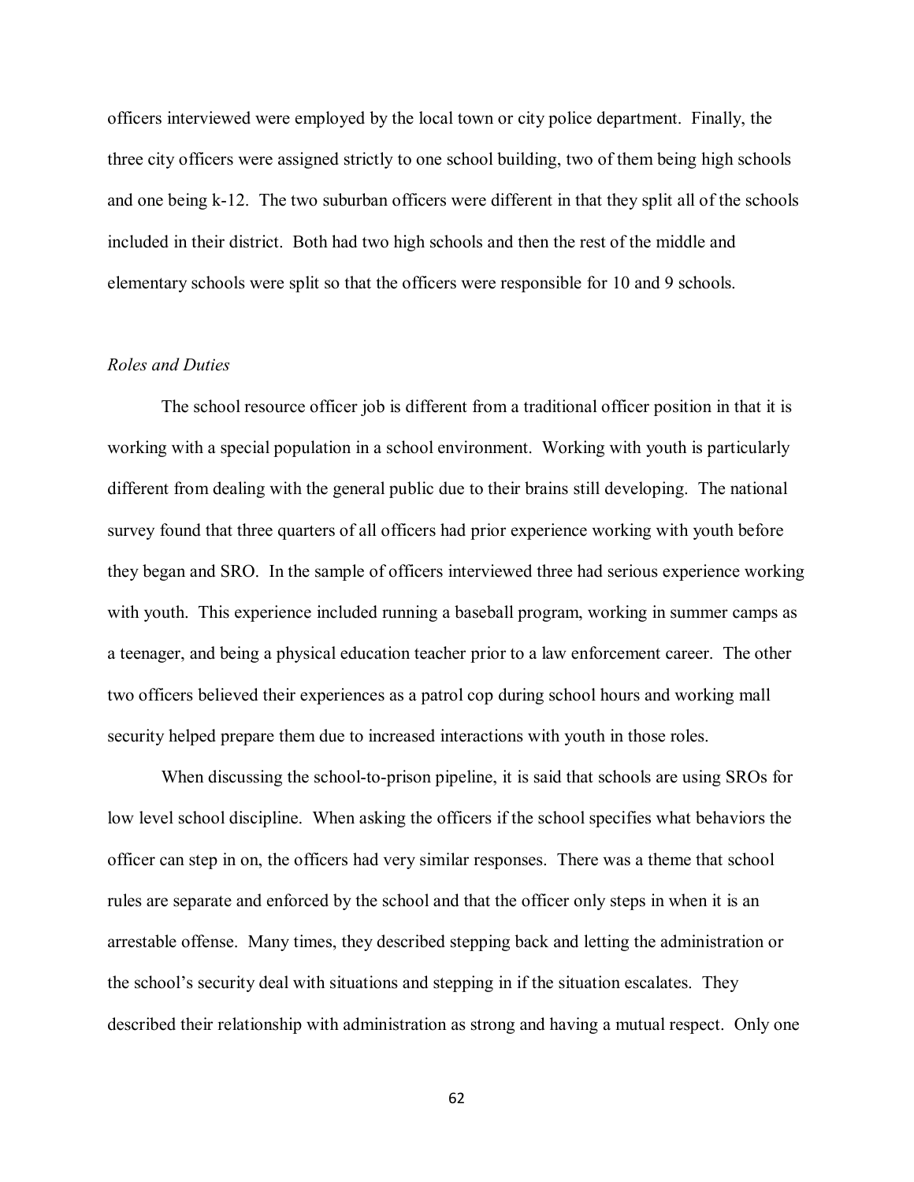officers interviewed were employed by the local town or city police department. Finally, the three city officers were assigned strictly to one school building, two of them being high schools and one being k-12. The two suburban officers were different in that they split all of the schools included in their district. Both had two high schools and then the rest of the middle and elementary schools were split so that the officers were responsible for 10 and 9 schools.

### *Roles and Duties*

The school resource officer job is different from a traditional officer position in that it is working with a special population in a school environment. Working with youth is particularly different from dealing with the general public due to their brains still developing. The national survey found that three quarters of all officers had prior experience working with youth before they began and SRO. In the sample of officers interviewed three had serious experience working with youth. This experience included running a baseball program, working in summer camps as a teenager, and being a physical education teacher prior to a law enforcement career. The other two officers believed their experiences as a patrol cop during school hours and working mall security helped prepare them due to increased interactions with youth in those roles.

When discussing the school-to-prison pipeline, it is said that schools are using SROs for low level school discipline. When asking the officers if the school specifies what behaviors the officer can step in on, the officers had very similar responses. There was a theme that school rules are separate and enforced by the school and that the officer only steps in when it is an arrestable offense. Many times, they described stepping back and letting the administration or the school's security deal with situations and stepping in if the situation escalates. They described their relationship with administration as strong and having a mutual respect. Only one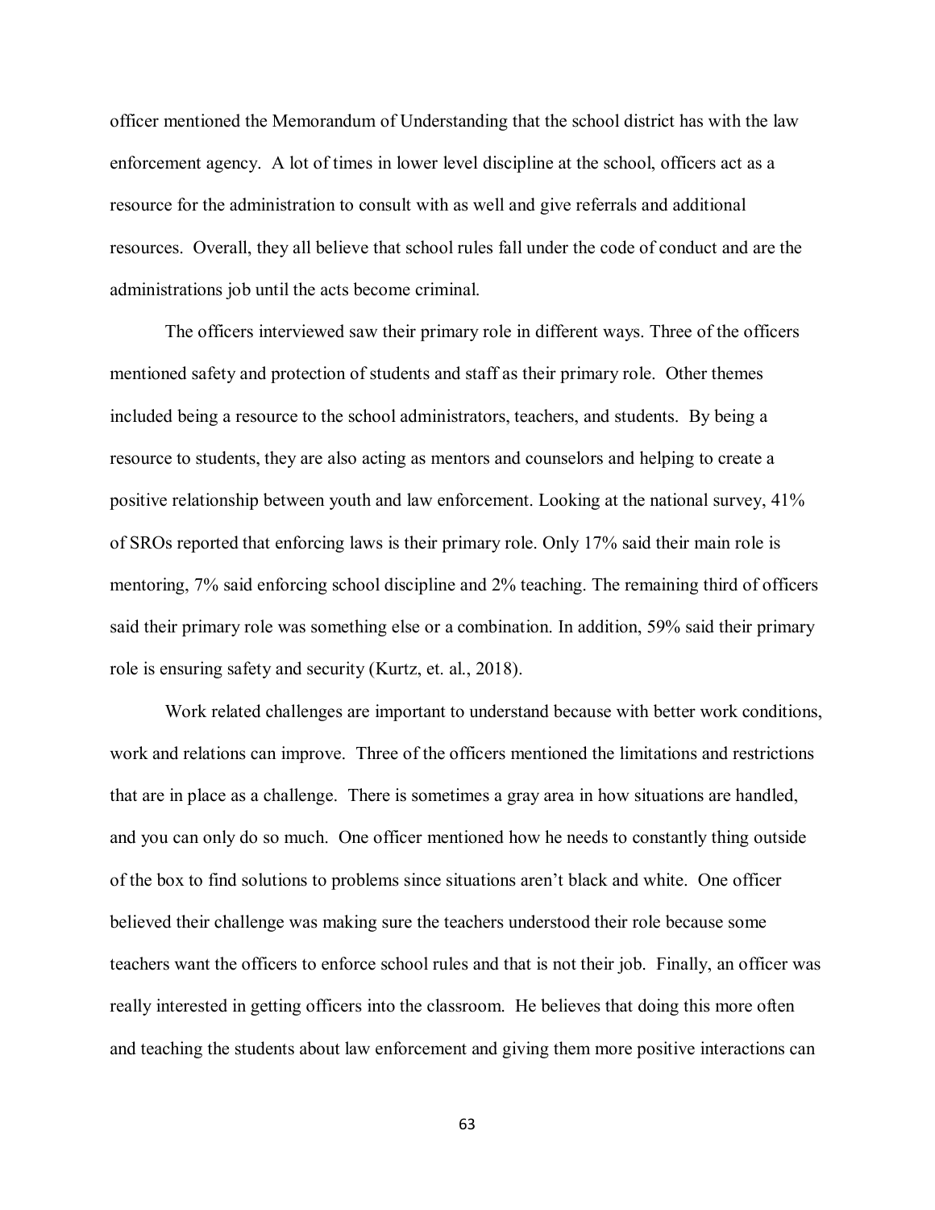officer mentioned the Memorandum of Understanding that the school district has with the law enforcement agency. A lot of times in lower level discipline at the school, officers act as a resource for the administration to consult with as well and give referrals and additional resources. Overall, they all believe that school rules fall under the code of conduct and are the administrations job until the acts become criminal.

The officers interviewed saw their primary role in different ways. Three of the officers mentioned safety and protection of students and staff as their primary role. Other themes included being a resource to the school administrators, teachers, and students. By being a resource to students, they are also acting as mentors and counselors and helping to create a positive relationship between youth and law enforcement. Looking at the national survey, 41% of SROs reported that enforcing laws is their primary role. Only 17% said their main role is mentoring, 7% said enforcing school discipline and 2% teaching. The remaining third of officers said their primary role was something else or a combination. In addition, 59% said their primary role is ensuring safety and security (Kurtz, et. al., 2018).

Work related challenges are important to understand because with better work conditions, work and relations can improve. Three of the officers mentioned the limitations and restrictions that are in place as a challenge. There is sometimes a gray area in how situations are handled, and you can only do so much. One officer mentioned how he needs to constantly thing outside of the box to find solutions to problems since situations aren't black and white. One officer believed their challenge was making sure the teachers understood their role because some teachers want the officers to enforce school rules and that is not their job. Finally, an officer was really interested in getting officers into the classroom. He believes that doing this more often and teaching the students about law enforcement and giving them more positive interactions can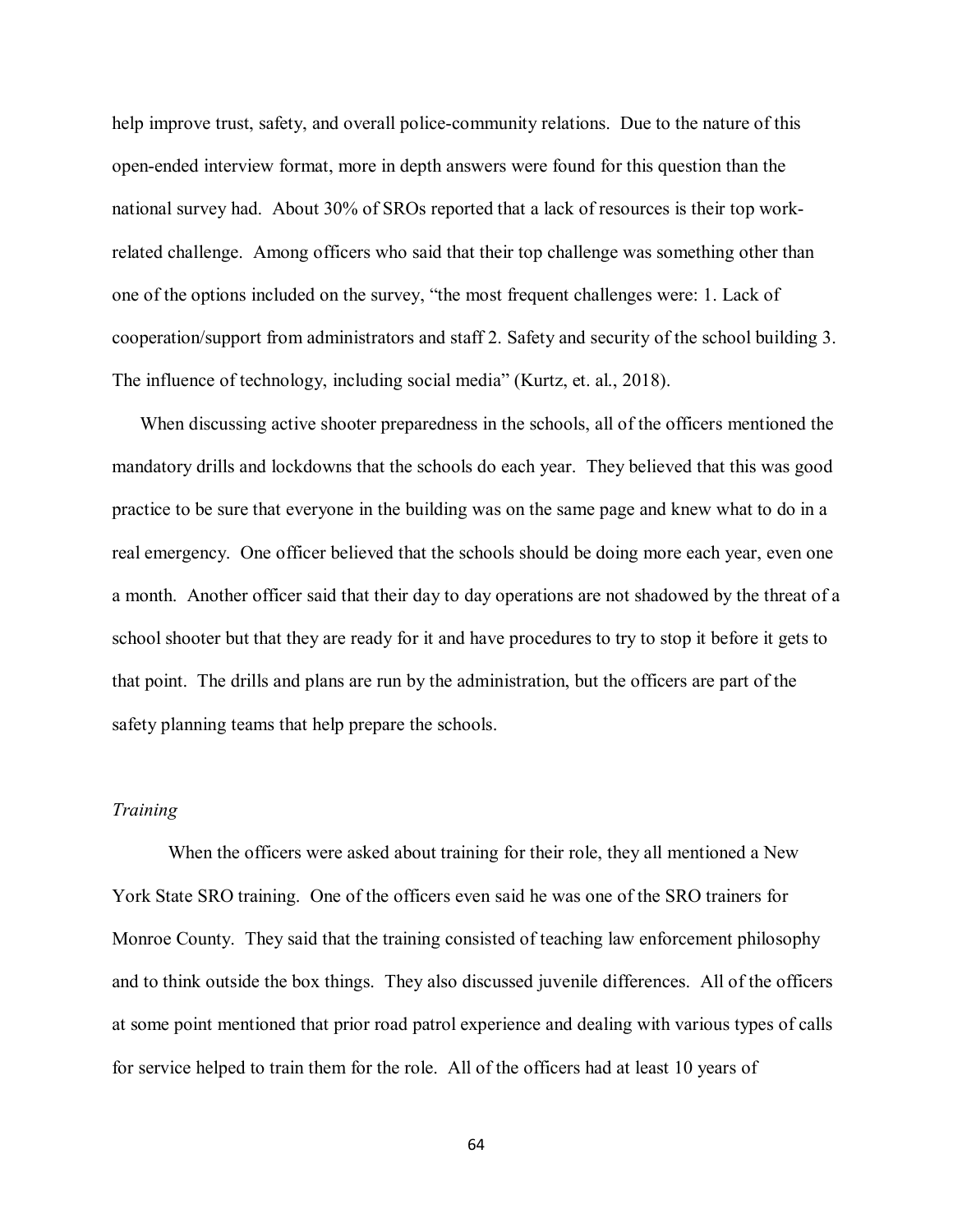help improve trust, safety, and overall police-community relations. Due to the nature of this open-ended interview format, more in depth answers were found for this question than the national survey had. About 30% of SROs reported that a lack of resources is their top work-related challenge. Among officers who said that their top challenge was something other than one of the options included on the survey, "the most frequent challenges were: 1. Lack of cooperation/support from administrators and staff 2. Safety and security of the school building 3. The influence of technology, including social media" (Kurtz, et. al., 2018).

When discussing active shooter preparedness in the schools, all of the officers mentioned the mandatory drills and lockdowns that the schools do each year. They believed that this was good practice to be sure that everyone in the building was on the same page and knew what to do in a real emergency. One officer believed that the schools should be doing more each year, even one a month. Another officer said that their day to day operations are not shadowed by the threat of a school shooter but that they are ready for it and have procedures to try to stop it before it gets to that point. The drills and plans are run by the administration, but the officers are part of the safety planning teams that help prepare the schools.

*Training*

When the officers were asked about training for their role, they all mentioned a New York State SRO training. One of the officers even said he was one of the SRO trainers for Monroe County. They said that the training consisted of teaching law enforcement philosophy and to think outside the box things. They also discussed juvenile differences. All of the officers at some point mentioned that prior road patrol experience and dealing with various types of calls for service helped to train them for the role. All of the officers had at least 10 years of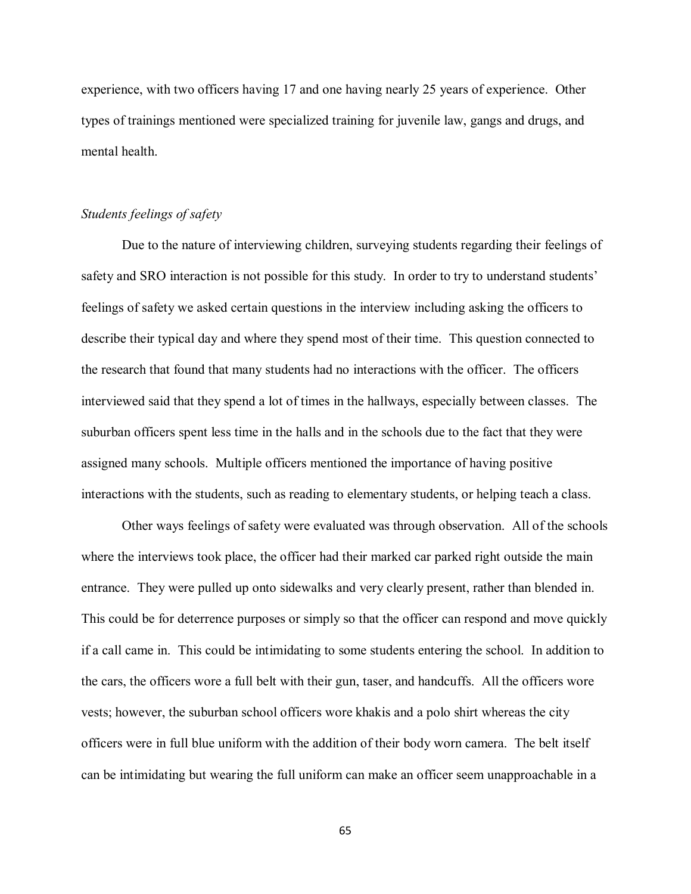experience, with two officers having 17 and one having nearly 25 years of experience. Other types of trainings mentioned were specialized training for juvenile law, gangs and drugs, and mental health.

*Students feelings of safety*

Due to the nature of interviewing children, surveying students regarding their feelings of safety and SRO interaction is not possible for this study. In order to try to understand students' feelings of safety we asked certain questions in the interview including asking the officers to describe their typical day and where they spend most of their time. This question connected to the research that found that many students had no interactions with the officer. The officers interviewed said that they spend a lot of times in the hallways, especially between classes. The suburban officers spent less time in the halls and in the schools due to the fact that they were assigned many schools. Multiple officers mentioned the importance of having positive interactions with the students, such as reading to elementary students, or helping teach a class.

Other ways feelings of safety were evaluated was through observation. All of the schools where the interviews took place, the officer had their marked car parked right outside the main entrance. They were pulled up onto sidewalks and very clearly present, rather than blended in. This could be for deterrence purposes or simply so that the officer can respond and move quickly if a call came in. This could be intimidating to some students entering the school. In addition to the cars, the officers wore a full belt with their gun, taser, and handcuffs. All the officers wore vests; however, the suburban school officers wore khakis and a polo shirt whereas the city officers were in full blue uniform with the addition of their body worn camera. The belt itself can be intimidating but wearing the full uniform can make an officer seem unapproachable in a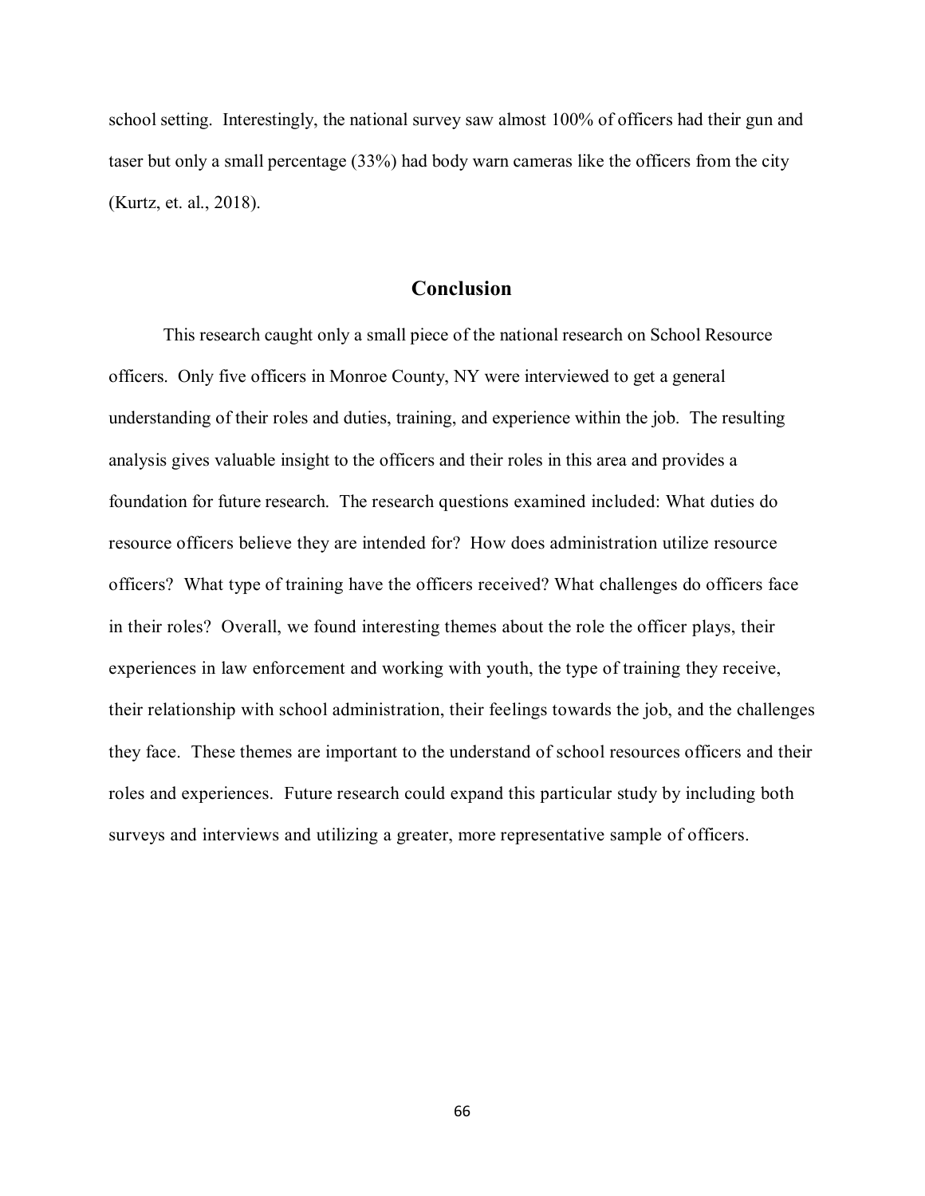school setting. Interestingly, the national survey saw almost 100% of officers had their gun and taser but only a small percentage (33%) had body warn cameras like the officers from the city (Kurtz, et. al., 2018).

## Conclusion

This research caught only a small piece of the national research on School Resource officers. Only five officers in Monroe County, NY were interviewed to get a general understanding of their roles and duties, training, and experience within the job. The resulting analysis gives valuable insight to the officers and their roles in this area and provides a foundation for future research. The research questions examined included: What duties do resource officers believe they are intended for? How does administration utilize resource officers? What type of training have the officers received? What challenges do officers face in their roles? Overall, we found interesting themes about the role the officer plays, their experiences in law enforcement and working with youth, the type of training they receive, their relationship with school administration, their feelings towards the job, and the challenges they face. These themes are important to the understand of school resources officers and their roles and experiences. Future research could expand this particular study by including both surveys and interviews and utilizing a greater, more representative sample of officers.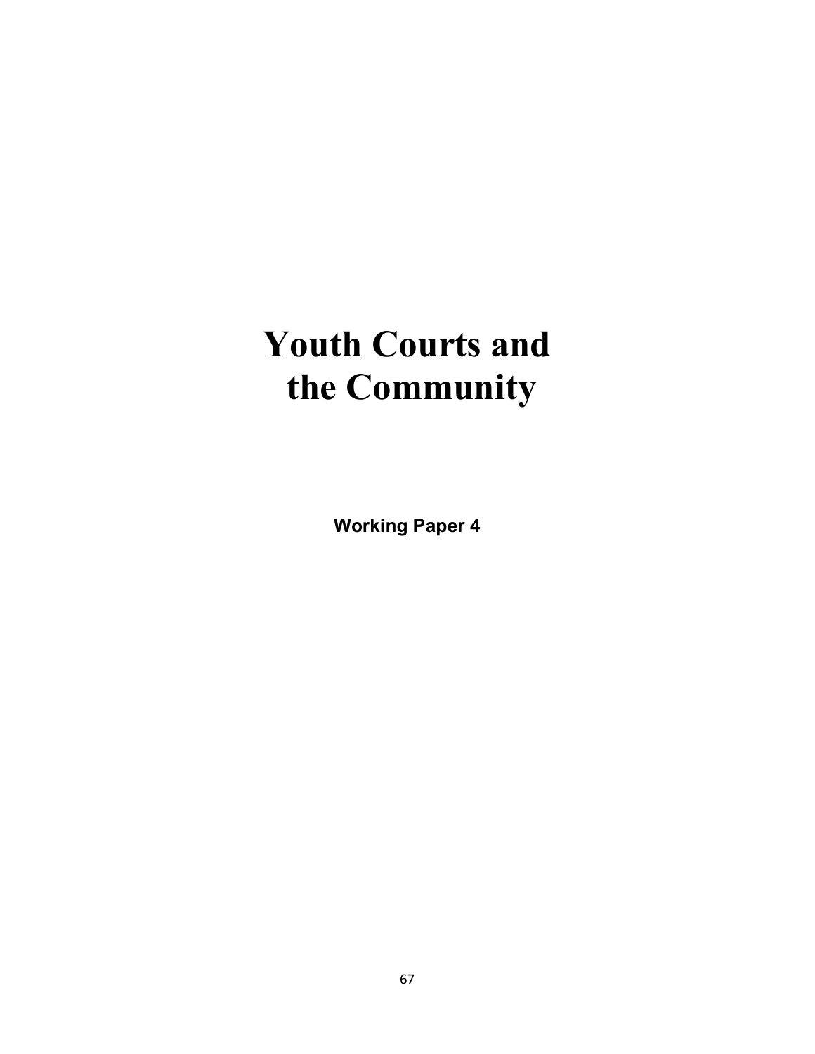# Youth Courts and the Community

**Working Paper 4**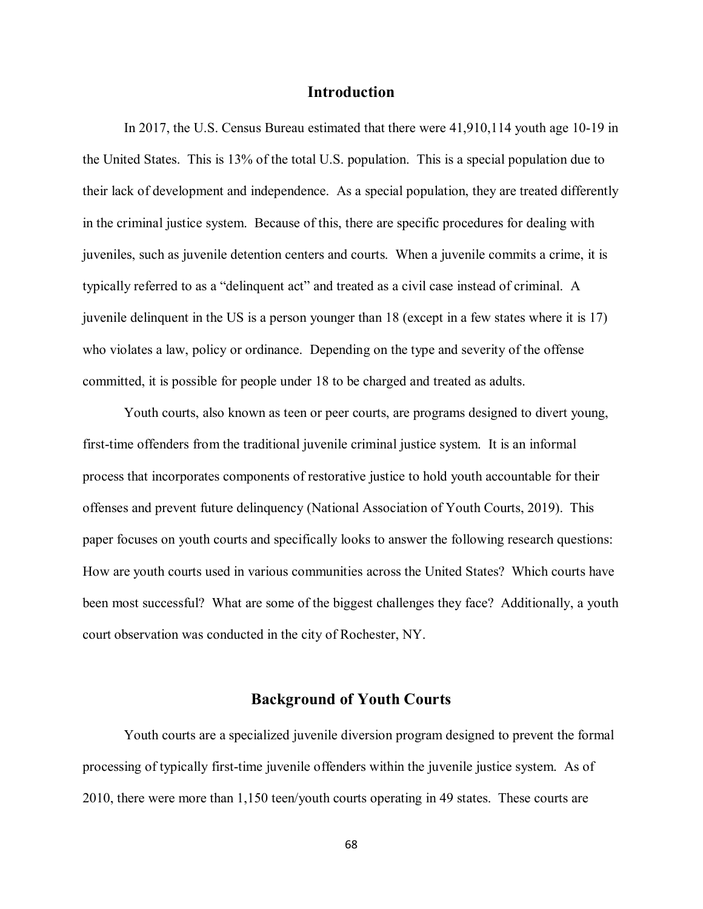## Introduction

In 2017, the U.S. Census Bureau estimated that there were 41,910,114 youth age 10-19 in the United States. This is 13% of the total U.S. population. This is a special population due to their lack of development and independence. As a special population, they are treated differently in the criminal justice system. Because of this, there are specific procedures for dealing with juveniles, such as juvenile detention centers and courts. When a juvenile commits a crime, it is typically referred to as a "delinquent act" and treated as a civil case instead of criminal. A juvenile delinquent in the US is a person younger than 18 (except in a few states where it is 17) who violates a law, policy or ordinance. Depending on the type and severity of the offense committed, it is possible for people under 18 to be charged and treated as adults.

Youth courts, also known as teen or peer courts, are programs designed to divert young, first-time offenders from the traditional juvenile criminal justice system. It is an informal process that incorporates components of restorative justice to hold youth accountable for their offenses and prevent future delinquency (National Association of Youth Courts, 2019). This paper focuses on youth courts and specifically looks to answer the following research questions: How are youth courts used in various communities across the United States? Which courts have been most successful? What are some of the biggest challenges they face? Additionally, a youth court observation was conducted in the city of Rochester, NY.

## Background of Youth Courts

Youth courts are a specialized juvenile diversion program designed to prevent the formal processing of typically first-time juvenile offenders within the juvenile justice system. As of 2010, there were more than 1,150 teen/youth courts operating in 49 states. These courts are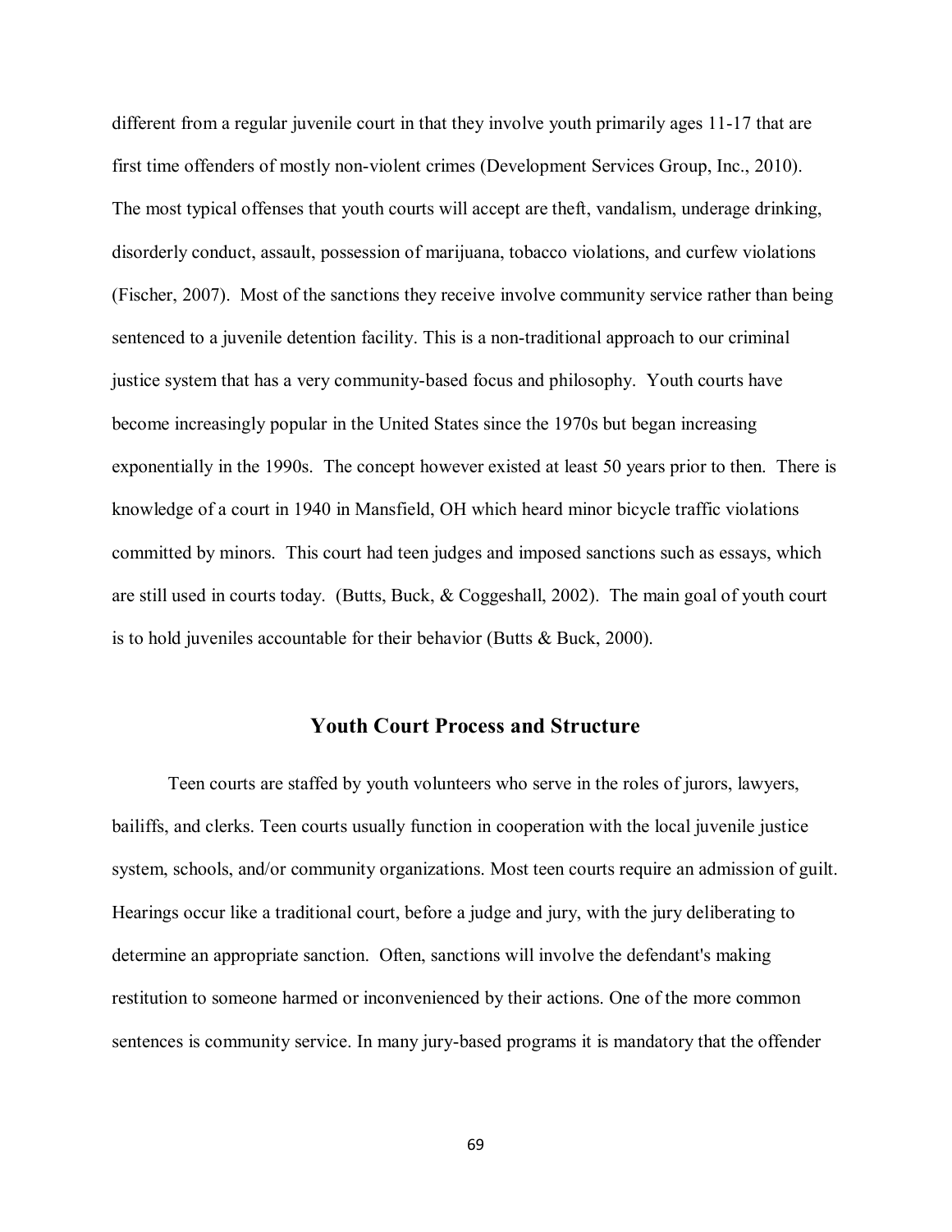different from a regular juvenile court in that they involve youth primarily ages 11-17 that are first time offenders of mostly non-violent crimes (Development Services Group, Inc., 2010). The most typical offenses that youth courts will accept are theft, vandalism, underage drinking, disorderly conduct, assault, possession of marijuana, tobacco violations, and curfew violations (Fischer, 2007). Most of the sanctions they receive involve community service rather than being sentenced to a juvenile detention facility. This is a non-traditional approach to our criminal justice system that has a very community-based focus and philosophy. Youth courts have become increasingly popular in the United States since the 1970s but began increasing exponentially in the 1990s. The concept however existed at least 50 years prior to then. There is knowledge of a court in 1940 in Mansfield, OH which heard minor bicycle traffic violations committed by minors. This court had teen judges and imposed sanctions such as essays, which are still used in courts today. (Butts, Buck, & Coggeshall, 2002). The main goal of youth court is to hold juveniles accountable for their behavior (Butts & Buck, 2000).

## Youth Court Process and Structure

Teen courts are staffed by youth volunteers who serve in the roles of jurors, lawyers, bailiffs, and clerks. Teen courts usually function in cooperation with the local juvenile justice system, schools, and/or community organizations. Most teen courts require an admission of guilt. Hearings occur like a traditional court, before a judge and jury, with the jury deliberating to determine an appropriate sanction. Often, sanctions will involve the defendant's making restitution to someone harmed or inconvenienced by their actions. One of the more common sentences is community service. In many jury-based programs it is mandatory that the offender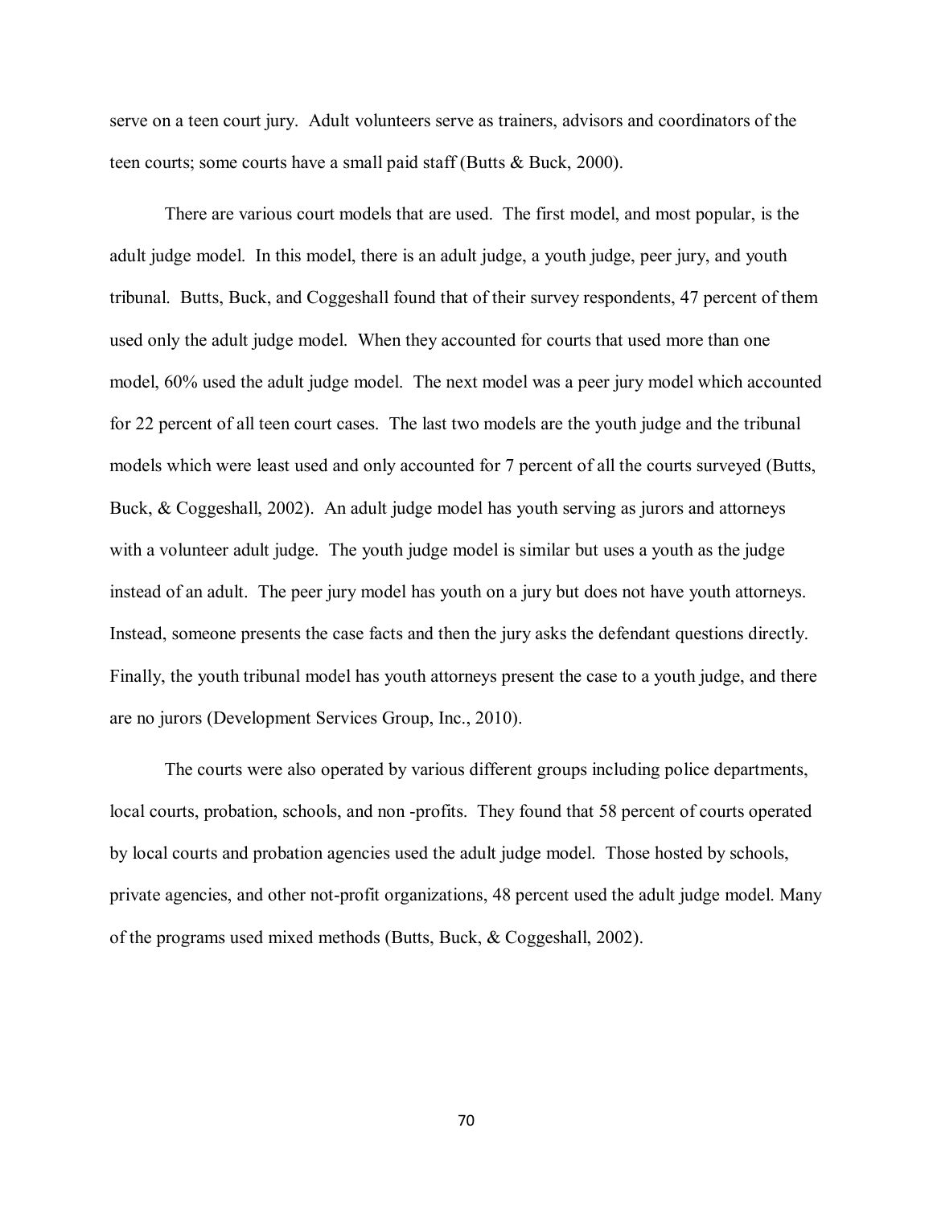serve on a teen court jury. Adult volunteers serve as trainers, advisors and coordinators of the teen courts; some courts have a small paid staff (Butts & Buck, 2000).

There are various court models that are used. The first model, and most popular, is the adult judge model. In this model, there is an adult judge, a youth judge, peer jury, and youth tribunal. Butts, Buck, and Coggeshall found that of their survey respondents, 47 percent of them used only the adult judge model. When they accounted for courts that used more than one model, 60% used the adult judge model. The next model was a peer jury model which accounted for 22 percent of all teen court cases. The last two models are the youth judge and the tribunal models which were least used and only accounted for 7 percent of all the courts surveyed (Butts, Buck, & Coggeshall, 2002). An adult judge model has youth serving as jurors and attorneys with a volunteer adult judge. The youth judge model is similar but uses a youth as the judge instead of an adult. The peer jury model has youth on a jury but does not have youth attorneys. Instead, someone presents the case facts and then the jury asks the defendant questions directly. Finally, the youth tribunal model has youth attorneys present the case to a youth judge, and there are no jurors (Development Services Group, Inc., 2010).

The courts were also operated by various different groups including police departments, local courts, probation, schools, and non -profits. They found that 58 percent of courts operated by local courts and probation agencies used the adult judge model. Those hosted by schools, private agencies, and other not-profit organizations, 48 percent used the adult judge model. Many of the programs used mixed methods (Butts, Buck, & Coggeshall, 2002).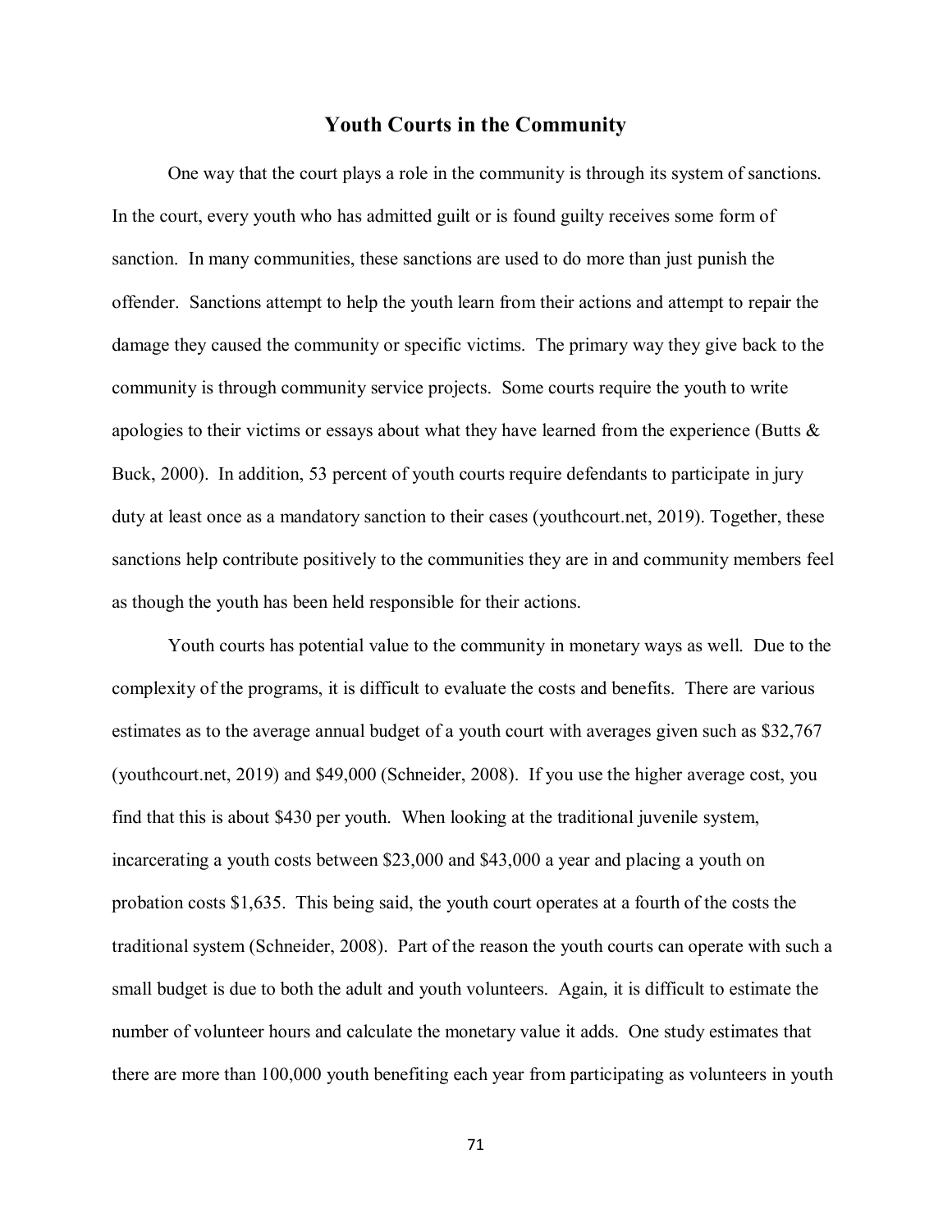## Youth Courts in the Community

One way that the court plays a role in the community is through its system of sanctions. In the court, every youth who has admitted guilt or is found guilty receives some form of sanction. In many communities, these sanctions are used to do more than just punish the offender. Sanctions attempt to help the youth learn from their actions and attempt to repair the damage they caused the community or specific victims. The primary way they give back to the community is through community service projects. Some courts require the youth to write apologies to their victims or essays about what they have learned from the experience (Butts & Buck, 2000). In addition, 53 percent of youth courts require defendants to participate in jury duty at least once as a mandatory sanction to their cases (youthcourt.net, 2019). Together, these sanctions help contribute positively to the communities they are in and community members feel as though the youth has been held responsible for their actions.

Youth courts has potential value to the community in monetary ways as well. Due to the complexity of the programs, it is difficult to evaluate the costs and benefits. There are various estimates as to the average annual budget of a youth court with averages given such as $32,767 (youthcourt.net, 2019) and $49,000 (Schneider, 2008). If you use the higher average cost, you find that this is about $430 per youth. When looking at the traditional juvenile system, incarcerating a youth costs between $23,000 and $43,000 a year and placing a youth on probation costs $1,635. This being said, the youth court operates at a fourth of the costs the traditional system (Schneider, 2008). Part of the reason the youth courts can operate with such a small budget is due to both the adult and youth volunteers. Again, it is difficult to estimate the number of volunteer hours and calculate the monetary value it adds. One study estimates that there are more than 100,000 youth benefiting each year from participating as volunteers in youth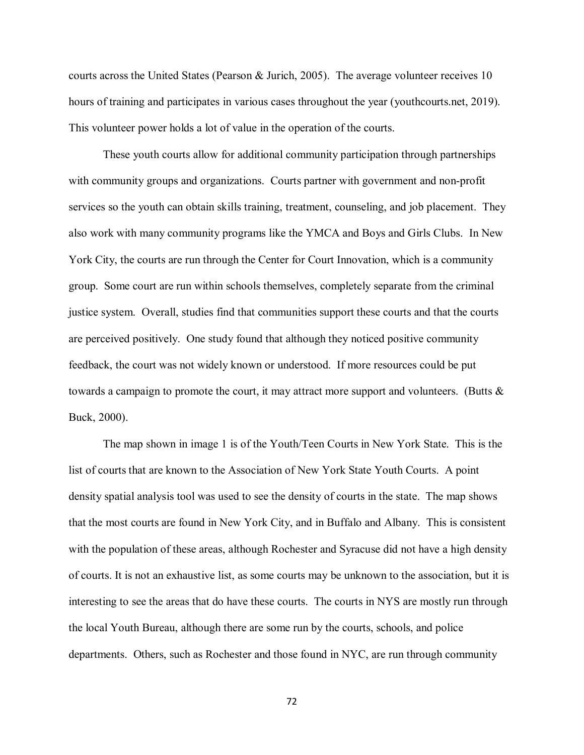courts across the United States (Pearson & Jurich, 2005). The average volunteer receives 10 hours of training and participates in various cases throughout the year (youthcourts.net, 2019). This volunteer power holds a lot of value in the operation of the courts.

These youth courts allow for additional community participation through partnerships with community groups and organizations. Courts partner with government and non-profit services so the youth can obtain skills training, treatment, counseling, and job placement. They also work with many community programs like the YMCA and Boys and Girls Clubs. In New York City, the courts are run through the Center for Court Innovation, which is a community group. Some court are run within schools themselves, completely separate from the criminal justice system. Overall, studies find that communities support these courts and that the courts are perceived positively. One study found that although they noticed positive community feedback, the court was not widely known or understood. If more resources could be put towards a campaign to promote the court, it may attract more support and volunteers. (Butts & Buck, 2000).

The map shown in image 1 is of the Youth/Teen Courts in New York State. This is the list of courts that are known to the Association of New York State Youth Courts. A point density spatial analysis tool was used to see the density of courts in the state. The map shows that the most courts are found in New York City, and in Buffalo and Albany. This is consistent with the population of these areas, although Rochester and Syracuse did not have a high density of courts. It is not an exhaustive list, as some courts may be unknown to the association, but it is interesting to see the areas that do have these courts. The courts in NYS are mostly run through the local Youth Bureau, although there are some run by the courts, schools, and police departments. Others, such as Rochester and those found in NYC, are run through community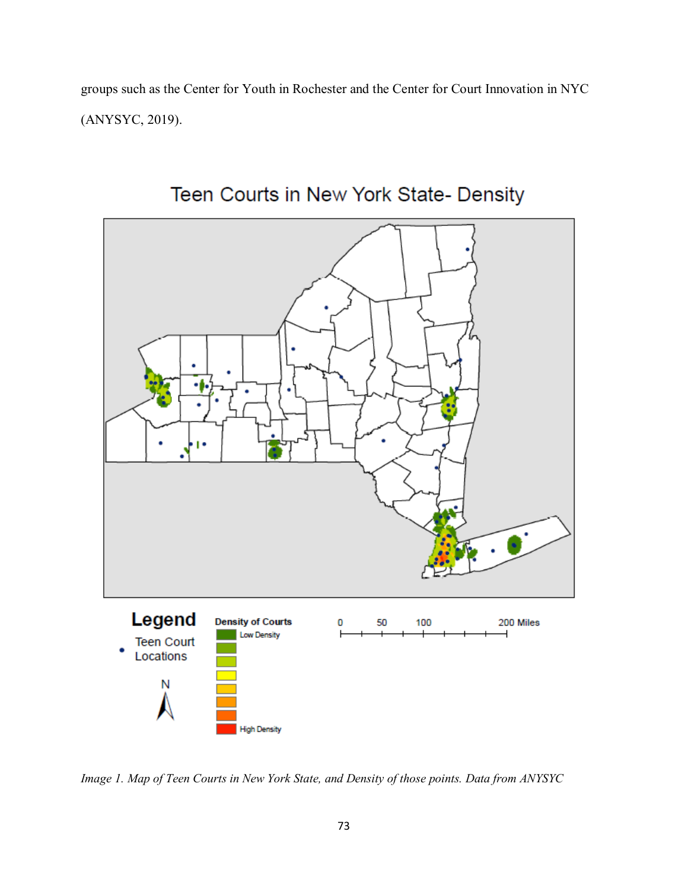groups such as the Center for Youth in Rochester and the Center for Court Innovation in NYC (ANYSYC, 2019).

*Image 1. Map of Teen Courts in New York State, and Density of those points. Data from ANYSYC*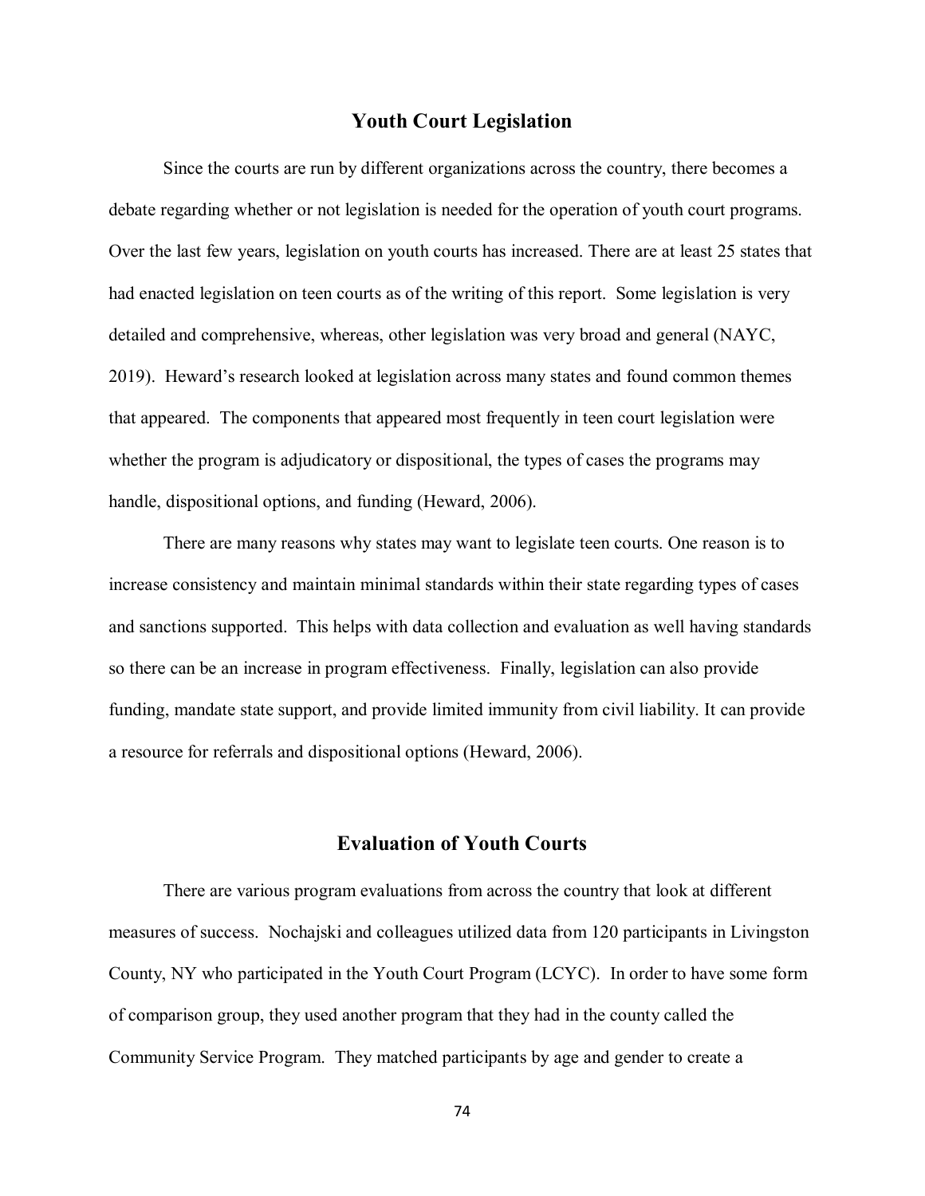## Youth Court Legislation

Since the courts are run by different organizations across the country, there becomes a debate regarding whether or not legislation is needed for the operation of youth court programs. Over the last few years, legislation on youth courts has increased. There are at least 25 states that had enacted legislation on teen courts as of the writing of this report. Some legislation is very detailed and comprehensive, whereas, other legislation was very broad and general (NAYC, 2019). Heward's research looked at legislation across many states and found common themes that appeared. The components that appeared most frequently in teen court legislation were whether the program is adjudicatory or dispositional, the types of cases the programs may handle, dispositional options, and funding (Heward, 2006).

There are many reasons why states may want to legislate teen courts. One reason is to increase consistency and maintain minimal standards within their state regarding types of cases and sanctions supported. This helps with data collection and evaluation as well having standards so there can be an increase in program effectiveness. Finally, legislation can also provide funding, mandate state support, and provide limited immunity from civil liability. It can provide a resource for referrals and dispositional options (Heward, 2006).

## Evaluation of Youth Courts

There are various program evaluations from across the country that look at different measures of success. Nochajski and colleagues utilized data from 120 participants in Livingston County, NY who participated in the Youth Court Program (LCYC). In order to have some form of comparison group, they used another program that they had in the county called the Community Service Program. They matched participants by age and gender to create a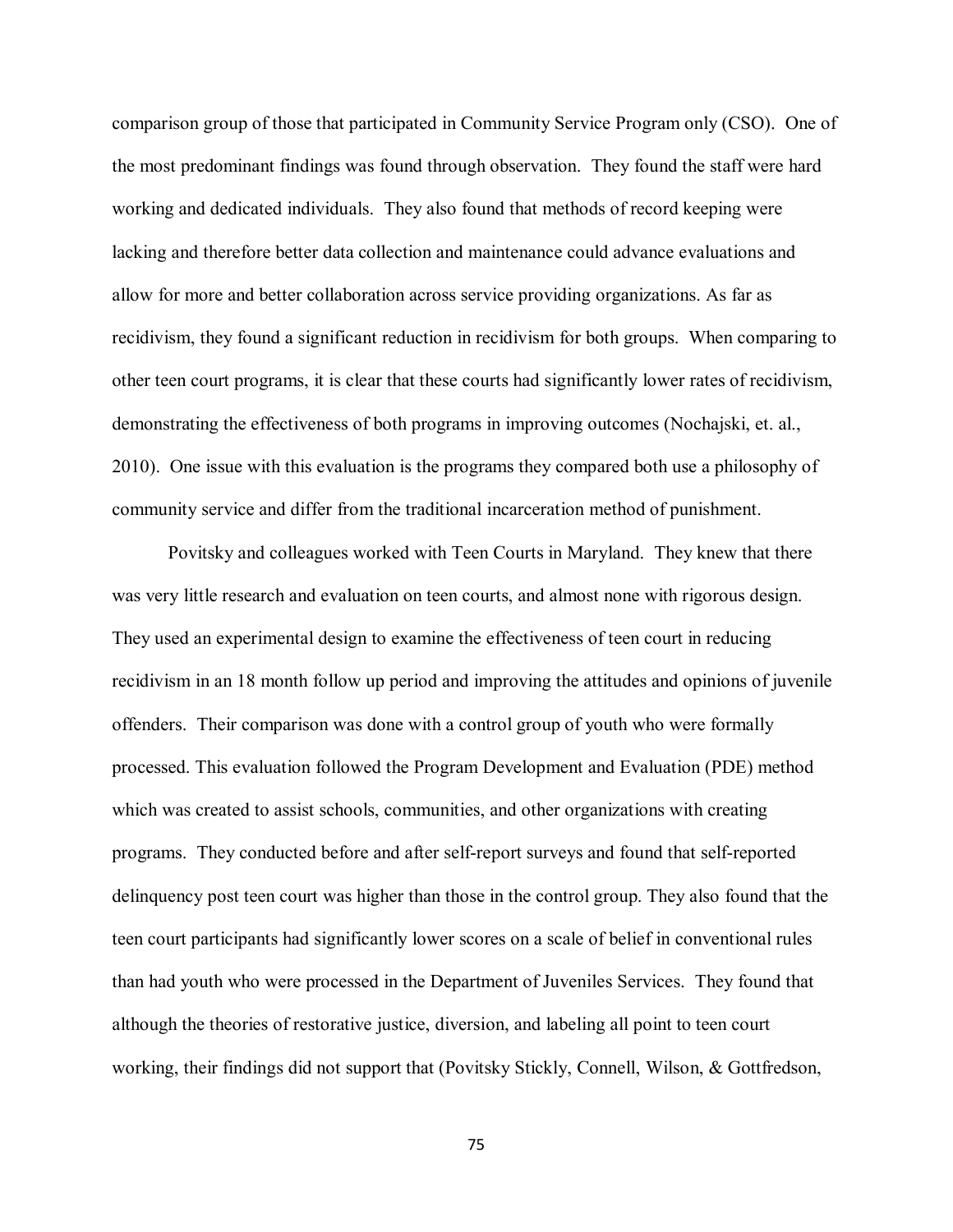comparison group of those that participated in Community Service Program only (CSO). One of the most predominant findings was found through observation. They found the staff were hard working and dedicated individuals. They also found that methods of record keeping were lacking and therefore better data collection and maintenance could advance evaluations and allow for more and better collaboration across service providing organizations. As far as recidivism, they found a significant reduction in recidivism for both groups. When comparing to other teen court programs, it is clear that these courts had significantly lower rates of recidivism, demonstrating the effectiveness of both programs in improving outcomes (Nochajski, et. al., 2010). One issue with this evaluation is the programs they compared both use a philosophy of community service and differ from the traditional incarceration method of punishment.

Povitsky and colleagues worked with Teen Courts in Maryland. They knew that there was very little research and evaluation on teen courts, and almost none with rigorous design. They used an experimental design to examine the effectiveness of teen court in reducing recidivism in an 18 month follow up period and improving the attitudes and opinions of juvenile offenders. Their comparison was done with a control group of youth who were formally processed. This evaluation followed the Program Development and Evaluation (PDE) method which was created to assist schools, communities, and other organizations with creating programs. They conducted before and after self-report surveys and found that self-reported delinquency post teen court was higher than those in the control group. They also found that the teen court participants had significantly lower scores on a scale of belief in conventional rules than had youth who were processed in the Department of Juveniles Services. They found that although the theories of restorative justice, diversion, and labeling all point to teen court working, their findings did not support that (Povitsky Stickly, Connell, Wilson, & Gottfredson,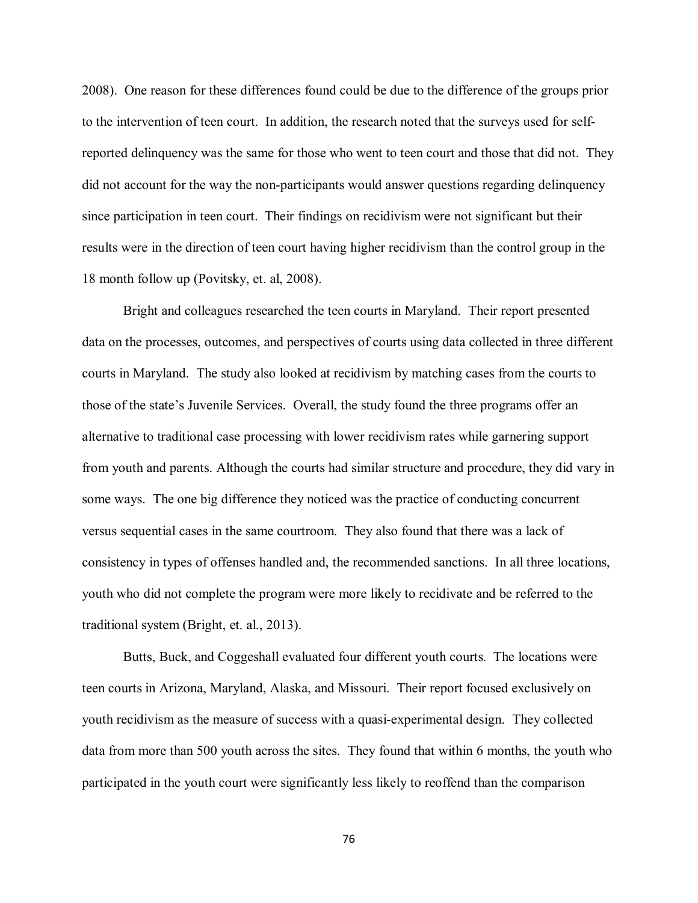2008). One reason for these differences found could be due to the difference of the groups prior to the intervention of teen court. In addition, the research noted that the surveys used for self-reported delinquency was the same for those who went to teen court and those that did not. They did not account for the way the non-participants would answer questions regarding delinquency since participation in teen court. Their findings on recidivism were not significant but their results were in the direction of teen court having higher recidivism than the control group in the 18 month follow up (Povitsky, et. al, 2008).

Bright and colleagues researched the teen courts in Maryland. Their report presented data on the processes, outcomes, and perspectives of courts using data collected in three different courts in Maryland. The study also looked at recidivism by matching cases from the courts to those of the state's Juvenile Services. Overall, the study found the three programs offer an alternative to traditional case processing with lower recidivism rates while garnering support from youth and parents. Although the courts had similar structure and procedure, they did vary in some ways. The one big difference they noticed was the practice of conducting concurrent versus sequential cases in the same courtroom. They also found that there was a lack of consistency in types of offenses handled and, the recommended sanctions. In all three locations, youth who did not complete the program were more likely to recidivate and be referred to the traditional system (Bright, et. al., 2013).

Butts, Buck, and Coggeshall evaluated four different youth courts. The locations were teen courts in Arizona, Maryland, Alaska, and Missouri. Their report focused exclusively on youth recidivism as the measure of success with a quasi-experimental design. They collected data from more than 500 youth across the sites. They found that within 6 months, the youth who participated in the youth court were significantly less likely to reoffend than the comparison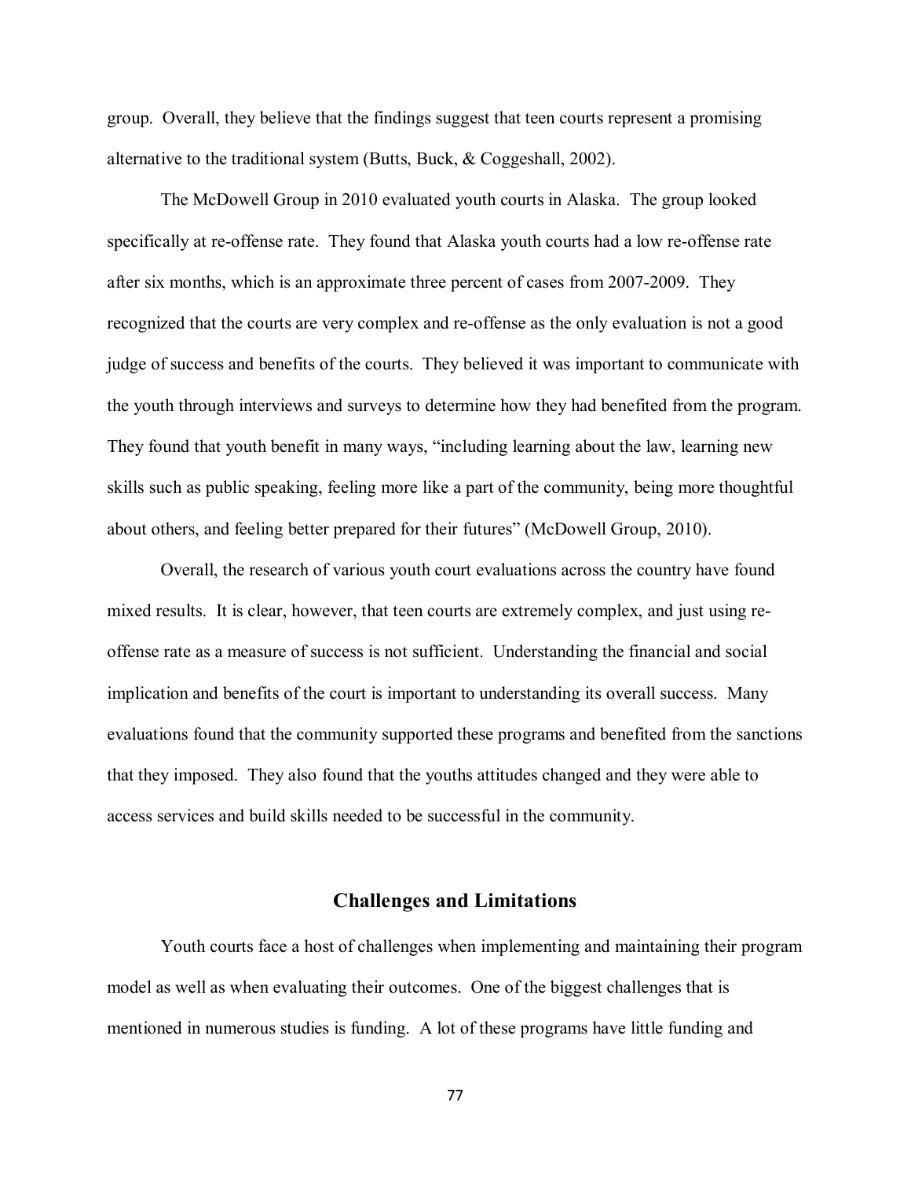group. Overall, they believe that the findings suggest that teen courts represent a promising alternative to the traditional system (Butts, Buck, & Coggeshall, 2002).

The McDowell Group in 2010 evaluated youth courts in Alaska. The group looked specifically at re-offense rate. They found that Alaska youth courts had a low re-offense rate after six months, which is an approximate three percent of cases from 2007-2009. They recognized that the courts are very complex and re-offense as the only evaluation is not a good judge of success and benefits of the courts. They believed it was important to communicate with the youth through interviews and surveys to determine how they had benefited from the program. They found that youth benefit in many ways, "including learning about the law, learning new skills such as public speaking, feeling more like a part of the community, being more thoughtful about others, and feeling better prepared for their futures" (McDowell Group, 2010).

Overall, the research of various youth court evaluations across the country have found mixed results. It is clear, however, that teen courts are extremely complex, and just using re-offense rate as a measure of success is not sufficient. Understanding the financial and social implication and benefits of the court is important to understanding its overall success. Many evaluations found that the community supported these programs and benefited from the sanctions that they imposed. They also found that the youths attitudes changed and they were able to access services and build skills needed to be successful in the community.

## Challenges and Limitations

Youth courts face a host of challenges when implementing and maintaining their program model as well as when evaluating their outcomes. One of the biggest challenges that is mentioned in numerous studies is funding. A lot of these programs have little funding and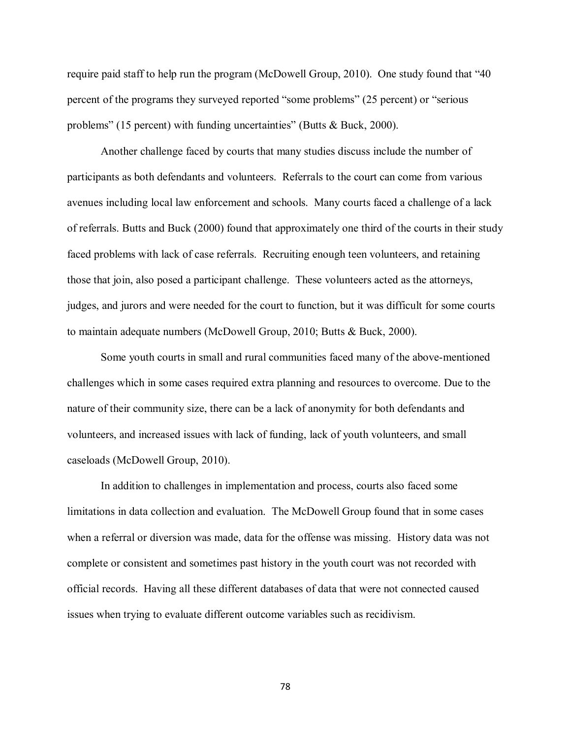require paid staff to help run the program (McDowell Group, 2010). One study found that "40 percent of the programs they surveyed reported "some problems" (25 percent) or "serious problems" (15 percent) with funding uncertainties" (Butts & Buck, 2000).

Another challenge faced by courts that many studies discuss include the number of participants as both defendants and volunteers. Referrals to the court can come from various avenues including local law enforcement and schools. Many courts faced a challenge of a lack of referrals. Butts and Buck (2000) found that approximately one third of the courts in their study faced problems with lack of case referrals. Recruiting enough teen volunteers, and retaining those that join, also posed a participant challenge. These volunteers acted as the attorneys, judges, and jurors and were needed for the court to function, but it was difficult for some courts to maintain adequate numbers (McDowell Group, 2010; Butts & Buck, 2000).

Some youth courts in small and rural communities faced many of the above-mentioned challenges which in some cases required extra planning and resources to overcome. Due to the nature of their community size, there can be a lack of anonymity for both defendants and volunteers, and increased issues with lack of funding, lack of youth volunteers, and small caseloads (McDowell Group, 2010).

In addition to challenges in implementation and process, courts also faced some limitations in data collection and evaluation. The McDowell Group found that in some cases when a referral or diversion was made, data for the offense was missing. History data was not complete or consistent and sometimes past history in the youth court was not recorded with official records. Having all these different databases of data that were not connected caused issues when trying to evaluate different outcome variables such as recidivism.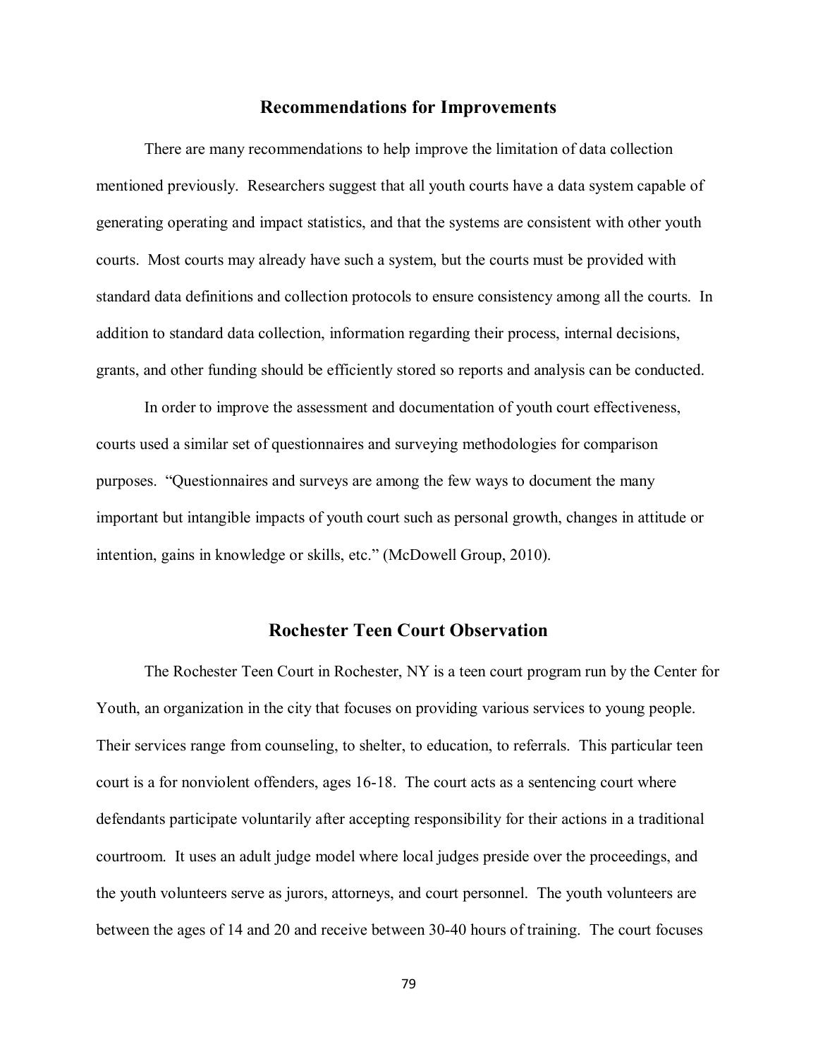## Recommendations for Improvements

There are many recommendations to help improve the limitation of data collection mentioned previously. Researchers suggest that all youth courts have a data system capable of generating operating and impact statistics, and that the systems are consistent with other youth courts. Most courts may already have such a system, but the courts must be provided with standard data definitions and collection protocols to ensure consistency among all the courts. In addition to standard data collection, information regarding their process, internal decisions, grants, and other funding should be efficiently stored so reports and analysis can be conducted.

In order to improve the assessment and documentation of youth court effectiveness, courts used a similar set of questionnaires and surveying methodologies for comparison purposes. "Questionnaires and surveys are among the few ways to document the many important but intangible impacts of youth court such as personal growth, changes in attitude or intention, gains in knowledge or skills, etc." (McDowell Group, 2010).

## Rochester Teen Court Observation

The Rochester Teen Court in Rochester, NY is a teen court program run by the Center for Youth, an organization in the city that focuses on providing various services to young people. Their services range from counseling, to shelter, to education, to referrals. This particular teen court is a for nonviolent offenders, ages 16-18. The court acts as a sentencing court where defendants participate voluntarily after accepting responsibility for their actions in a traditional courtroom. It uses an adult judge model where local judges preside over the proceedings, and the youth volunteers serve as jurors, attorneys, and court personnel. The youth volunteers are between the ages of 14 and 20 and receive between 30-40 hours of training. The court focuses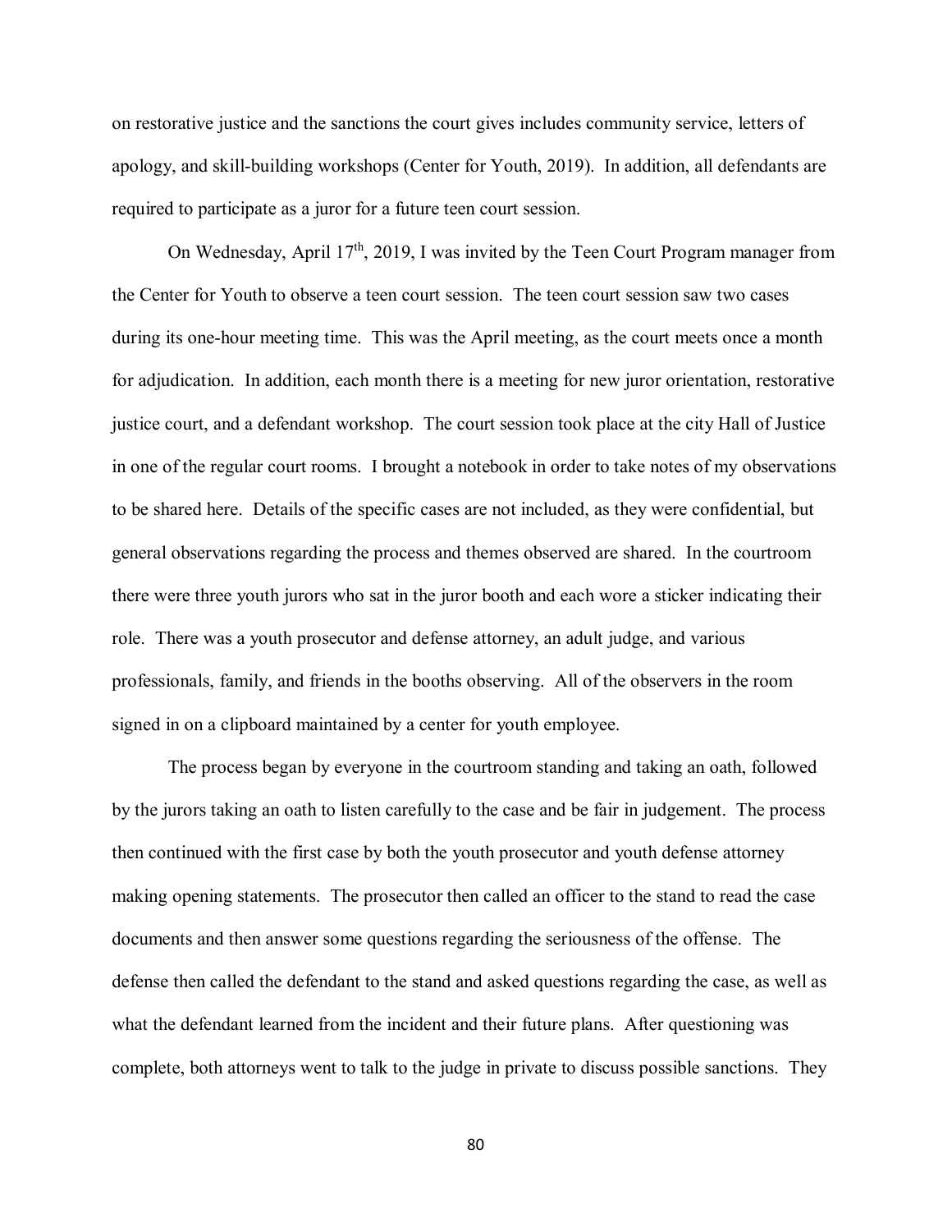on restorative justice and the sanctions the court gives includes community service, letters of apology, and skill-building workshops (Center for Youth, 2019). In addition, all defendants are required to participate as a juror for a future teen court session.

On Wednesday, April 17th, 2019, I was invited by the Teen Court Program manager from the Center for Youth to observe a teen court session. The teen court session saw two cases during its one-hour meeting time. This was the April meeting, as the court meets once a month for adjudication. In addition, each month there is a meeting for new juror orientation, restorative justice court, and a defendant workshop. The court session took place at the city Hall of Justice in one of the regular court rooms. I brought a notebook in order to take notes of my observations to be shared here. Details of the specific cases are not included, as they were confidential, but general observations regarding the process and themes observed are shared. In the courtroom there were three youth jurors who sat in the juror booth and each wore a sticker indicating their role. There was a youth prosecutor and defense attorney, an adult judge, and various professionals, family, and friends in the booths observing. All of the observers in the room signed in on a clipboard maintained by a center for youth employee.

The process began by everyone in the courtroom standing and taking an oath, followed by the jurors taking an oath to listen carefully to the case and be fair in judgement. The process then continued with the first case by both the youth prosecutor and youth defense attorney making opening statements. The prosecutor then called an officer to the stand to read the case documents and then answer some questions regarding the seriousness of the offense. The defense then called the defendant to the stand and asked questions regarding the case, as well as what the defendant learned from the incident and their future plans. After questioning was complete, both attorneys went to talk to the judge in private to discuss possible sanctions. They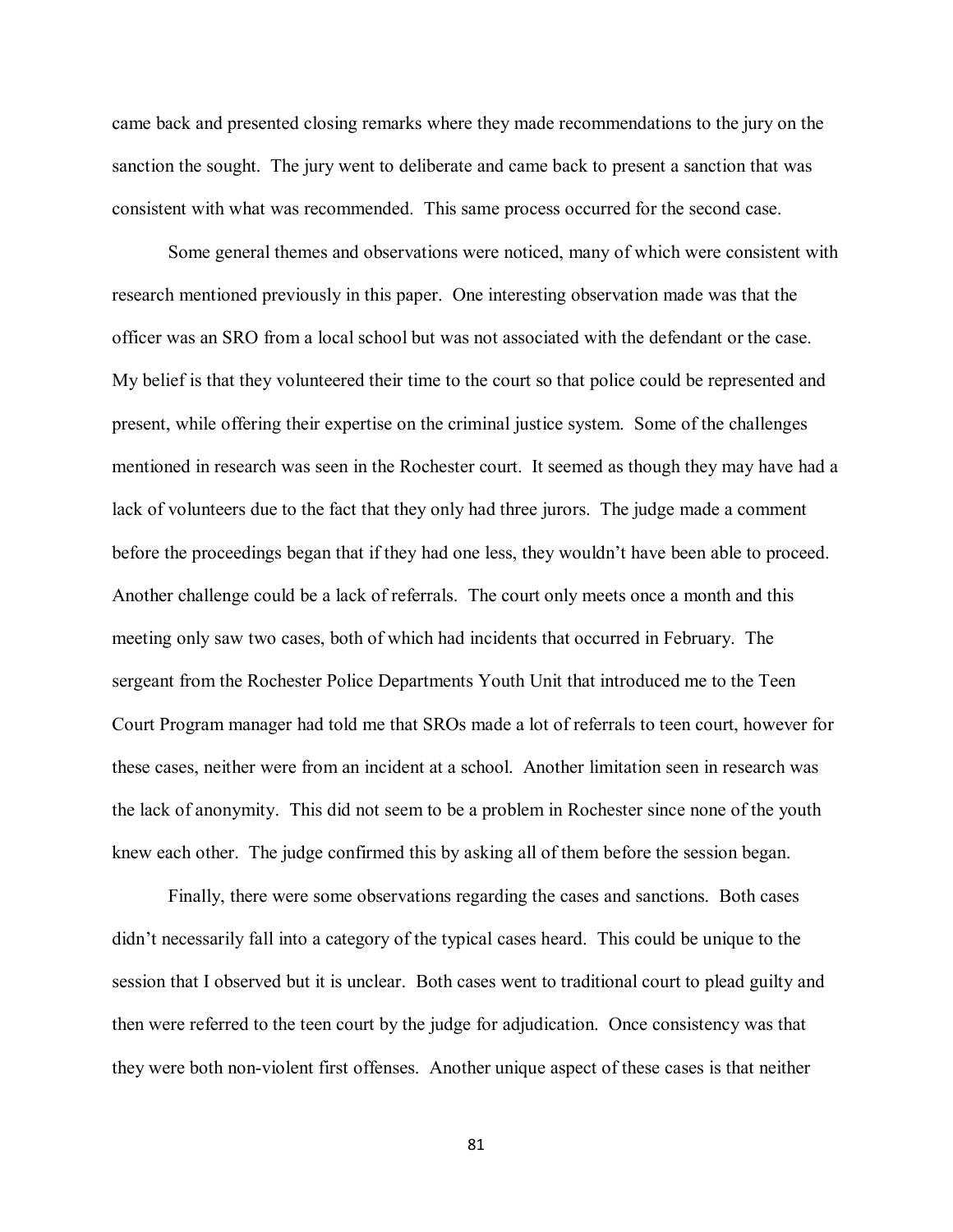came back and presented closing remarks where they made recommendations to the jury on the sanction the sought. The jury went to deliberate and came back to present a sanction that was consistent with what was recommended. This same process occurred for the second case.

Some general themes and observations were noticed, many of which were consistent with research mentioned previously in this paper. One interesting observation made was that the officer was an SRO from a local school but was not associated with the defendant or the case. My belief is that they volunteered their time to the court so that police could be represented and present, while offering their expertise on the criminal justice system. Some of the challenges mentioned in research was seen in the Rochester court. It seemed as though they may have had a lack of volunteers due to the fact that they only had three jurors. The judge made a comment before the proceedings began that if they had one less, they wouldn't have been able to proceed. Another challenge could be a lack of referrals. The court only meets once a month and this meeting only saw two cases, both of which had incidents that occurred in February. The sergeant from the Rochester Police Departments Youth Unit that introduced me to the Teen Court Program manager had told me that SROs made a lot of referrals to teen court, however for these cases, neither were from an incident at a school. Another limitation seen in research was the lack of anonymity. This did not seem to be a problem in Rochester since none of the youth knew each other. The judge confirmed this by asking all of them before the session began.

Finally, there were some observations regarding the cases and sanctions. Both cases didn't necessarily fall into a category of the typical cases heard. This could be unique to the session that I observed but it is unclear. Both cases went to traditional court to plead guilty and then were referred to the teen court by the judge for adjudication. Once consistency was that they were both non-violent first offenses. Another unique aspect of these cases is that neither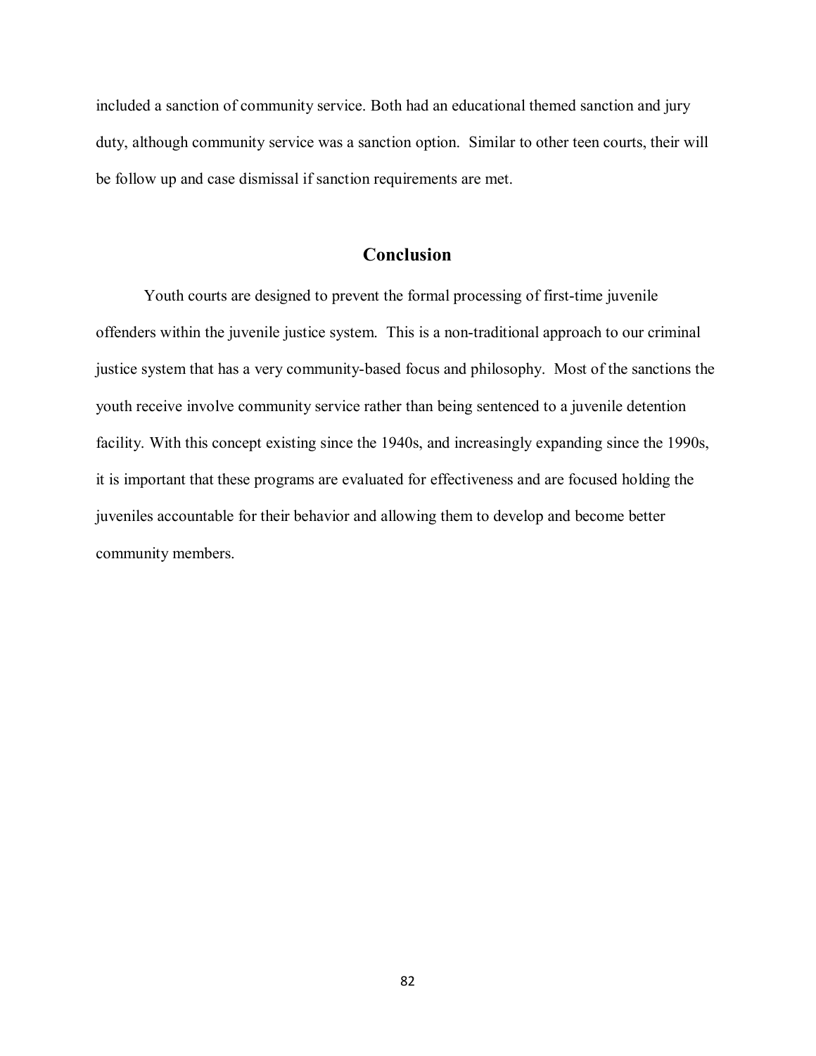included a sanction of community service. Both had an educational themed sanction and jury duty, although community service was a sanction option. Similar to other teen courts, their will be follow up and case dismissal if sanction requirements are met.

## Conclusion

Youth courts are designed to prevent the formal processing of first-time juvenile offenders within the juvenile justice system. This is a non-traditional approach to our criminal justice system that has a very community-based focus and philosophy. Most of the sanctions the youth receive involve community service rather than being sentenced to a juvenile detention facility. With this concept existing since the 1940s, and increasingly expanding since the 1990s, it is important that these programs are evaluated for effectiveness and are focused holding the juveniles accountable for their behavior and allowing them to develop and become better community members.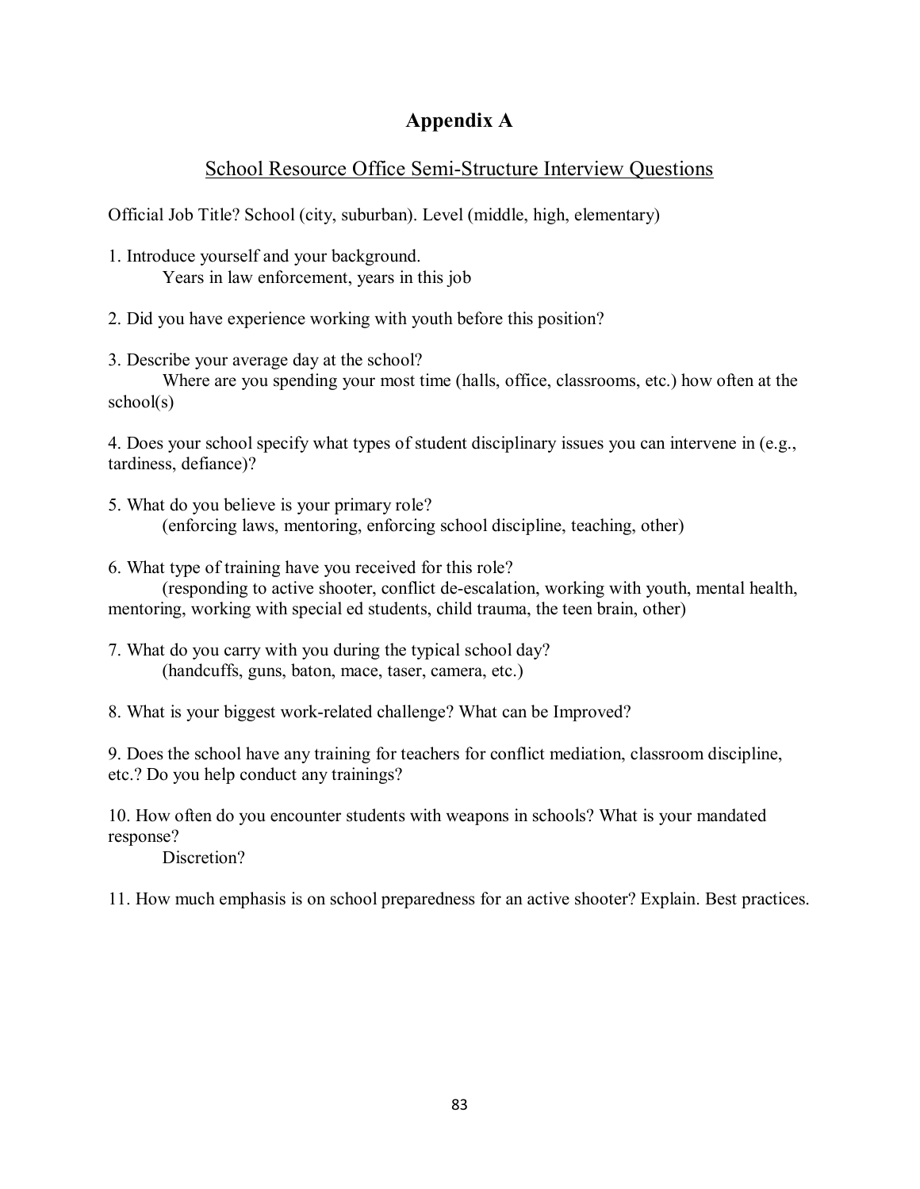# Appendix A

## School Resource Office Semi-Structure Interview Questions

Official Job Title? School (city, suburban). Level (middle, high, elementary)

1. Introduce yourself and your background.
   Years in law enforcement, years in this job

2. Did you have experience working with youth before this position?

3. Describe your average day at the school?
   Where are you spending your most time (halls, office, classrooms, etc.) how often at the school(s)

4. Does your school specify what types of student disciplinary issues you can intervene in (e.g., tardiness, defiance)?

5. What do you believe is your primary role?
   (enforcing laws, mentoring, enforcing school discipline, teaching, other)

6. What type of training have you received for this role?
   (responding to active shooter, conflict de-escalation, working with youth, mental health, mentoring, working with special ed students, child trauma, the teen brain, other)

7. What do you carry with you during the typical school day?
   (handcuffs, guns, baton, mace, taser, camera, etc.)

8. What is your biggest work-related challenge? What can be Improved?

9. Does the school have any training for teachers for conflict mediation, classroom discipline, etc.? Do you help conduct any trainings?

10. How often do you encounter students with weapons in schools? What is your mandated response?
    Discretion?

11. How much emphasis is on school preparedness for an active shooter? Explain. Best practices.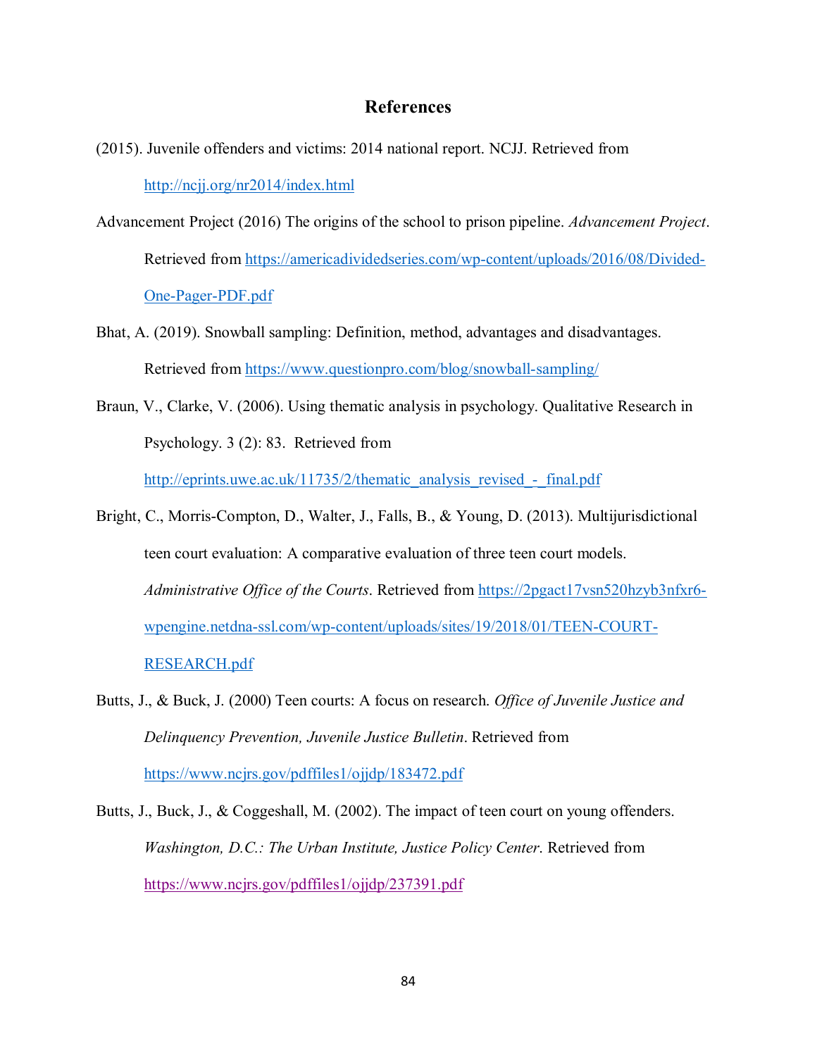# References

(2015). Juvenile offenders and victims: 2014 national report. NCJJ. Retrieved from http://ncjj.org/nr2014/index.html

Advancement Project (2016) The origins of the school to prison pipeline. *Advancement Project*. Retrieved from https://americadividedseries.com/wp-content/uploads/2016/08/Divided-One-Pager-PDF.pdf

Bhat, A. (2019). Snowball sampling: Definition, method, advantages and disadvantages. Retrieved from https://www.questionpro.com/blog/snowball-sampling/

Braun, V., Clarke, V. (2006). Using thematic analysis in psychology. Qualitative Research in Psychology. 3 (2): 83. Retrieved from http://eprints.uwe.ac.uk/11735/2/thematic_analysis_revised_-_final.pdf

Bright, C., Morris-Compton, D., Walter, J., Falls, B., & Young, D. (2013). Multijurisdictional teen court evaluation: A comparative evaluation of three teen court models. *Administrative Office of the Courts*. Retrieved from https://2pgact17vsn520hzyb3nfxr6-wpengine.netdna-ssl.com/wp-content/uploads/sites/19/2018/01/TEEN-COURT-RESEARCH.pdf

Butts, J., & Buck, J. (2000) Teen courts: A focus on research. *Office of Juvenile Justice and Delinquency Prevention, Juvenile Justice Bulletin*. Retrieved from https://www.ncjrs.gov/pdffiles1/ojjdp/183472.pdf

Butts, J., Buck, J., & Coggeshall, M. (2002). The impact of teen court on young offenders. *Washington, D.C.: The Urban Institute, Justice Policy Center*. Retrieved from https://www.ncjrs.gov/pdffiles1/ojjdp/237391.pdf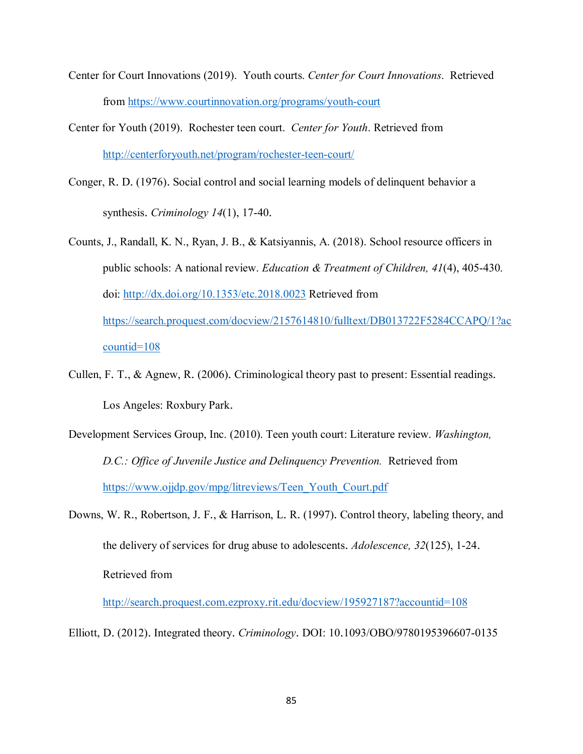Center for Court Innovations (2019). Youth courts. *Center for Court Innovations*. Retrieved from https://www.courtinnovation.org/programs/youth-court

Center for Youth (2019). Rochester teen court. *Center for Youth*. Retrieved from http://centerforyouth.net/program/rochester-teen-court/

Conger, R. D. (1976). Social control and social learning models of delinquent behavior a synthesis. *Criminology 14*(1), 17-40.

Counts, J., Randall, K. N., Ryan, J. B., & Katsiyannis, A. (2018). School resource officers in public schools: A national review. *Education & Treatment of Children, 41*(4), 405-430. doi: http://dx.doi.org/10.1353/etc.2018.0023 Retrieved from https://search.proquest.com/docview/2157614810/fulltext/DB013722F5284CCAPQ/1?accountid=108

Cullen, F. T., & Agnew, R. (2006). Criminological theory past to present: Essential readings. Los Angeles: Roxbury Park.

Development Services Group, Inc. (2010). Teen youth court: Literature review. *Washington, D.C.: Office of Juvenile Justice and Delinquency Prevention.* Retrieved from https://www.ojjdp.gov/mpg/litreviews/Teen_Youth_Court.pdf

Downs, W. R., Robertson, J. F., & Harrison, L. R. (1997). Control theory, labeling theory, and the delivery of services for drug abuse to adolescents. *Adolescence, 32*(125), 1-24. Retrieved from http://search.proquest.com.ezproxy.rit.edu/docview/195927187?accountid=108

Elliott, D. (2012). Integrated theory. *Criminology*. DOI: 10.1093/OBO/9780195396607-0135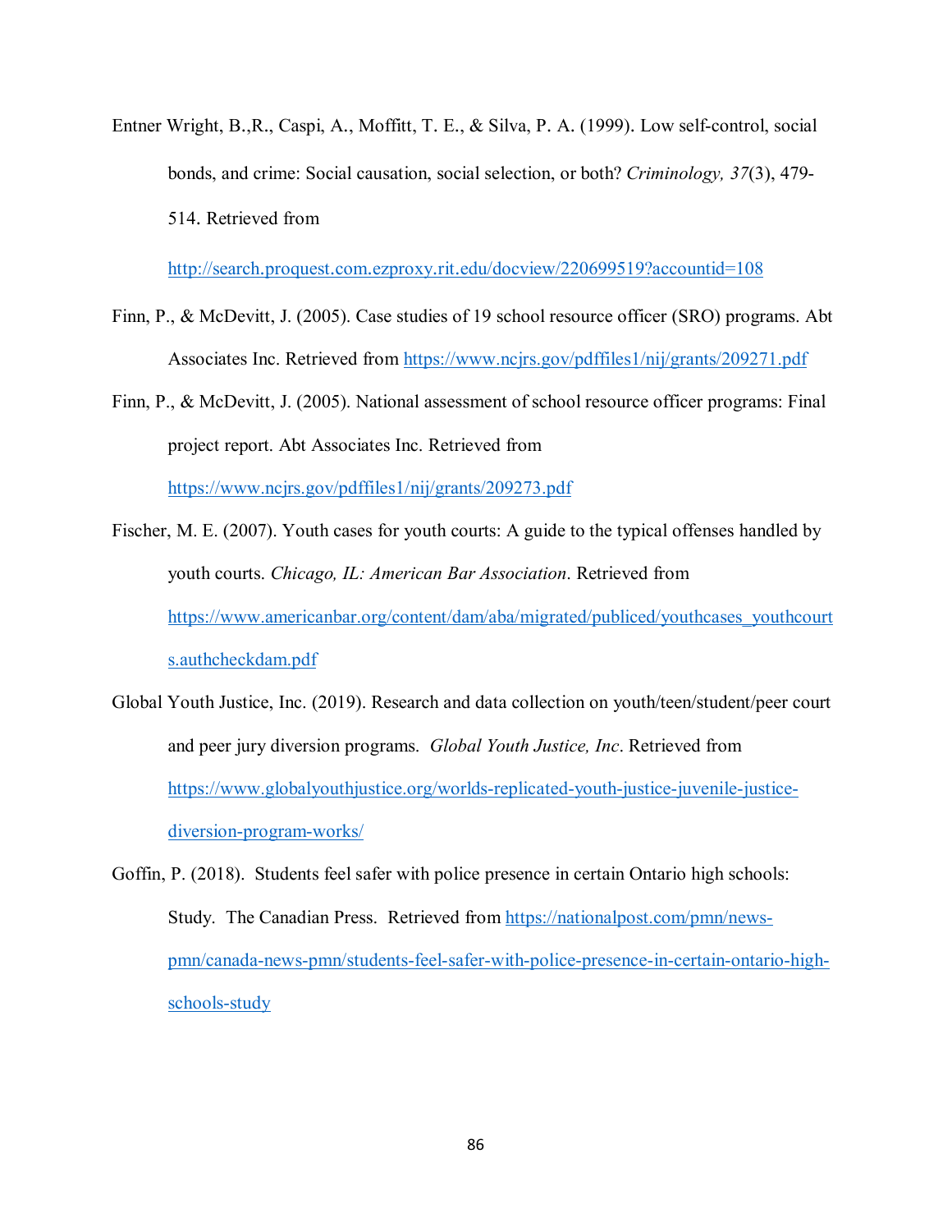Entner Wright, B.,R., Caspi, A., Moffitt, T. E., & Silva, P. A. (1999). Low self-control, social bonds, and crime: Social causation, social selection, or both? *Criminology, 37*(3), 479-514. Retrieved from http://search.proquest.com.ezproxy.rit.edu/docview/220699519?accountid=108

Finn, P., & McDevitt, J. (2005). Case studies of 19 school resource officer (SRO) programs. Abt Associates Inc. Retrieved from https://www.ncjrs.gov/pdffiles1/nij/grants/209271.pdf

Finn, P., & McDevitt, J. (2005). National assessment of school resource officer programs: Final project report. Abt Associates Inc. Retrieved from https://www.ncjrs.gov/pdffiles1/nij/grants/209273.pdf

Fischer, M. E. (2007). Youth cases for youth courts: A guide to the typical offenses handled by youth courts. *Chicago, IL: American Bar Association*. Retrieved from https://www.americanbar.org/content/dam/aba/migrated/publiced/youthcases_youthcourts.authcheckdam.pdf

Global Youth Justice, Inc. (2019). Research and data collection on youth/teen/student/peer court and peer jury diversion programs. *Global Youth Justice, Inc*. Retrieved from https://www.globalyouthjustice.org/worlds-replicated-youth-justice-juvenile-justice-diversion-program-works/

Goffin, P. (2018). Students feel safer with police presence in certain Ontario high schools: Study. The Canadian Press. Retrieved from https://nationalpost.com/pmn/news-pmn/canada-news-pmn/students-feel-safer-with-police-presence-in-certain-ontario-high-schools-study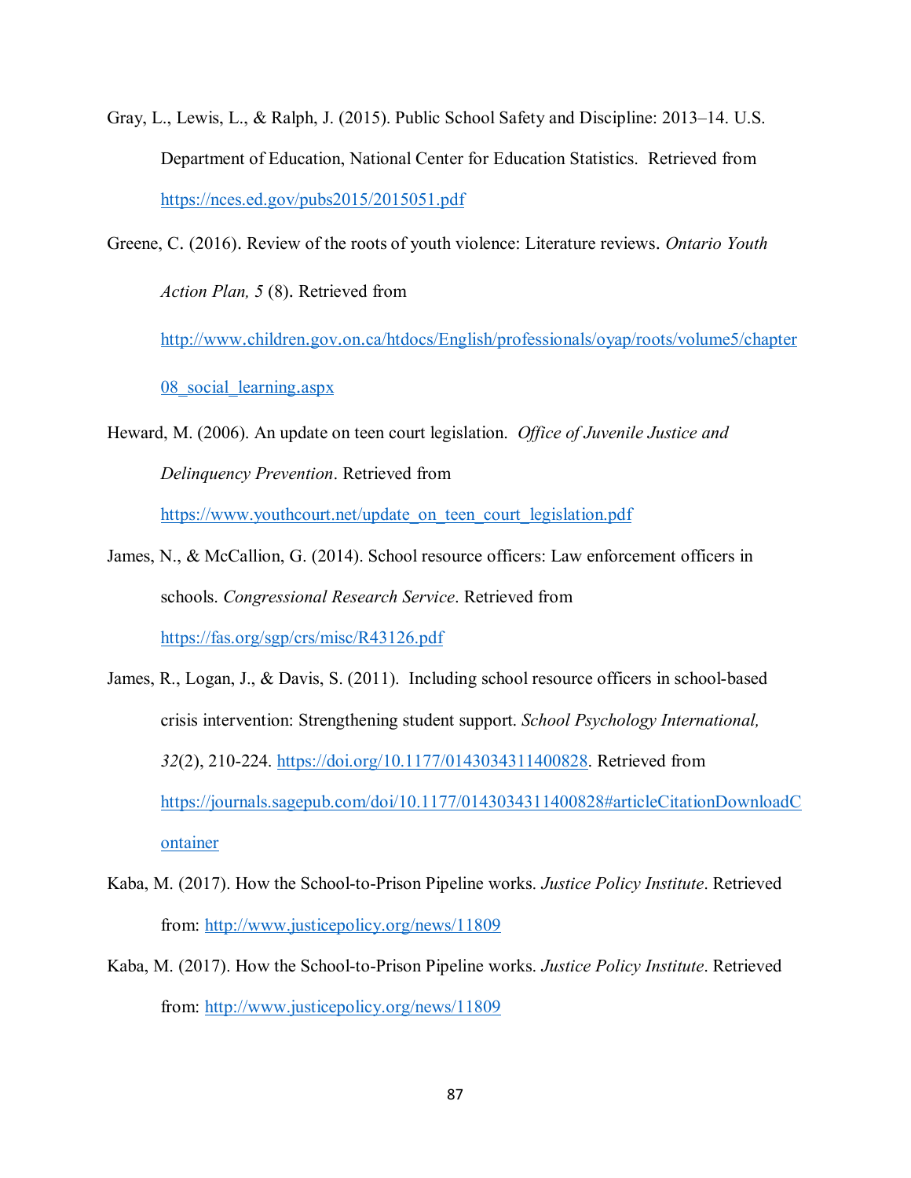Gray, L., Lewis, L., & Ralph, J. (2015). Public School Safety and Discipline: 2013–14. U.S. Department of Education, National Center for Education Statistics. Retrieved from https://nces.ed.gov/pubs2015/2015051.pdf

Greene, C. (2016). Review of the roots of youth violence: Literature reviews. *Ontario Youth Action Plan, 5* (8). Retrieved from http://www.children.gov.on.ca/htdocs/English/professionals/oyap/roots/volume5/chapter08_social_learning.aspx

Heward, M. (2006). An update on teen court legislation. *Office of Juvenile Justice and Delinquency Prevention*. Retrieved from https://www.youthcourt.net/update_on_teen_court_legislation.pdf

James, N., & McCallion, G. (2014). School resource officers: Law enforcement officers in schools. *Congressional Research Service*. Retrieved from https://fas.org/sgp/crs/misc/R43126.pdf

James, R., Logan, J., & Davis, S. (2011). Including school resource officers in school-based crisis intervention: Strengthening student support. *School Psychology International, 32*(2), 210-224. https://doi.org/10.1177/0143034311400828. Retrieved from https://journals.sagepub.com/doi/10.1177/0143034311400828#articleCitationDownloadContainer

Kaba, M. (2017). How the School-to-Prison Pipeline works. *Justice Policy Institute*. Retrieved from: http://www.justicepolicy.org/news/11809

Kaba, M. (2017). How the School-to-Prison Pipeline works. *Justice Policy Institute*. Retrieved from: http://www.justicepolicy.org/news/11809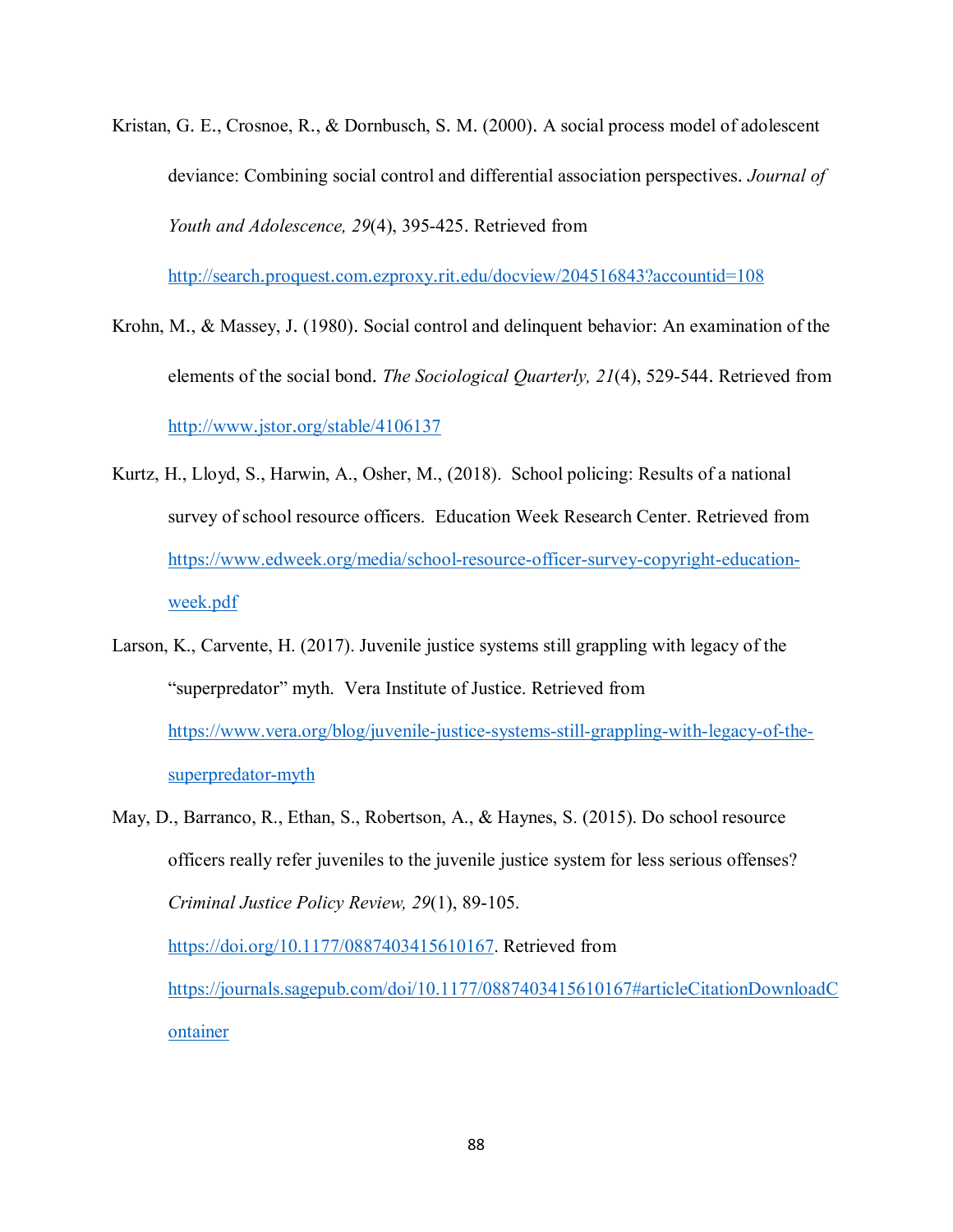Kristan, G. E., Crosnoe, R., & Dornbusch, S. M. (2000). A social process model of adolescent deviance: Combining social control and differential association perspectives. *Journal of Youth and Adolescence, 29*(4), 395-425. Retrieved from http://search.proquest.com.ezproxy.rit.edu/docview/204516843?accountid=108

Krohn, M., & Massey, J. (1980). Social control and delinquent behavior: An examination of the elements of the social bond. *The Sociological Quarterly, 21*(4), 529-544. Retrieved from http://www.jstor.org/stable/4106137

Kurtz, H., Lloyd, S., Harwin, A., Osher, M., (2018). School policing: Results of a national survey of school resource officers. Education Week Research Center. Retrieved from https://www.edweek.org/media/school-resource-officer-survey-copyright-education-week.pdf

Larson, K., Carvente, H. (2017). Juvenile justice systems still grappling with legacy of the "superpredator" myth. Vera Institute of Justice. Retrieved from https://www.vera.org/blog/juvenile-justice-systems-still-grappling-with-legacy-of-the-superpredator-myth

May, D., Barranco, R., Ethan, S., Robertson, A., & Haynes, S. (2015). Do school resource officers really refer juveniles to the juvenile justice system for less serious offenses? *Criminal Justice Policy Review, 29*(1), 89-105. https://doi.org/10.1177/0887403415610167. Retrieved from https://journals.sagepub.com/doi/10.1177/0887403415610167#articleCitationDownloadContainer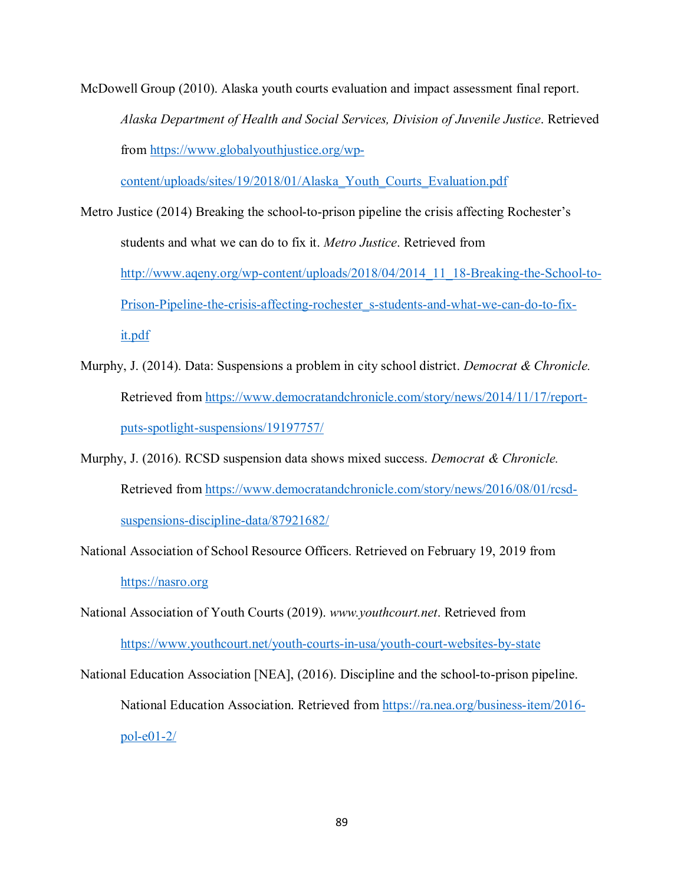McDowell Group (2010). Alaska youth courts evaluation and impact assessment final report. *Alaska Department of Health and Social Services, Division of Juvenile Justice*. Retrieved from https://www.globalyouthjustice.org/wp-content/uploads/sites/19/2018/01/Alaska_Youth_Courts_Evaluation.pdf

Metro Justice (2014) Breaking the school-to-prison pipeline the crisis affecting Rochester's students and what we can do to fix it. *Metro Justice*. Retrieved from http://www.aqeny.org/wp-content/uploads/2018/04/2014_11_18-Breaking-the-School-to-Prison-Pipeline-the-crisis-affecting-rochester_s-students-and-what-we-can-do-to-fix-it.pdf

Murphy, J. (2014). Data: Suspensions a problem in city school district. *Democrat & Chronicle.* Retrieved from https://www.democratandchronicle.com/story/news/2014/11/17/report-puts-spotlight-suspensions/19197757/

Murphy, J. (2016). RCSD suspension data shows mixed success. *Democrat & Chronicle.* Retrieved from https://www.democratandchronicle.com/story/news/2016/08/01/rcsd-suspensions-discipline-data/87921682/

National Association of School Resource Officers. Retrieved on February 19, 2019 from https://nasro.org

National Association of Youth Courts (2019). *www.youthcourt.net*. Retrieved from https://www.youthcourt.net/youth-courts-in-usa/youth-court-websites-by-state

National Education Association [NEA], (2016). Discipline and the school-to-prison pipeline. National Education Association. Retrieved from https://ra.nea.org/business-item/2016-pol-e01-2/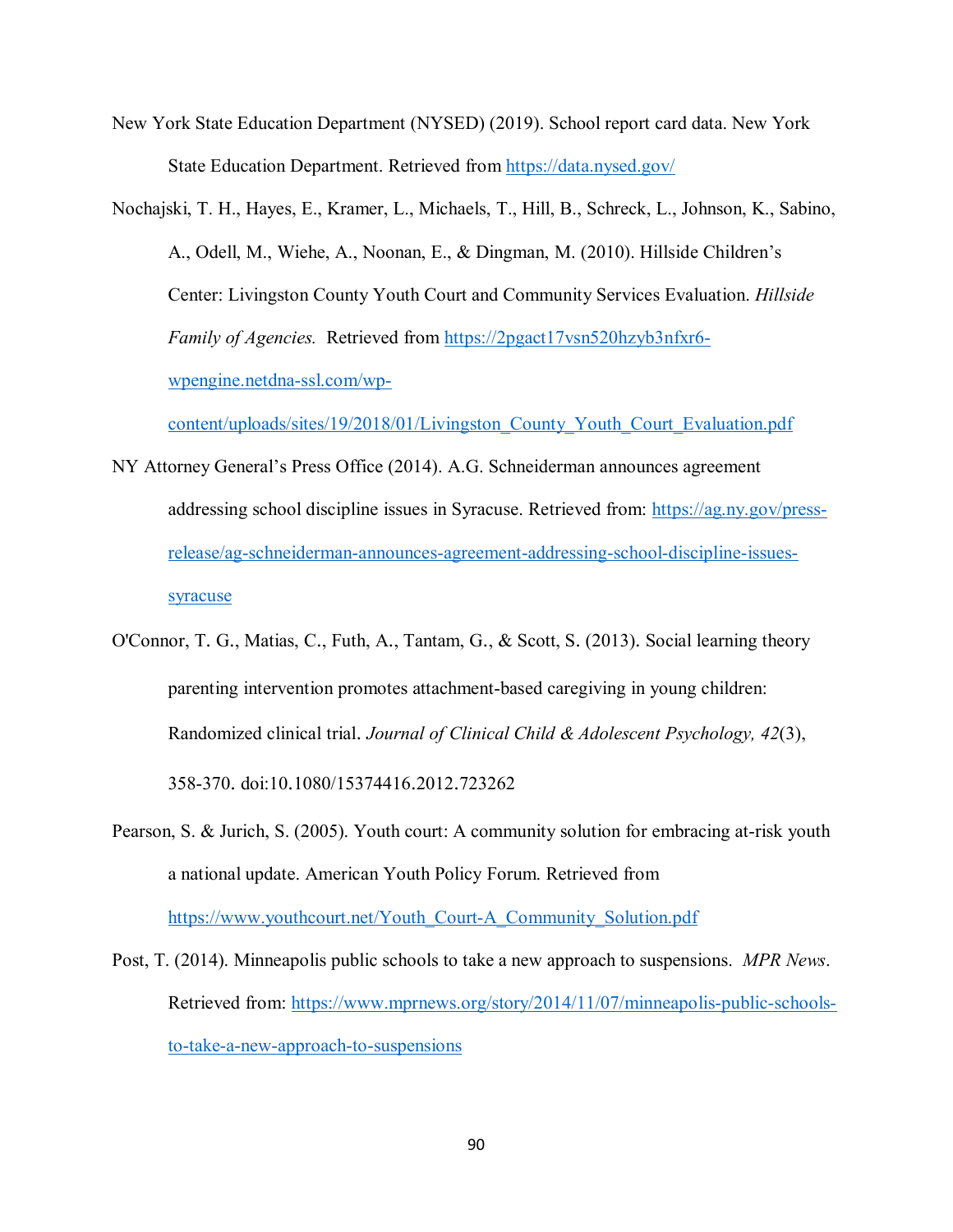New York State Education Department (NYSED) (2019). School report card data. New York State Education Department. Retrieved from https://data.nysed.gov/

Nochajski, T. H., Hayes, E., Kramer, L., Michaels, T., Hill, B., Schreck, L., Johnson, K., Sabino, A., Odell, M., Wiehe, A., Noonan, E., & Dingman, M. (2010). Hillside Children's Center: Livingston County Youth Court and Community Services Evaluation. *Hillside Family of Agencies.* Retrieved from https://2pgact17vsn520hzyb3nfxr6-wpengine.netdna-ssl.com/wp-content/uploads/sites/19/2018/01/Livingston_County_Youth_Court_Evaluation.pdf

NY Attorney General's Press Office (2014). A.G. Schneiderman announces agreement addressing school discipline issues in Syracuse. Retrieved from: https://ag.ny.gov/press-release/ag-schneiderman-announces-agreement-addressing-school-discipline-issues-syracuse

O'Connor, T. G., Matias, C., Futh, A., Tantam, G., & Scott, S. (2013). Social learning theory parenting intervention promotes attachment-based caregiving in young children: Randomized clinical trial. *Journal of Clinical Child & Adolescent Psychology, 42*(3), 358-370. doi:10.1080/15374416.2012.723262

Pearson, S. & Jurich, S. (2005). Youth court: A community solution for embracing at-risk youth a national update. American Youth Policy Forum. Retrieved from https://www.youthcourt.net/Youth_Court-A_Community_Solution.pdf

Post, T. (2014). Minneapolis public schools to take a new approach to suspensions. *MPR News*. Retrieved from: https://www.mprnews.org/story/2014/11/07/minneapolis-public-schools-to-take-a-new-approach-to-suspensions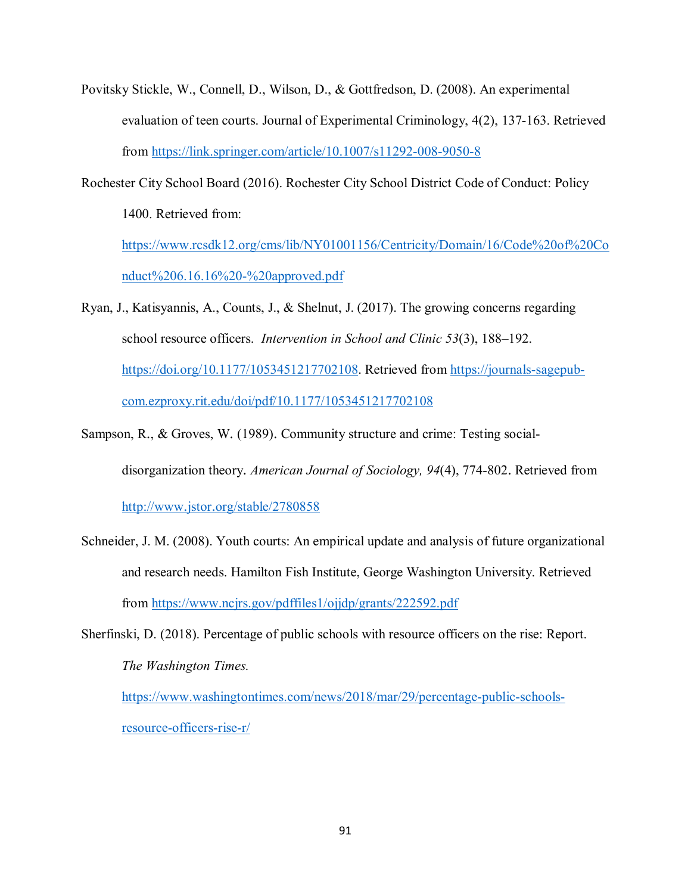Povitsky Stickle, W., Connell, D., Wilson, D., & Gottfredson, D. (2008). An experimental evaluation of teen courts. Journal of Experimental Criminology, 4(2), 137-163. Retrieved from https://link.springer.com/article/10.1007/s11292-008-9050-8

Rochester City School Board (2016). Rochester City School District Code of Conduct: Policy 1400. Retrieved from: https://www.rcsdk12.org/cms/lib/NY01001156/Centricity/Domain/16/Code%20of%20Conduct%206.16.16%20-%20approved.pdf

Ryan, J., Katisyannis, A., Counts, J., & Shelnut, J. (2017). The growing concerns regarding school resource officers. *Intervention in School and Clinic 53*(3), 188–192. https://doi.org/10.1177/1053451217702108. Retrieved from https://journals-sagepub-com.ezproxy.rit.edu/doi/pdf/10.1177/1053451217702108

Sampson, R., & Groves, W. (1989). Community structure and crime: Testing social-disorganization theory. *American Journal of Sociology, 94*(4), 774-802. Retrieved from http://www.jstor.org/stable/2780858

Schneider, J. M. (2008). Youth courts: An empirical update and analysis of future organizational and research needs. Hamilton Fish Institute, George Washington University. Retrieved from https://www.ncjrs.gov/pdffiles1/ojjdp/grants/222592.pdf

Sherfinski, D. (2018). Percentage of public schools with resource officers on the rise: Report. *The Washington Times.* https://www.washingtontimes.com/news/2018/mar/29/percentage-public-schools-resource-officers-rise-r/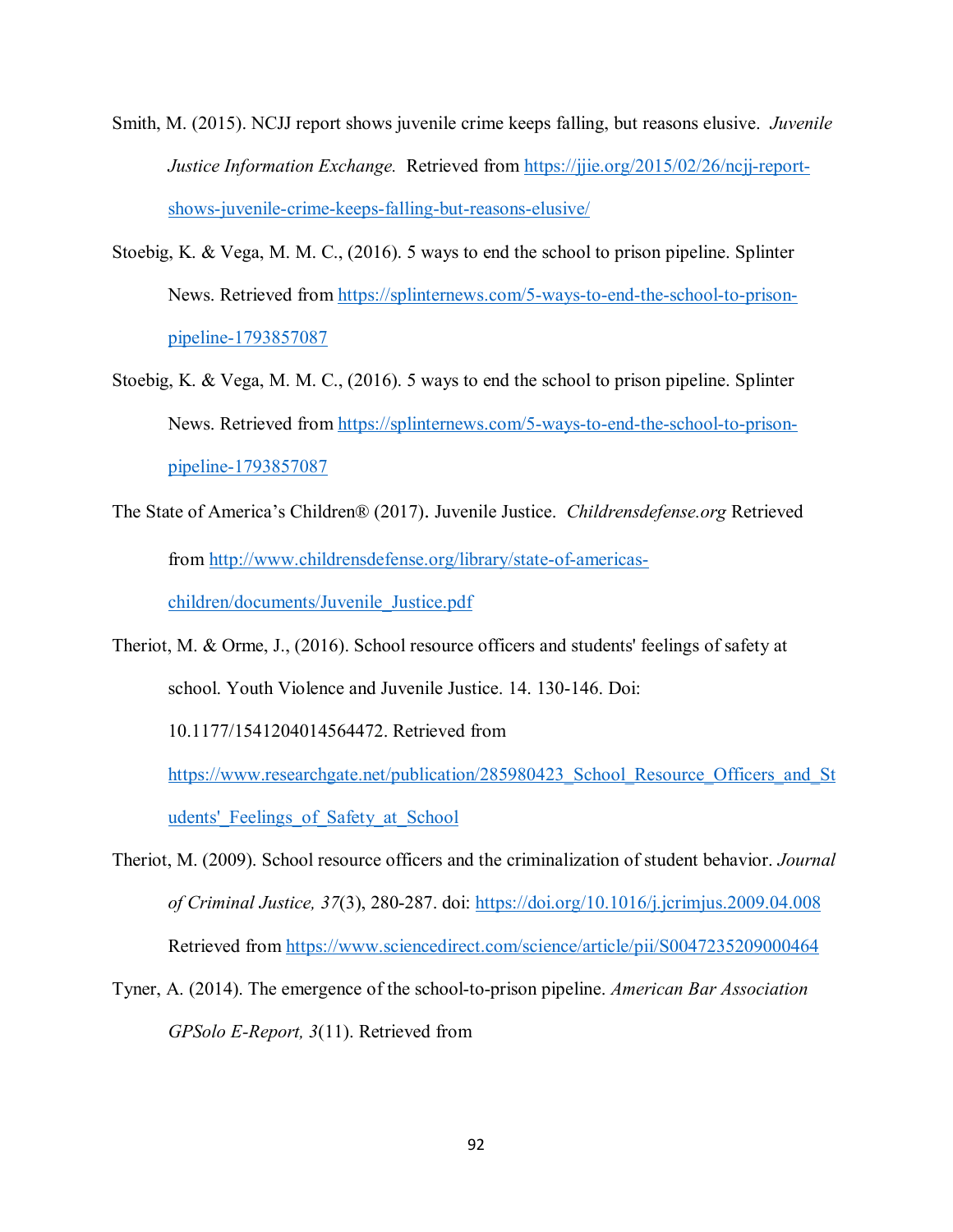Smith, M. (2015). NCJJ report shows juvenile crime keeps falling, but reasons elusive. *Juvenile Justice Information Exchange.* Retrieved from https://jjie.org/2015/02/26/ncjj-report-shows-juvenile-crime-keeps-falling-but-reasons-elusive/

Stoebig, K. & Vega, M. M. C., (2016). 5 ways to end the school to prison pipeline. Splinter News. Retrieved from https://splinternews.com/5-ways-to-end-the-school-to-prison-pipeline-1793857087

Stoebig, K. & Vega, M. M. C., (2016). 5 ways to end the school to prison pipeline. Splinter News. Retrieved from https://splinternews.com/5-ways-to-end-the-school-to-prison-pipeline-1793857087

The State of America's Children® (2017). Juvenile Justice. *Childrensdefense.org* Retrieved from http://www.childrensdefense.org/library/state-of-americas-children/documents/Juvenile_Justice.pdf

Theriot, M. & Orme, J., (2016). School resource officers and students' feelings of safety at school. Youth Violence and Juvenile Justice. 14. 130-146. Doi: 10.1177/1541204014564472. Retrieved from https://www.researchgate.net/publication/285980423_School_Resource_Officers_and_Students'_Feelings_of_Safety_at_School

Theriot, M. (2009). School resource officers and the criminalization of student behavior. *Journal of Criminal Justice, 37*(3), 280-287. doi: https://doi.org/10.1016/j.jcrimjus.2009.04.008 Retrieved from https://www.sciencedirect.com/science/article/pii/S0047235209000464

Tyner, A. (2014). The emergence of the school-to-prison pipeline. *American Bar Association GPSolo E-Report, 3*(11). Retrieved from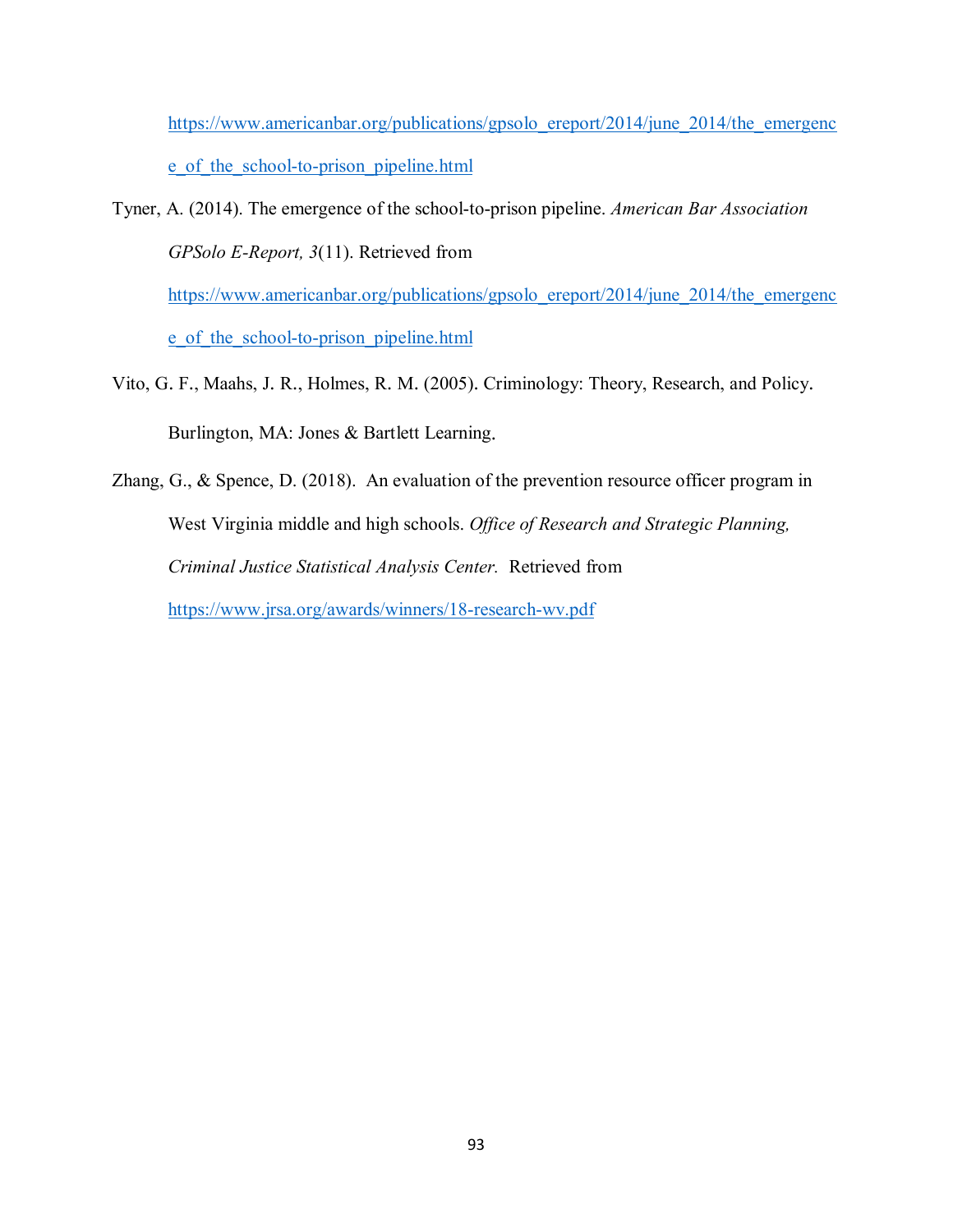https://www.americanbar.org/publications/gpsolo_ereport/2014/june_2014/the_emergence_of_the_school-to-prison_pipeline.html

Tyner, A. (2014). The emergence of the school-to-prison pipeline. *American Bar Association GPSolo E-Report, 3*(11). Retrieved from https://www.americanbar.org/publications/gpsolo_ereport/2014/june_2014/the_emergence_of_the_school-to-prison_pipeline.html

Vito, G. F., Maahs, J. R., Holmes, R. M. (2005). Criminology: Theory, Research, and Policy. Burlington, MA: Jones & Bartlett Learning.

Zhang, G., & Spence, D. (2018). An evaluation of the prevention resource officer program in West Virginia middle and high schools. *Office of Research and Strategic Planning, Criminal Justice Statistical Analysis Center.* Retrieved from https://www.jrsa.org/awards/winners/18-research-wv.pdf